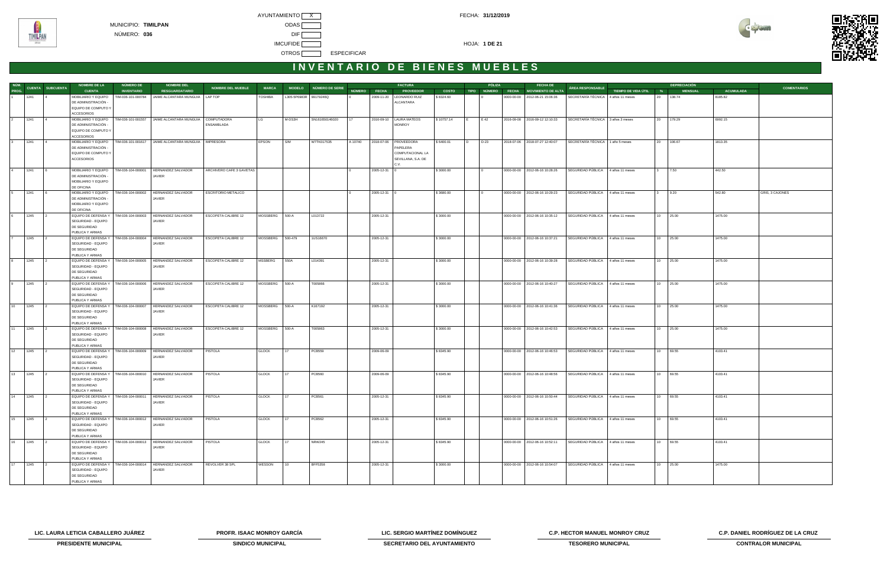MUNICIPIO: **TIMILPAN**

NÚMERO: **036**

AYUNTAMIENTO [ X ]

ODAS [ ]

DIF [ ]

IMCUFIDE [ ]

OTROS [ ] ESPECIFICAR

FECHA: **31/12/2019**

HOJA: **1 DE 21**

# INVENTARIO DE BIENES MUEBLES

| NÚM. PROG. | CUENTA | SUBCUENTA | NOMBRE DE LA CUENTA | NÚMERO DE INVENTARIO | NOMBRE DEL RESGUARDATARIO | NOMBRE DEL MUEBLE | MARCA | MODELO | NÚMERO DE SERIE | FACTURA | | | | PÓLIZA | | | FECHA DE MOVIMIENTO DE ALTA | ÁREA RESPONSABLE | TIEMPO DE VIDA ÚTIL | DEPRECIACIÓN | | | COMENTARIOS |
|---|---|---|---|---|---|---|---|---|---|---|---|---|---|---|---|---|---|---|---|---|---|---|---|
| | | | | | | | | | | NÚMERO | FECHA | PROVEEDOR | COSTO | TIPO | NÚMERO | FECHA | | | | % | MENSUAL | ACUMULADA | |
| 1 | 1241 | 4 | MOBILIARIO Y EQUIPO DE ADMINISTRACIÓN - EQUIPO DE COMPUTO Y ACCESORIOS | TIM-036-101-000784 | JAIME ALCANTARA MUNGUIA | LAP TOP | TOSHIBA | L305-SP6903R | 99179246Q | 0 | 2009-11-20 | LEONARDO RUIZ ALCANTARA | $ 8324.60 | | 0 | 0000-00-00 | 2012-06-21 15:06:36 | SECRETARÍA TÉCNICA | 4 años 11 meses | 20 | 138.74 | 8185.82 | |
| 2 | 1241 | 4 | MOBILIARIO Y EQUIPO DE ADMINISTRACIÓN - EQUIPO DE COMPUTO Y ACCESORIOS | TIM-036-101-001557 | JAIME ALCANTARA MUNGUIA | COMPUTADORA ENSAMBLADA | LG | M-GS3H | SN161650146020 | 17 | 2016-09-10 | LAURA MATEOS MONROY | $ 10757.14 | E | E 42 | 2016-09-08 | 2016-09-12 12:10:33 | SECRETARÍA TÉCNICA | 3 años 3 meses | 20 | 179.29 | 6992.15 | |
| 3 | 1241 | 4 | MOBILIARIO Y EQUIPO DE ADMINISTRACIÓN - EQUIPO DE COMPUTO Y ACCESORIOS | TIM-036-101-001617 | JAIME ALCANTARA MUNGUIA | IMPRESORA | EPSON | S/M | W7TK017535 | A 10740 | 2018-07-06 | PROVEEDORA PAPELERA COMPUTACIONAL LA SEVILLANA, S.A. DE C.V. | $ 6400.01 | D | D-23 | 2018-07-06 | 2018-07-27 12:40:07 | SECRETARÍA TÉCNICA | 1 año 5 meses | 20 | 106.67 | 1813.35 | |
| 4 | 1241 | 6 | MOBILIARIO Y EQUIPO DE ADMINISTRACIÓN - MOBILIARIO Y EQUIPO DE OFICINA | TIM-036-104-000001 | HERNANDEZ SALVADOR JAVIER | ARCHIVERO CAFE 3 GAVETAS | | | | 0 | 2005-12-31 | 0 | $ 3000.00 | | 0 | 0000-00-00 | 2012-06-16 10:28:26 | SEGURIDAD PÚBLICA | 4 años 11 meses | 3 | 7.50 | 442.50 | |
| 5 | 1241 | 6 | MOBILIARIO Y EQUIPO DE ADMINISTRACIÓN - MOBILIARIO Y EQUIPO DE OFICINA | TIM-036-104-000002 | HERNANDEZ SALVADOR JAVIER | ESCRITORIO METALICO | | | | 0 | 2005-12-31 | 0 | $ 3680.00 | | 0 | 0000-00-00 | 2012-06-16 10:29:23 | SEGURIDAD PÚBLICA | 4 años 11 meses | 3 | 9.20 | 542.80 | GRIS, 3 CAJONES |
| 6 | 1245 | 2 | EQUIPO DE DEFENSA Y SEGURIDAD - EQUIPO DE SEGURIDAD PUBLICA Y ARMAS | TIM-036-104-000003 | HERNANDEZ SALVADOR JAVIER | ESCOPETA CALIBRE 12 | MOSSBERG | 500-A | L013722 | | 2005-12-31 | | $ 3000.00 | | | 0000-00-00 | 2012-06-16 10:35:12 | SEGURIDAD PÚBLICA | 4 años 11 meses | 10 | 25.00 | 1475.00 | |
| 7 | 1245 | 2 | EQUIPO DE DEFENSA Y SEGURIDAD - EQUIPO DE SEGURIDAD PUBLICA Y ARMAS | TIM-036-104-000004 | HERNANDEZ SALVADOR JAVIER | ESCOPETA CALIBRE 12 | MOSSBERG | 500-479 | 1US16670 | | 2005-12-31 | | $ 3000.00 | | | 0000-00-00 | 2012-06-16 10:37:21 | SEGURIDAD PÚBLICA | 4 años 11 meses | 10 | 25.00 | 1475.00 | |
| 8 | 1245 | 2 | EQUIPO DE DEFENSA Y SEGURIDAD - EQUIPO DE SEGURIDAD PUBLICA Y ARMAS | TIM-036-104-000005 | HERNANDEZ SALVADOR JAVIER | ESCOPETA CALIBRE 12 | MSSBERG | 550A | L014391 | | 2005-12-31 | | $ 3000.00 | | | 0000-00-00 | 2012-06-16 10:39:28 | SEGURIDAD PÚBLICA | 4 años 11 meses | 10 | 25.00 | 1475.00 | |
| 9 | 1245 | 2 | EQUIPO DE DEFENSA Y SEGURIDAD - EQUIPO DE SEGURIDAD PUBLICA Y ARMAS | TIM-036-104-000006 | HERNANDEZ SALVADOR JAVIER | ESCOPETA CALIBRE 12 | MOSSBERG | 500-A | T005866 | | 2005-12-31 | | $ 3000.00 | | | 0000-00-00 | 2012-06-16 10:40:27 | SEGURIDAD PÚBLICA | 4 años 11 meses | 10 | 25.00 | 1475.00 | |
| 10 | 1245 | 2 | EQUIPO DE DEFENSA Y SEGURIDAD - EQUIPO DE SEGURIDAD PUBLICA Y ARMAS | TIM-036-104-000007 | HERNANDEZ SALVADOR JAVIER | ESCOPETA CALIBRE 12 | MOSSBERG | 500-A | K167192 | | 2005-12-31 | | $ 3000.00 | | | 0000-00-00 | 2012-06-16 10:41:36 | SEGURIDAD PÚBLICA | 4 años 11 meses | 10 | 25.00 | 1475.00 | |
| 11 | 1245 | 2 | EQUIPO DE DEFENSA Y SEGURIDAD - EQUIPO DE SEGURIDAD PUBLICA Y ARMAS | TIM-036-104-000008 | HERNANDEZ SALVADOR JAVIER | ESCOPETA CALIBRE 12 | MOSSBERG | 500-A | T005863 | | 2005-12-31 | | $ 3000.00 | | | 0000-00-00 | 2012-06-16 10:42:53 | SEGURIDAD PÚBLICA | 4 años 11 meses | 10 | 25.00 | 1475.00 | |
| 12 | 1245 | 2 | EQUIPO DE DEFENSA Y SEGURIDAD - EQUIPO DE SEGURIDAD PUBLICA Y ARMAS | TIM-036-104-000009 | HERNANDEZ SALVADOR JAVIER | PISTOLA | GLOCK | 17 | PCB559 | | 2009-06-09 | | $ 8345.90 | | | 0000-00-00 | 2012-06-16 10:46:53 | SEGURIDAD PÚBLICA | 4 años 11 meses | 10 | 69.55 | 4103.41 | |
| 13 | 1245 | 2 | EQUIPO DE DEFENSA Y SEGURIDAD - EQUIPO DE SEGURIDAD PUBLICA Y ARMAS | TIM-036-104-000010 | HERNANDEZ SALVADOR JAVIER | PISTOLA | GLOCK | 17 | PCB560 | | 2009-06-09 | | $ 8345.90 | | | 0000-00-00 | 2012-06-16 10:48:56 | SEGURIDAD PÚBLICA | 4 años 11 meses | 10 | 69.55 | 4103.41 | |
| 14 | 1245 | 2 | EQUIPO DE DEFENSA Y SEGURIDAD - EQUIPO DE SEGURIDAD PUBLICA Y ARMAS | TIM-036-104-000011 | HERNANDEZ SALVADOR JAVIER | PISTOLA | GLOCK | 17 | PCB561 | | 2005-12-31 | | $ 8345.90 | | | 0000-00-00 | 2012-06-16 10:50:44 | SEGURIDAD PÚBLICA | 4 años 11 meses | 10 | 69.55 | 4103.41 | |
| 15 | 1245 | 2 | EQUIPO DE DEFENSA Y SEGURIDAD - EQUIPO DE SEGURIDAD PUBLICA Y ARMAS | TIM-036-104-000012 | HERNANDEZ SALVADOR JAVIER | PISTOLA | GLOCK | 17 | PCB562 | | 2005-12-31 | | $ 8345.90 | | | 0000-00-00 | 2012-06-16 10:51:26 | SEGURIDAD PÚBLICA | 4 años 11 meses | 10 | 69.55 | 4103.41 | |
| 16 | 1245 | 2 | EQUIPO DE DEFENSA Y SEGURIDAD - EQUIPO DE SEGURIDAD PUBLICA Y ARMAS | TIM-036-104-000013 | HERNANDEZ SALVADOR JAVIER | PISTOLA | GLOCK | 17 | NRW245 | | 2005-12-31 | | $ 8345.90 | | | 0000-00-00 | 2012-06-16 10:52:11 | SEGURIDAD PÚBLICA | 4 años 11 meses | 10 | 69.55 | 4103.41 | |
| 17 | 1245 | 2 | EQUIPO DE DEFENSA Y SEGURIDAD - EQUIPO DE SEGURIDAD PUBLICA Y ARMAS | TIM-036-104-000014 | HERNANDEZ SALVADOR JAVIER | REVOLVER 38 SPL | WESSON | 10 | BFP5356 | | 2005-12-31 | | $ 3000.00 | | | 0000-00-00 | 2012-06-16 10:54:07 | SEGURIDAD PÚBLICA | 4 años 11 meses | 10 | 25.00 | 1475.00 | |

| | | | | |
|---|---|---|---|---|
| **LIC. LAURA LETICIA CABALLERO JUÁREZ** | **PROFR. ISAAC MONROY GARCÍA** | **LIC. SERGIO MARTÍNEZ DOMÍNGUEZ** | **C.P. HECTOR MANUEL MONROY CRUZ** | **C.P. DANIEL RODRÍGUEZ DE LA CRUZ** |
| **PRESIDENTE MUNICIPAL** | **SINDICO MUNICIPAL** | **SECRETARIO DEL AYUNTAMIENTO** | **TESORERO MUNICIPAL** | **CONTRALOR MUNICIPAL** |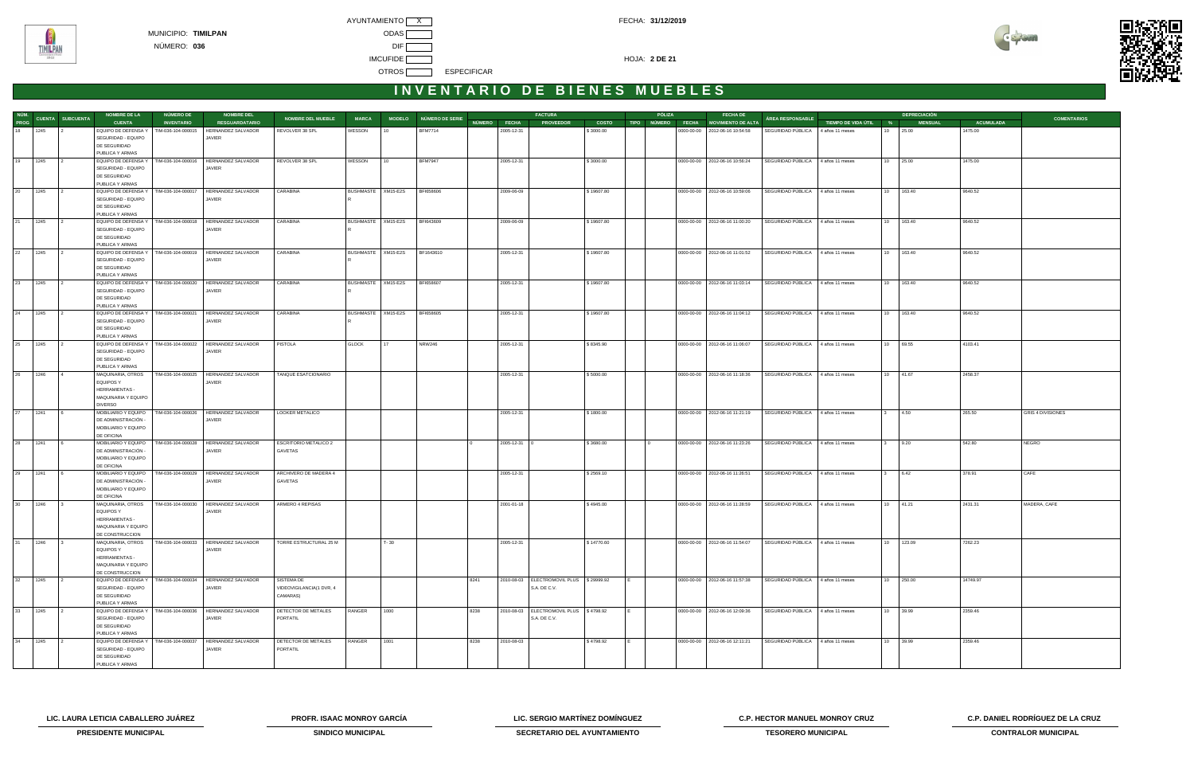MUNICIPIO: **TIMILPAN**

NÚMERO: **036**

AYUNTAMIENTO X

ODAS

DIF

IMCUFIDE

OTROS ESPECIFICAR

FECHA: **31/12/2019**

HOJA: **2 DE 21**

# INVENTARIO DE BIENES MUEBLES

| NÚM. PROG | CUENTA | SUBCUENTA | NOMBRE DE LA CUENTA | NÚMERO DE INVENTARIO | NOMBRE DEL RESGUARDATARIO | NOMBRE DEL MUEBLE | MARCA | MODELO | NÚMERO DE SERIE | FACTURA | | | | PÓLIZA | | | FECHA DE MOVIMIENTO DE ALTA | ÁREA RESPONSABLE | TIEMPO DE VIDA ÚTIL | DEPRECIACIÓN | | | COMENTARIOS |
|---|---|---|---|---|---|---|---|---|---|---|---|---|---|---|---|---|---|---|---|---|---|---|---|
| | | | | | | | | | | NÚMERO | FECHA | PROVEEDOR | COSTO | TIPO | NÚMERO | FECHA | | | | % | MENSUAL | ACUMULADA | |
| 18 | 1245 | 2 | EQUIPO DE DEFENSA Y SEGURIDAD - EQUIPO DE SEGURIDAD PUBLICA Y ARMAS | TIM-036-104-000015 | HERNANDEZ SALVADOR JAVIER | REVOLVER 38 SPL | WESSON | 10 | BFM7714 | | 2005-12-31 | | $ 3000.00 | | | 0000-00-00 | 2012-06-16 10:54:58 | SEGURIDAD PÚBLICA | 4 años 11 meses | 10 | 25.00 | 1475.00 | |
| 19 | 1245 | 2 | EQUIPO DE DEFENSA Y SEGURIDAD - EQUIPO DE SEGURIDAD PUBLICA Y ARMAS | TIM-036-104-000016 | HERNANDEZ SALVADOR JAVIER | REVOLVER 38 SPL | WESSON | 10 | BFM7947 | | 2005-12-31 | | $ 3000.00 | | | 0000-00-00 | 2012-06-16 10:56:24 | SEGURIDAD PÚBLICA | 4 años 11 meses | 10 | 25.00 | 1475.00 | |
| 20 | 1245 | 2 | EQUIPO DE DEFENSA Y SEGURIDAD - EQUIPO DE SEGURIDAD PUBLICA Y ARMAS | TIM-036-104-000017 | HERNANDEZ SALVADOR JAVIER | CARABINA | BUSHMASTER | XM15-E2S | BFI658606 | | 2009-06-09 | | $ 19607.80 | | | 0000-00-00 | 2012-06-16 10:59:06 | SEGURIDAD PÚBLICA | 4 años 11 meses | 10 | 163.40 | 9640.52 | |
| 21 | 1245 | 2 | EQUIPO DE DEFENSA Y SEGURIDAD - EQUIPO DE SEGURIDAD PUBLICA Y ARMAS | TIM-036-104-000018 | HERNANDEZ SALVADOR JAVIER | CARABINA | BUSHMASTER | XM15-E2S | BFI643609 | | 2009-06-09 | | $ 19607.80 | | | 0000-00-00 | 2012-06-16 11:00:20 | SEGURIDAD PÚBLICA | 4 años 11 meses | 10 | 163.40 | 9640.52 | |
| 22 | 1245 | 2 | EQUIPO DE DEFENSA Y SEGURIDAD - EQUIPO DE SEGURIDAD PUBLICA Y ARMAS | TIM-036-104-000019 | HERNANDEZ SALVADOR JAVIER | CARABINA | BUSHMASTER | XM15-E2S | BFI643610 | | 2005-12-31 | | $ 19607.80 | | | 0000-00-00 | 2012-06-16 11:01:52 | SEGURIDAD PÚBLICA | 4 años 11 meses | 10 | 163.40 | 9640.52 | |
| 23 | 1245 | 2 | EQUIPO DE DEFENSA Y SEGURIDAD - EQUIPO DE SEGURIDAD PUBLICA Y ARMAS | TIM-036-104-000020 | HERNANDEZ SALVADOR JAVIER | CARABINA | BUSHMASTER | XM15-E2S | BFI658607 | | 2005-12-31 | | $ 19607.80 | | | 0000-00-00 | 2012-06-16 11:03:14 | SEGURIDAD PÚBLICA | 4 años 11 meses | 10 | 163.40 | 9640.52 | |
| 24 | 1245 | 2 | EQUIPO DE DEFENSA Y SEGURIDAD - EQUIPO DE SEGURIDAD PUBLICA Y ARMAS | TIM-036-104-000021 | HERNANDEZ SALVADOR JAVIER | CARABINA | BUSHMASTER | XM15-E2S | BFI658605 | | 2005-12-31 | | $ 19607.80 | | | 0000-00-00 | 2012-06-16 11:04:12 | SEGURIDAD PÚBLICA | 4 años 11 meses | 10 | 163.40 | 9640.52 | |
| 25 | 1245 | 2 | EQUIPO DE DEFENSA Y SEGURIDAD - EQUIPO DE SEGURIDAD PUBLICA Y ARMAS | TIM-036-104-000022 | HERNANDEZ SALVADOR JAVIER | PISTOLA | GLOCK | 17 | NRW246 | | 2005-12-31 | | $ 8345.90 | | | 0000-00-00 | 2012-06-16 11:06:07 | SEGURIDAD PÚBLICA | 4 años 11 meses | 10 | 69.55 | 4103.41 | |
| 26 | 1246 | 4 | MAQUINARIA, OTROS EQUIPOS Y HERRAMIENTAS - MAQUINARIA Y EQUIPO DIVERSO | TIM-036-104-000025 | HERNANDEZ SALVADOR JAVIER | TANQUE ESATCIONARIO | | | | | 2005-12-31 | | $ 5000.00 | | | 0000-00-00 | 2012-06-16 11:18:36 | SEGURIDAD PÚBLICA | 4 años 11 meses | 10 | 41.67 | 2458.37 | |
| 27 | 1241 | 6 | MOBILIARIO Y EQUIPO DE ADMINISTRACIÓN - MOBILIARIO Y EQUIPO DE OFICINA | TIM-036-104-000026 | HERNANDEZ SALVADOR JAVIER | LOCKER METALICO | | | | | 2005-12-31 | | $ 1800.00 | | | 0000-00-00 | 2012-06-16 11:21:19 | SEGURIDAD PÚBLICA | 4 años 11 meses | 3 | 4.50 | 265.50 | GRIS 4 DIVISIONES |
| 28 | 1241 | 6 | MOBILIARIO Y EQUIPO DE ADMINISTRACIÓN - MOBILIARIO Y EQUIPO DE OFICINA | TIM-036-104-000028 | HERNANDEZ SALVADOR JAVIER | ESCRITORIO METALICO 2 GAVETAS | | | | 0 | 2005-12-31 | 0 | $ 3680.00 | | 0 | 0000-00-00 | 2012-06-16 11:23:26 | SEGURIDAD PÚBLICA | 4 años 11 meses | 3 | 9.20 | 542.80 | NEGRO |
| 29 | 1241 | 6 | MOBILIARIO Y EQUIPO DE ADMINISTRACIÓN - MOBILIARIO Y EQUIPO DE OFICINA | TIM-036-104-000029 | HERNANDEZ SALVADOR JAVIER | ARCHIVERO DE MADERA 4 GAVETAS | | | | | 2005-12-31 | | $ 2569.10 | | | 0000-00-00 | 2012-06-16 11:26:51 | SEGURIDAD PÚBLICA | 4 años 11 meses | 3 | 6.42 | 378.91 | CAFE |
| 30 | 1246 | 3 | MAQUINARIA, OTROS EQUIPOS Y HERRAMIENTAS - MAQUINARIA Y EQUIPO DE CONSTRUCCION | TIM-036-104-000030 | HERNANDEZ SALVADOR JAVIER | ARMERO 4 REPISAS | | | | | 2001-01-18 | | $ 4945.00 | | | 0000-00-00 | 2012-06-16 11:28:59 | SEGURIDAD PÚBLICA | 4 años 11 meses | 10 | 41.21 | 2431.31 | MADERA, CAFE |
| 31 | 1246 | 3 | MAQUINARIA, OTROS EQUIPOS Y HERRAMIENTAS - MAQUINARIA Y EQUIPO DE CONSTRUCCION | TIM-036-104-000033 | HERNANDEZ SALVADOR JAVIER | TORRE ESTRUCTURAL 25 M | | T- 30 | | | 2005-12-31 | | $ 14770.60 | | | 0000-00-00 | 2012-06-16 11:54:07 | SEGURIDAD PÚBLICA | 4 años 11 meses | 10 | 123.09 | 7262.23 | |
| 32 | 1245 | 2 | EQUIPO DE DEFENSA Y SEGURIDAD - EQUIPO DE SEGURIDAD PUBLICA Y ARMAS | TIM-036-104-000034 | HERNANDEZ SALVADOR JAVIER | SISTEMA DE VIDEOVIGILANCIA(1 DVR, 4 CAMARAS) | | | | 8241 | 2010-08-03 | ELECTROMOVIL PLUS S.A. DE C.V. | $ 29999.92 | E | | 0000-00-00 | 2012-06-16 11:57:38 | SEGURIDAD PÚBLICA | 4 años 11 meses | 10 | 250.00 | 14749.97 | |
| 33 | 1245 | 2 | EQUIPO DE DEFENSA Y SEGURIDAD - EQUIPO DE SEGURIDAD PUBLICA Y ARMAS | TIM-036-104-000036 | HERNANDEZ SALVADOR JAVIER | DETECTOR DE METALES PORTATIL | RANGER | 1000 | | 8238 | 2010-08-03 | ELECTROMOVIL PLUS S.A. DE C.V. | $ 4798.92 | E | | 0000-00-00 | 2012-06-16 12:09:36 | SEGURIDAD PÚBLICA | 4 años 11 meses | 10 | 39.99 | 2359.46 | |
| 34 | 1245 | 2 | EQUIPO DE DEFENSA Y SEGURIDAD - EQUIPO DE SEGURIDAD PUBLICA Y ARMAS | TIM-036-104-000037 | HERNANDEZ SALVADOR JAVIER | DETECTOR DE METALES PORTATIL | RANGER | 1001 | | 8238 | 2010-08-03 | | $ 4798.92 | E | | 0000-00-00 | 2012-06-16 12:11:21 | SEGURIDAD PÚBLICA | 4 años 11 meses | 10 | 39.99 | 2359.46 | |

| LIC. LAURA LETICIA CABALLERO JUÁREZ | PROFR. ISAAC MONROY GARCÍA | LIC. SERGIO MARTÍNEZ DOMÍNGUEZ | C.P. HECTOR MANUEL MONROY CRUZ | C.P. DANIEL RODRÍGUEZ DE LA CRUZ |
|---|---|---|---|---|
| **PRESIDENTE MUNICIPAL** | **SINDICO MUNICIPAL** | **SECRETARIO DEL AYUNTAMIENTO** | **TESORERO MUNICIPAL** | **CONTRALOR MUNICIPAL** |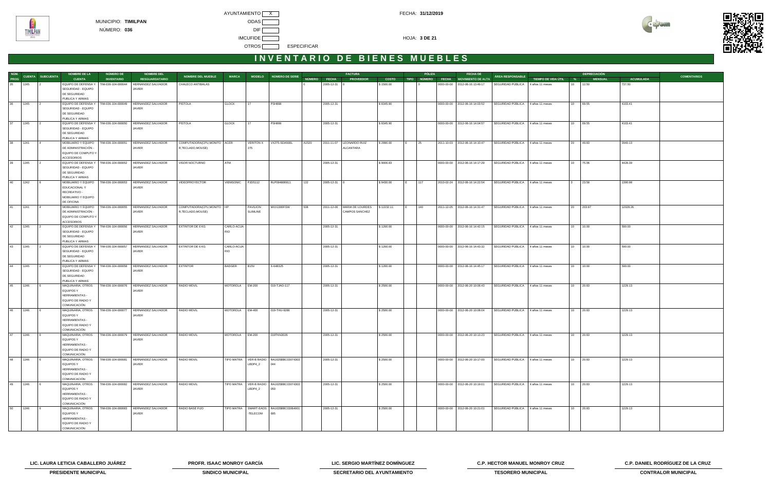MUNICIPIO: **TIMILPAN**

NÚMERO: **036**

AYUNTAMIENTO [X] ODAS [ ] DIF [ ] IMCUFIDE [ ] OTROS [ ] ESPECIFICAR

FECHA: **31/12/2019**

HOJA: **3 DE 21**

# INVENTARIO DE BIENES MUEBLES

| NÚM. PROG | CUENTA | SUBCUENTA | NOMBRE DE LA CUENTA | NÚMERO DE INVENTARIO | NOMBRE DEL RESGUARDATARIO | NOMBRE DEL MUEBLE | MARCA | MODELO | NÚMERO DE SERIE | FACTURA NÚMERO | FACTURA FECHA | FACTURA PROVEEDOR | FACTURA COSTO | PÓLIZA TIPO | PÓLIZA NÚMERO | PÓLIZA FECHA | FECHA DE MOVIMIENTO DE ALTA | ÁREA RESPONSABLE | TIEMPO DE VIDA ÚTIL | DEPRECIACIÓN % | DEPRECIACIÓN MENSUAL | DEPRECIACIÓN ACUMULADA | COMENTARIOS |
|---|---|---|---|---|---|---|---|---|---|---|---|---|---|---|---|---|---|---|---|---|---|---|---|
| 35 | 1245 | 2 | EQUIPO DE DEFENSA Y SEGURIDAD - EQUIPO DE SEGURIDAD PUBLICA Y ARMAS | TIM-036-104-000044 | HERNANDEZ SALVADOR JAVIER | CHALECO ANTIBALAS | | | | 0 | 2005-12-31 | 0 | $ 1500.00 | | 0 | 0000-00-00 | 2012-06-16 13:49:17 | SEGURIDAD PÚBLICA | 4 años 11 meses | 10 | 12.50 | 737.50 | |
| 36 | 1245 | 2 | EQUIPO DE DEFENSA Y SEGURIDAD - EQUIPO DE SEGURIDAD PUBLICA Y ARMAS | TIM-036-104-000049 | HERNANDEZ SALVADOR JAVIER | PISTOLA | GLOCK | 17 | PSH898 | | 2005-12-31 | | $ 8345.90 | | | 0000-00-00 | 2012-06-16 14:03:52 | SEGURIDAD PÚBLICA | 4 años 11 meses | 10 | 69.55 | 4103.41 | |
| 37 | 1245 | 2 | EQUIPO DE DEFENSA Y SEGURIDAD - EQUIPO DE SEGURIDAD PUBLICA Y ARMAS | TIM-036-104-000050 | HERNANDEZ SALVADOR JAVIER | PISTOLA | GLOCK | 17 | PSH899 | | 2005-12-31 | | $ 8345.90 | | | 0000-00-00 | 2012-06-16 14:04:57 | SEGURIDAD PÚBLICA | 4 años 11 meses | 10 | 69.55 | 4103.41 | |
| 38 | 1241 | 4 | MOBILIARIO Y EQUIPO DE ADMINISTRACIÓN - EQUIPO DE COMPUTO Y ACCESORIOS | TIM-036-104-000051 | HERNANDEZ SALVADOR JAVIER | COMPUTADORA(CPU,MONITOR,TECLADO,MOUSE) | ACER | VERITON X 275 | VX275-SDA500L | A1520 | 2011-11-07 | LEONARDO RUIZ ALCANTARA | $ 2990.00 | E | 25 | 2011-10-03 | 2012-06-16 14:10:47 | SEGURIDAD PÚBLICA | 4 años 11 meses | 20 | 49.83 | 2940.13 | |
| 39 | 1245 | 2 | EQUIPO DE DEFENSA Y SEGURIDAD - EQUIPO DE SEGURIDAD PUBLICA Y ARMAS | TIM-036-104-000052 | HERNANDEZ SALVADOR JAVIER | VISOR NOCTURNO | ATM | | | | 2005-12-31 | | $ 9006.83 | | | 0000-00-00 | 2012-06-16 14:17:29 | SEGURIDAD PÚBLICA | 4 años 11 meses | 10 | 75.06 | 4428.39 | |
| 40 | 1242 | 6 | MOBILIARIO Y EQUIPO EDUCACIONAL Y RECREATIVO - MOBILIARIO Y EQUIPO DE OFICINA | TIM-036-104-000053 | HERNANDEZ SALVADOR JAVIER | VIDEOPROYECTOR | VIEWSONIC | PJD5112 | RLP094806911 | 122 | 2005-12-31 | 0 | $ 9430.00 | E | 117 | 2010-02-24 | 2012-06-16 14:22:54 | SEGURIDAD PÚBLICA | 4 años 11 meses | 3 | 23.58 | 1390.98 | |
| 41 | 1241 | 4 | MOBILIARIO Y EQUIPO DE ADMINISTRACIÓN - EQUIPO DE COMPUTO Y ACCESORIOS | TIM-036-104-000055 | HERNANDEZ SALVADOR JAVIER | COMPUTADORA(CPU,MONITOR,TECLADO,MOUSE) | HP | PAVILION SLIMLINE | MXX1300FSW | 508 | 2011-12-06 | MARIA DE LOURDES CAMPOS SANCHEZ | $ 12232.11 | E | 140 | 2011-12-05 | 2012-06-16 14:31:47 | SEGURIDAD PÚBLICA | 4 años 11 meses | 20 | 203.87 | 12028.26 | |
| 42 | 1245 | 2 | EQUIPO DE DEFENSA Y SEGURIDAD - EQUIPO DE SEGURIDAD PUBLICA Y ARMAS | TIM-036-104-000056 | HERNANDEZ SALVADOR JAVIER | EXTINTOR DE 6 KG | CARLO-ACUA RIO | | | | 2005-12-31 | | $ 1200.00 | | | 0000-00-00 | 2012-06-16 14:42:15 | SEGURIDAD PÚBLICA | 4 años 11 meses | 10 | 10.00 | 590.00 | |
| 43 | 1245 | 2 | EQUIPO DE DEFENSA Y SEGURIDAD - EQUIPO DE SEGURIDAD PUBLICA Y ARMAS | TIM-036-104-000057 | HERNANDEZ SALVADOR JAVIER | EXTINTOR DE 6 KG | CARLO-ACUA RIO | | | | 2005-12-31 | | $ 1200.00 | | | 0000-00-00 | 2012-06-16 14:43:32 | SEGURIDAD PÚBLICA | 4 años 11 meses | 10 | 10.00 | 590.00 | |
| 44 | 1245 | 2 | EQUIPO DE DEFENSA Y SEGURIDAD - EQUIPO DE SEGURIDAD PUBLICA Y ARMAS | TIM-036-104-000058 | HERNANDEZ SALVADOR JAVIER | EXTINTOR | BADGER | B15V | X-648325 | | 2005-12-31 | | $ 1200.00 | | | 0000-00-00 | 2012-06-16 14:45:17 | SEGURIDAD PÚBLICA | 4 años 11 meses | 10 | 10.00 | 590.00 | |
| 45 | 1246 | 6 | MAQUINARIA, OTROS EQUIPOS Y HERRAMIENTAS - EQUIPO DE RADIO Y COMUNICACIÓN | TIM-036-104-000076 | HERNANDEZ SALVADOR JAVIER | RADIO MOVIL | MOTOROLA | EM-200 | 019-TJAO-117 | | 2005-12-31 | | $ 2500.00 | | | 0000-00-00 | 2012-06-20 10:06:43 | SEGURIDAD PÚBLICA | 4 años 11 meses | 10 | 20.83 | 1229.13 | |
| 46 | 1246 | 6 | MAQUINARIA, OTROS EQUIPOS Y HERRAMIENTAS - EQUIPO DE RADIO Y COMUNICACIÓN | TIM-036-104-000077 | HERNANDEZ SALVADOR JAVIER | RADIO MOVIL | MOTOROLA | EM-400 | 019-THU-9286 | | 2005-12-31 | | $ 2500.00 | | | 0000-00-00 | 2012-06-20 10:08:04 | SEGURIDAD PÚBLICA | 4 años 11 meses | 10 | 20.83 | 1229.13 | |
| 47 | 1246 | 6 | MAQUINARIA, OTROS EQUIPOS Y HERRAMIENTAS - EQUIPO DE RADIO Y COMUNICACIÓN | TIM-036-104-000079 | HERNANDEZ SALVADOR JAVIER | RADIO MOVIL | MOTOROLA | EM-200 | 019TKN3026 | | 2005-12-31 | | $ 2500.00 | | | 0000-00-00 | 2012-06-20 10:13:23 | SEGURIDAD PÚBLICA | 4 años 11 meses | 10 | 20.83 | 1229.13 | |
| 48 | 1246 | 6 | MAQUINARIA, OTROS EQUIPOS Y HERRAMIENTAS - EQUIPO DE RADIO Y COMUNICACIÓN | TIM-036-104-000081 | HERNANDEZ SALVADOR JAVIER | RADIO MOVIL | TIPO MATRA | VER-B RADIO LBDP4_2 | RA1635BBC03074303 044 | | 2005-12-31 | | $ 2500.00 | | | 0000-00-00 | 2012-06-20 10:17:00 | SEGURIDAD PÚBLICA | 4 años 11 meses | 10 | 20.83 | 1229.13 | |
| 49 | 1246 | 6 | MAQUINARIA, OTROS EQUIPOS Y HERRAMIENTAS - EQUIPO DE RADIO Y COMUNICACIÓN | TIM-036-104-000082 | HERNANDEZ SALVADOR JAVIER | RADIO MOVIL | TIPO MATRA | VER-B RADIO LBDP4_2 | RA1635BBC03074303 050 | | 2005-12-31 | | $ 2500.00 | | | 0000-00-00 | 2012-06-20 10:19:01 | SEGURIDAD PÚBLICA | 4 años 11 meses | 10 | 20.83 | 1229.13 | |
| 50 | 1246 | 6 | MAQUINARIA, OTROS EQUIPOS Y HERRAMIENTAS - EQUIPO DE RADIO Y COMUNICACIÓN | TIM-036-104-000083 | HERNANDEZ SALVADOR JAVIER | RADIO BASE FIJO | TIPO MATRA | SMART-EADS -TELECOM | RA1635BBC03064001 685 | | 2005-12-31 | | $ 2500.00 | | | 0000-00-00 | 2012-06-20 10:21:01 | SEGURIDAD PÚBLICA | 4 años 11 meses | 10 | 20.83 | 1229.13 | |

| LIC. LAURA LETICIA CABALLERO JUÁREZ | PROFR. ISAAC MONROY GARCÍA | LIC. SERGIO MARTÍNEZ DOMÍNGUEZ | C.P. HECTOR MANUEL MONROY CRUZ | C.P. DANIEL RODRÍGUEZ DE LA CRUZ |
|---|---|---|---|---|
| PRESIDENTE MUNICIPAL | SINDICO MUNICIPAL | SECRETARIO DEL AYUNTAMIENTO | TESORERO MUNICIPAL | CONTRALOR MUNICIPAL |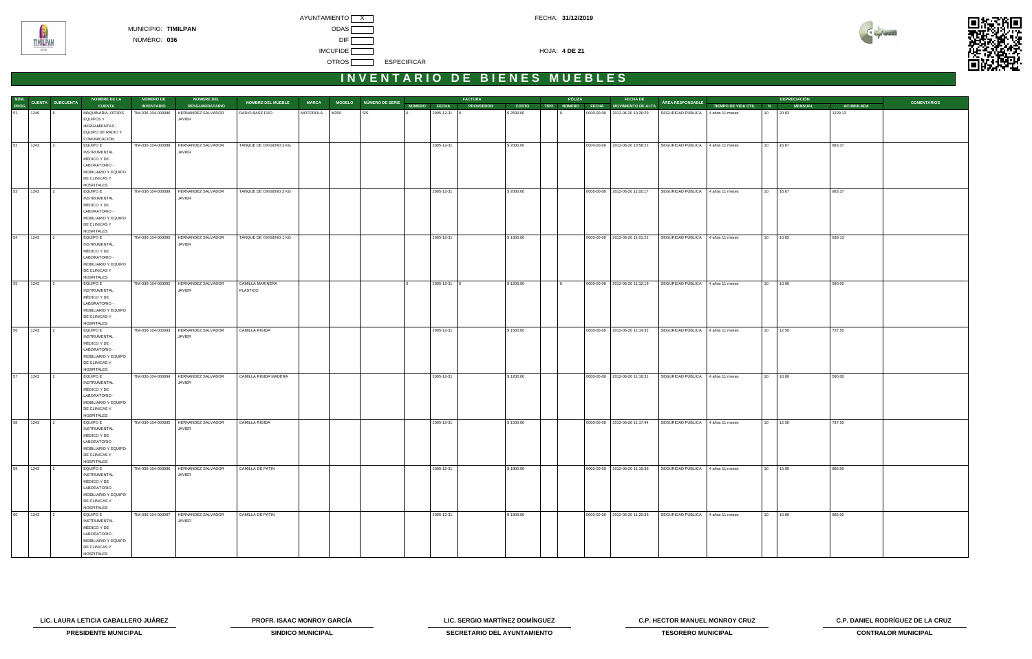MUNICIPIO: **TIMILPAN**

NÚMERO: **036**

AYUNTAMIENTO X

ODAS

DIF

IMCUFIDE

OTROS ESPECIFICAR

FECHA: **31/12/2019**

HOJA: **4 DE 21**

# INVENTARIO DE BIENES MUEBLES

| NÚM. PROG | CUENTA | SUBCUENTA | NOMBRE DE LA CUENTA | NÚMERO DE INVENTARIO | NOMBRE DEL RESGUARDATARIO | NOMBRE DEL MUEBLE | MARCA | MODELO | NÚMERO DE SERIE | FACTURA NÚMERO | FACTURA FECHA | FACTURA PROVEEDOR | FACTURA COSTO | PÓLIZA TIPO | PÓLIZA NÚMERO | PÓLIZA FECHA | FECHA DE MOVIMIENTO DE ALTA | ÁREA RESPONSABLE | TIEMPO DE VIDA ÚTIL | DEPRECIACIÓN % | DEPRECIACIÓN MENSUAL | DEPRECIACIÓN ACUMULADA | COMENTARIOS |
|---|---|---|---|---|---|---|---|---|---|---|---|---|---|---|---|---|---|---|---|---|---|---|---|
| 51 | 1246 | 6 | MAQUINARIA, OTROS EQUIPOS Y HERRAMIENTAS - EQUIPO DE RADIO Y COMUNICACIÓN | TIM-036-104-000086 | HERNANDEZ SALVADOR JAVIER | RADIO BASE FIJO | MOTOROLA | M200 | S/S | 0 | 2005-12-31 | 0 | $ 2500.00 | | 0 | 0000-00-00 | 2012-06-20 10:26:29 | SEGURIDAD PÚBLICA | 4 años 11 meses | 10 | 20.83 | 1229.13 | |
| 52 | 1243 | 2 | EQUIPO E INSTRUMENTAL MÉDICO Y DE LABORATORIO - MOBILIARIO Y EQUIPO DE CLINICAS Y HOSPITALES | TIM-036-104-000088 | HERNANDEZ SALVADOR JAVIER | TANQUE DE OXIGENO 3 KG | | | | | 2005-12-31 | | $ 2000.00 | | | 0000-00-00 | 2012-06-20 10:58:22 | SEGURIDAD PÚBLICA | 4 años 11 meses | 10 | 16.67 | 983.37 | |
| 53 | 1243 | 2 | EQUIPO E INSTRUMENTAL MÉDICO Y DE LABORATORIO - MOBILIARIO Y EQUIPO DE CLINICAS Y HOSPITALES | TIM-036-104-000089 | HERNANDEZ SALVADOR JAVIER | TANQUE DE OXIGENO 3 KG | | | | | 2005-12-31 | | $ 2000.00 | | | 0000-00-00 | 2012-06-20 11:00:17 | SEGURIDAD PÚBLICA | 4 años 11 meses | 10 | 16.67 | 983.37 | |
| 54 | 1243 | 2 | EQUIPO E INSTRUMENTAL MÉDICO Y DE LABORATORIO - MOBILIARIO Y EQUIPO DE CLINICAS Y HOSPITALES | TIM-036-104-000090 | HERNANDEZ SALVADOR JAVIER | TANQUE DE OXIGENO 1 KG | | | | | 2005-12-31 | | $ 1300.00 | | | 0000-00-00 | 2012-06-20 11:01:22 | SEGURIDAD PÚBLICA | 4 años 11 meses | 10 | 10.83 | 639.13 | |
| 55 | 1243 | 2 | EQUIPO E INSTRUMENTAL MÉDICO Y DE LABORATORIO - MOBILIARIO Y EQUIPO DE CLINICAS Y HOSPITALES | TIM-036-104-000092 | HERNANDEZ SALVADOR JAVIER | CAMILLA MARINERA PLASTICO | | | | 0 | 2005-12-31 | 0 | $ 1200.00 | | 0 | 0000-00-00 | 2012-06-20 11:12:19 | SEGURIDAD PÚBLICA | 4 años 11 meses | 10 | 10.00 | 590.00 | |
| 56 | 1243 | 2 | EQUIPO E INSTRUMENTAL MÉDICO Y DE LABORATORIO - MOBILIARIO Y EQUIPO DE CLINICAS Y HOSPITALES | TIM-036-104-000093 | HERNANDEZ SALVADOR JAVIER | CAMILLA RIGIDA | | | | | 2005-12-31 | | $ 1500.00 | | | 0000-00-00 | 2012-06-20 11:14:32 | SEGURIDAD PÚBLICA | 4 años 11 meses | 10 | 12.50 | 737.50 | |
| 57 | 1243 | 2 | EQUIPO E INSTRUMENTAL MÉDICO Y DE LABORATORIO - MOBILIARIO Y EQUIPO DE CLINICAS Y HOSPITALES | TIM-036-104-000094 | HERNANDEZ SALVADOR JAVIER | CAMILLA RIGIDA MADERA | | | | | 2005-12-31 | | $ 1200.00 | | | 0000-00-00 | 2012-06-20 11:16:31 | SEGURIDAD PÚBLICA | 4 años 11 meses | 10 | 10.00 | 590.00 | |
| 58 | 1243 | 2 | EQUIPO E INSTRUMENTAL MÉDICO Y DE LABORATORIO - MOBILIARIO Y EQUIPO DE CLINICAS Y HOSPITALES | TIM-036-104-000095 | HERNANDEZ SALVADOR JAVIER | CAMILLA RIGIDA | | | | | 2005-12-31 | | $ 1500.00 | | | 0000-00-00 | 2012-06-20 11:17:44 | SEGURIDAD PÚBLICA | 4 años 11 meses | 10 | 12.50 | 737.50 | |
| 59 | 1243 | 2 | EQUIPO E INSTRUMENTAL MÉDICO Y DE LABORATORIO - MOBILIARIO Y EQUIPO DE CLINICAS Y HOSPITALES | TIM-036-104-000096 | HERNANDEZ SALVADOR JAVIER | CAMILLA DE PATIN | | | | | 2005-12-31 | | $ 1800.00 | | | 0000-00-00 | 2012-06-20 11:19:38 | SEGURIDAD PÚBLICA | 4 años 11 meses | 10 | 15.00 | 885.00 | |
| 60 | 1243 | 2 | EQUIPO E INSTRUMENTAL MÉDICO Y DE LABORATORIO - MOBILIARIO Y EQUIPO DE CLINICAS Y HOSPITALES | TIM-036-104-000097 | HERNANDEZ SALVADOR JAVIER | CAMILLA DE PATIN | | | | | 2005-12-31 | | $ 1800.00 | | | 0000-00-00 | 2012-06-20 11:20:33 | SEGURIDAD PÚBLICA | 4 años 11 meses | 10 | 15.00 | 885.00 | |

| LIC. LAURA LETICIA CABALLERO JUÁREZ | PROFR. ISAAC MONROY GARCÍA | LIC. SERGIO MARTÍNEZ DOMÍNGUEZ | C.P. HECTOR MANUEL MONROY CRUZ | C.P. DANIEL RODRÍGUEZ DE LA CRUZ |
|---|---|---|---|---|
| PRESIDENTE MUNICIPAL | SINDICO MUNICIPAL | SECRETARIO DEL AYUNTAMIENTO | TESORERO MUNICIPAL | CONTRALOR MUNICIPAL |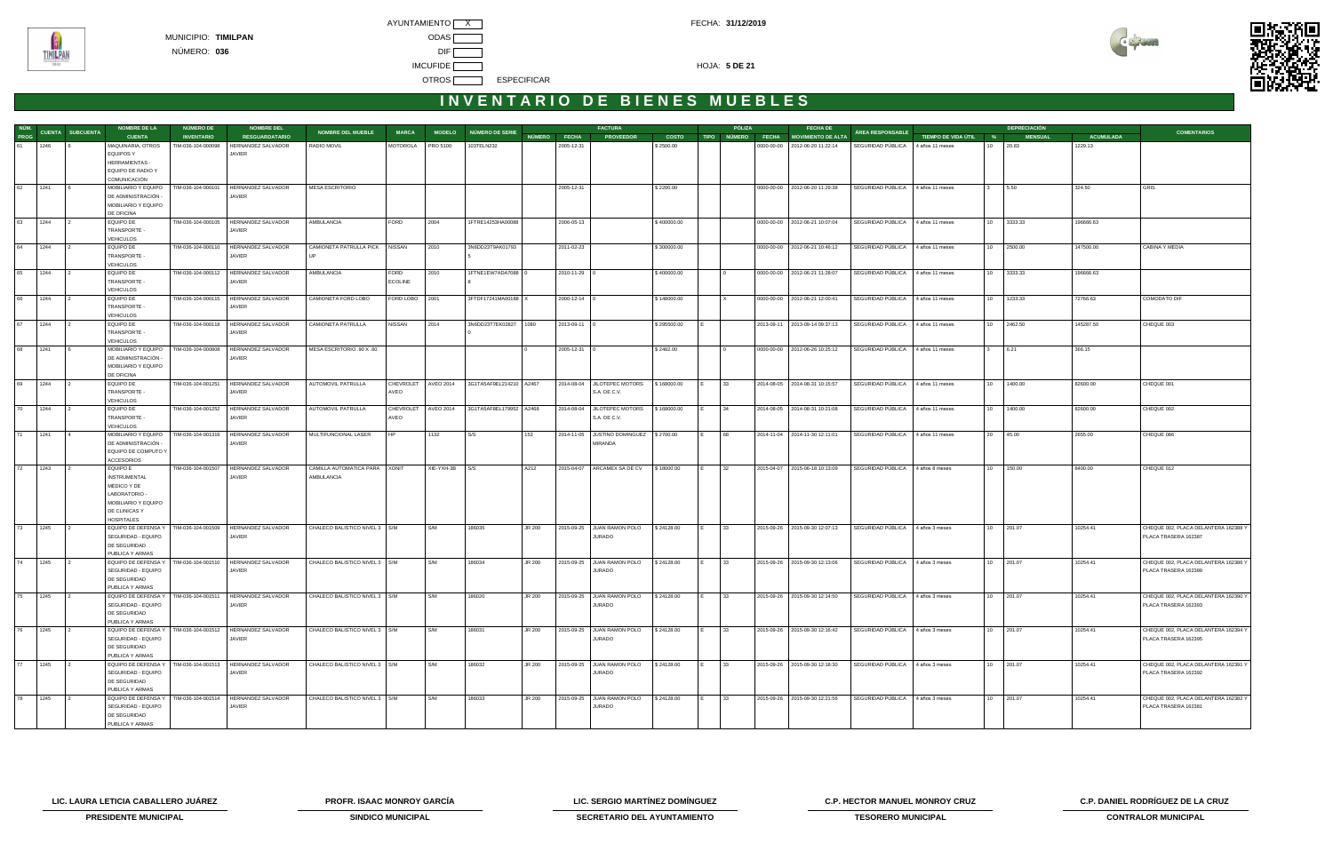MUNICIPIO: **TIMILPAN**

NÚMERO: **036**

AYUNTAMIENTO X

ODAS

DIF

IMCUFIDE

OTROS ESPECIFICAR

FECHA: **31/12/2019**

HOJA: **5 DE 21**

# INVENTARIO DE BIENES MUEBLES

| NÚM. PROG | CUENTA | SUBCUENTA | NOMBRE DE LA CUENTA | NÚMERO DE INVENTARIO | NOMBRE DEL RESGUARDATARIO | NOMBRE DEL MUEBLE | MARCA | MODELO | NÚMERO DE SERIE | FACTURA NÚMERO | FACTURA FECHA | FACTURA PROVEEDOR | FACTURA COSTO | PÓLIZA TIPO | PÓLIZA NÚMERO | PÓLIZA FECHA | FECHA DE MOVIMIENTO DE ALTA | ÁREA RESPONSABLE | TIEMPO DE VIDA ÚTIL | DEPRECIACIÓN % | DEPRECIACIÓN MENSUAL | DEPRECIACIÓN ACUMULADA | COMENTARIOS |
|---|---|---|---|---|---|---|---|---|---|---|---|---|---|---|---|---|---|---|---|---|---|---|---|
| 61 | 1246 | 6 | MAQUINARIA, OTROS EQUIPOS Y HERRAMIENTAS - EQUIPO DE RADIO Y COMUNICACIÓN | TIM-036-104-000098 | HERNANDEZ SALVADOR JAVIER | RADIO MOVIL | MOTOROLA | PRO 5100 | 103TEL N232 | | 2005-12-31 | | $ 2500.00 | | | 0000-00-00 | 2012-06-20 11:22:14 | SEGURIDAD PÚBLICA | 4 años 11 meses | 10 | 20.83 | 1229.13 | |
| 62 | 1241 | 6 | MOBILIARIO Y EQUIPO DE ADMINISTRACIÓN - MOBILIARIO Y EQUIPO DE OFICINA | TIM-036-104-000101 | HERNANDEZ SALVADOR JAVIER | MESA ESCRITORIO | | | | | 2005-12-31 | | $ 2200.00 | | | 0000-00-00 | 2012-06-20 11:29:38 | SEGURIDAD PÚBLICA | 4 años 11 meses | 3 | 5.50 | 324.50 | GRIS |
| 63 | 1244 | 2 | EQUIPO DE TRANSPORTE - VEHICULOS | TIM-036-104-000105 | HERNANDEZ SALVADOR JAVIER | AMBULANCIA | FORD | 2004 | 1FTRE14253HA00088 | | 2006-05-13 | | $ 400000.00 | | | 0000-00-00 | 2012-06-21 10:07:04 | SEGURIDAD PÚBLICA | 4 años 11 meses | 10 | 3333.33 | 196666.63 | |
| 64 | 1244 | 2 | EQUIPO DE TRANSPORTE - VEHICULOS | TIM-036-104-000110 | HERNANDEZ SALVADOR JAVIER | CAMIONETA PATRULLA PICK UP | NISSAN | 2010 | 3N6DD23T9AK01793 5 | | 2011-02-23 | | $ 300000.00 | | | 0000-00-00 | 2012-06-21 10:46:12 | SEGURIDAD PÚBLICA | 4 años 11 meses | 10 | 2500.00 | 147500.00 | CABINA Y MEDIA |
| 65 | 1244 | 2 | EQUIPO DE TRANSPORTE - VEHICULOS | TIM-036-104-000112 | HERNANDEZ SALVADOR JAVIER | AMBULANCIA | FORD ECOLINE | 2010 | 1FTNE1EW7ADA7088 8 | 0 | 2010-11-29 | 0 | $ 400000.00 | | 0 | 0000-00-00 | 2012-06-21 11:28:07 | SEGURIDAD PÚBLICA | 4 años 11 meses | 10 | 3333.33 | 196666.63 | |
| 66 | 1244 | 2 | EQUIPO DE TRANSPORTE - VEHICULOS | TIM-036-104-000115 | HERNANDEZ SALVADOR JAVIER | CAMIONETA FORD LOBO | FORD LOBO | 2001 | 3FTDF17241MA00188 | X | 2000-12-14 | 0 | $ 148000.00 | | X | 0000-00-00 | 2012-06-21 12:00:41 | SEGURIDAD PÚBLICA | 4 años 11 meses | 10 | 1233.33 | 72766.63 | COMODATO DIF |
| 67 | 1244 | 2 | EQUIPO DE TRANSPORTE - VEHICULOS | TIM-036-104-000118 | HERNANDEZ SALVADOR JAVIER | CAMIONETA PATRULLA | NISSAN | 2014 | 3N6DD23T7EK02627 0 | 1080 | 2013-09-11 | 0 | $ 295500.00 | E | | 2013-09-11 | 2013-09-14 09:37:13 | SEGURIDAD PÚBLICA | 4 años 11 meses | 10 | 2462.50 | 145287.50 | CHEQUE 003 |
| 68 | 1241 | 6 | MOBILIARIO Y EQUIPO DE ADMINISTRACIÓN - MOBILIARIO Y EQUIPO DE OFICINA | TIM-036-104-000808 | HERNANDEZ SALVADOR JAVIER | MESA ESCRITORIO .90 X .60 | | | | 0 | 2005-12-31 | 0 | $ 2482.00 | | 0 | 0000-00-00 | 2012-06-26 10:25:12 | SEGURIDAD PÚBLICA | 4 años 11 meses | 3 | 6.21 | 366.15 | |
| 69 | 1244 | 2 | EQUIPO DE TRANSPORTE - VEHICULOS | TIM-036-104-001251 | HERNANDEZ SALVADOR JAVIER | AUTOMOVIL PATRULLA | CHEVROLET AVEO | AVEO 2014 | 3G1TA5AF9EL214210 | A2467 | 2014-08-04 | JILOTEPEC MOTORS S.A. DE C.V. | $ 168000.00 | E | 33 | 2014-08-05 | 2014-08-31 10:15:57 | SEGURIDAD PÚBLICA | 4 años 11 meses | 10 | 1400.00 | 82600.00 | CHEQUE 001 |
| 70 | 1244 | 2 | EQUIPO DE TRANSPORTE - VEHICULOS | TIM-036-104-001252 | HERNANDEZ SALVADOR JAVIER | AUTOMOVIL PATRULLA | CHEVROLET AVEO | AVEO 2014 | 3G1TA5AF8EL179952 | A2468 | 2014-08-04 | JILOTEPEC MOTORS S.A. DE C.V. | $ 168000.00 | E | 34 | 2014-08-05 | 2014-08-31 10:21:08 | SEGURIDAD PÚBLICA | 4 años 11 meses | 10 | 1400.00 | 82600.00 | CHEQUE 002 |
| 71 | 1241 | 4 | MOBILIARIO Y EQUIPO DE ADMINISTRACIÓN - EQUIPO DE COMPUTO Y ACCESORIOS | TIM-036-104-001316 | HERNANDEZ SALVADOR JAVIER | MULTIFUNCIONAL LASER | HP | 1132 | S/S | 153 | 2014-11-05 | JUSTINO DOMINGUEZ MIRANDA | $ 2700.00 | E | 68 | 2014-11-04 | 2014-11-30 12:11:01 | SEGURIDAD PÚBLICA | 4 años 11 meses | 20 | 45.00 | 2655.00 | CHEQUE 086 |
| 72 | 1243 | 2 | EQUIPO E INSTRUMENTAL MÉDICO Y DE LABORATORIO - MOBILIARIO Y EQUIPO DE CLINICAS Y HOSPITALES | TIM-036-104-001507 | HERNANDEZ SALVADOR JAVIER | CAMILLA AUTOMATICA PARA AMBULANCIA | XONIT | XIE-YXH-3B | S/S | A212 | 2015-04-07 | ARCAMEX SA DE CV | $ 18000.00 | E | 32 | 2015-04-07 | 2015-06-18 10:13:09 | SEGURIDAD PÚBLICA | 4 años 8 meses | 10 | 150.00 | 8400.00 | CHEQUE 012 |
| 73 | 1245 | 2 | EQUIPO DE DEFENSA Y SEGURIDAD - EQUIPO DE SEGURIDAD PUBLICA Y ARMAS | TIM-036-104-001509 | HERNANDEZ SALVADOR JAVIER | CHALECO BALISTICO NIVEL 3 | S/M | S/M | 186035 | JR 200 | 2015-09-25 | JUAN RAMON POLO JURADO | $ 24128.00 | E | 33 | 2015-09-26 | 2015-09-30 12:07:13 | SEGURIDAD PÚBLICA | 4 años 3 meses | 10 | 201.07 | 10254.41 | CHEQUE 002, PLACA DELANTERA 162388 Y PLACA TRASERA 162387 |
| 74 | 1245 | 2 | EQUIPO DE DEFENSA Y SEGURIDAD - EQUIPO DE SEGURIDAD PUBLICA Y ARMAS | TIM-036-104-001510 | HERNANDEZ SALVADOR JAVIER | CHALECO BALISTICO NIVEL 3 | S/M | S/M | 186034 | JR 200 | 2015-09-25 | JUAN RAMON POLO JURADO | $ 24128.00 | E | 33 | 2015-09-26 | 2015-09-30 12:13:06 | SEGURIDAD PÚBLICA | 4 años 3 meses | 10 | 201.07 | 10254.41 | CHEQUE 002, PLACA DELANTERA 162386 Y PLACA TRASERA 162389 |
| 75 | 1245 | 2 | EQUIPO DE DEFENSA Y SEGURIDAD - EQUIPO DE SEGURIDAD PUBLICA Y ARMAS | TIM-036-104-001511 | HERNANDEZ SALVADOR JAVIER | CHALECO BALISTICO NIVEL 3 | S/M | S/M | 186020 | JR 200 | 2015-09-25 | JUAN RAMON POLO JURADO | $ 24128.00 | E | 33 | 2015-09-26 | 2015-09-30 12:14:50 | SEGURIDAD PÚBLICA | 4 años 3 meses | 10 | 201.07 | 10254.41 | CHEQUE 002, PLACA DELANTERA 162390 Y PLACA TRASERA 162393 |
| 76 | 1245 | 2 | EQUIPO DE DEFENSA Y SEGURIDAD - EQUIPO DE SEGURIDAD PUBLICA Y ARMAS | TIM-036-104-001512 | HERNANDEZ SALVADOR JAVIER | CHALECO BALISTICO NIVEL 3 | S/M | S/M | 186031 | JR 200 | 2015-09-25 | JUAN RAMON POLO JURADO | $ 24128.00 | E | 33 | 2015-09-26 | 2015-09-30 12:16:42 | SEGURIDAD PÚBLICA | 4 años 3 meses | 10 | 201.07 | 10254.41 | CHEQUE 002, PLACA DELANTERA 162394 Y PLACA TRASERA 162395 |
| 77 | 1245 | 2 | EQUIPO DE DEFENSA Y SEGURIDAD - EQUIPO DE SEGURIDAD PUBLICA Y ARMAS | TIM-036-104-001513 | HERNANDEZ SALVADOR JAVIER | CHALECO BALISTICO NIVEL 3 | S/M | S/M | 186032 | JR 200 | 2015-09-25 | JUAN RAMON POLO JURADO | $ 24128.00 | E | 33 | 2015-09-26 | 2015-09-30 12:18:30 | SEGURIDAD PÚBLICA | 4 años 3 meses | 10 | 201.07 | 10254.41 | CHEQUE 002, PLACA DELANTERA 162391 Y PLACA TRASERA 162392 |
| 78 | 1245 | 2 | EQUIPO DE DEFENSA Y SEGURIDAD - EQUIPO DE SEGURIDAD PUBLICA Y ARMAS | TIM-036-104-001514 | HERNANDEZ SALVADOR JAVIER | CHALECO BALISTICO NIVEL 3 | S/M | S/M | 186033 | JR 200 | 2015-09-25 | JUAN RAMON POLO JURADO | $ 24128.00 | E | 33 | 2015-09-26 | 2015-09-30 12:21:56 | SEGURIDAD PÚBLICA | 4 años 3 meses | 10 | 201.07 | 10254.41 | CHEQUE 002, PLACA DELANTERA 162382 Y PLACA TRASERA 162381 |

| LIC. LAURA LETICIA CABALLERO JUÁREZ | PROFR. ISAAC MONROY GARCÍA | LIC. SERGIO MARTÍNEZ DOMÍNGUEZ | C.P. HECTOR MANUEL MONROY CRUZ | C.P. DANIEL RODRÍGUEZ DE LA CRUZ |
|---|---|---|---|---|
| **PRESIDENTE MUNICIPAL** | **SINDICO MUNICIPAL** | **SECRETARIO DEL AYUNTAMIENTO** | **TESORERO MUNICIPAL** | **CONTRALOR MUNICIPAL** |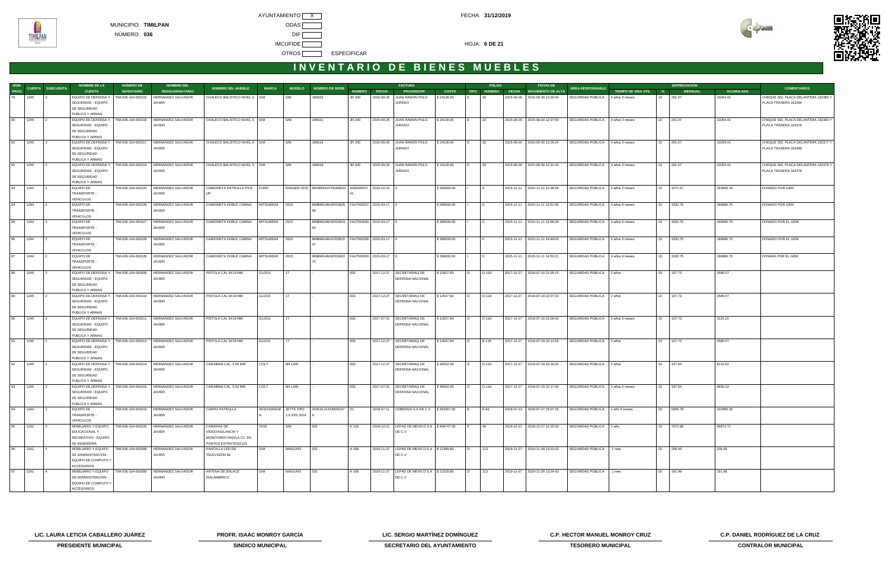MUNICIPIO: **TIMILPAN**

NÚMERO: **036**

AYUNTAMIENTO X
ODAS
DIF
IMCUFIDE
OTROS ESPECIFICAR

FECHA: **31/12/2019**

HOJA: **6 DE 21**

# INVENTARIO DE BIENES MUEBLES

| NÚM. PROG | CUENTA | SUBCUENTA | NOMBRE DE LA CUENTA | NÚMERO DE INVENTARIO | NOMBRE DEL RESGUARDATARIO | NOMBRE DEL MUEBLE | MARCA | MODELO | NÚMERO DE SERIE | FACTURA NÚMERO | FACTURA FECHA | FACTURA PROVEEDOR | FACTURA COSTO | PÓLIZA TIPO | PÓLIZA NÚMERO | PÓLIZA FECHA | FECHA DE MOVIMIENTO DE ALTA | ÁREA RESPONSABLE | TIEMPO DE VIDA ÚTIL | DEPRECIACIÓN % | DEPRECIACIÓN MENSUAL | DEPRECIACIÓN ACUMULADA | COMENTARIOS |
|---|---|---|---|---|---|---|---|---|---|---|---|---|---|---|---|---|---|---|---|---|---|---|---|
| 79 | 1245 | 2 | EQUIPO DE DEFENSA Y SEGURIDAD - EQUIPO DE SEGURIDAD PUBLICA Y ARMAS | TIM-036-104-001515 | HERNANDEZ SALVADOR JAVIER | CHALECO BALISTICO NIVEL 3 | S/M | S/M | 186022 | JR 200 | 2015-09-25 | JUAN RAMON POLO JURADO | $ 24128.00 | E | 33 | 2015-09-26 | 2015-09-30 12:26:44 | SEGURIDAD PÚBLICA | 4 años 3 meses | 10 | 201.07 | 10254.41 | CHEQUE 002, PLACA DELANTERA 162385 Y PLACA TRASERA 162384 |
| 80 | 1245 | 2 | EQUIPO DE DEFENSA Y SEGURIDAD - EQUIPO DE SEGURIDAD PUBLICA Y ARMAS | TIM-036-104-001516 | HERNANDEZ SALVADOR JAVIER | CHALECO BALISTICO NIVEL 3 | S/M | S/M | 186021 | JR 200 | 2015-09-25 | JUAN RAMON POLO JURADO | $ 24128.00 | E | 33 | 2015-09-26 | 2015-09-30 12:27:59 | SEGURIDAD PÚBLICA | 4 años 3 meses | 10 | 201.07 | 10254.41 | CHEQUE 002, PLACA DELANTERA 162383 Y PLACA TRASERA 162376 |
| 81 | 1245 | 2 | EQUIPO DE DEFENSA Y SEGURIDAD - EQUIPO DE SEGURIDAD PUBLICA Y ARMAS | TIM-036-104-001517 | HERNANDEZ SALVADOR JAVIER | CHALECO BALISTICO NIVEL 3 | S/M | S/M | 186019 | JR 200 | 2015-09-25 | JUAN RAMON POLO JURADO | $ 24128.00 | E | 33 | 2015-09-26 | 2015-09-30 12:29:24 | SEGURIDAD PÚBLICA | 4 años 3 meses | 10 | 201.07 | 10254.41 | CHEQUE 002, PLACA DELANTERA 162377 Y PLACA TRASERA 162380 |
| 82 | 1245 | 2 | EQUIPO DE DEFENSA Y SEGURIDAD - EQUIPO DE SEGURIDAD PUBLICA Y ARMAS | TIM-036-104-001518 | HERNANDEZ SALVADOR JAVIER | CHALECO BALISTICO NIVEL 3 | S/M | S/M | 186018 | JR 200 | 2015-09-25 | JUAN RAMON POLO JURADO | $ 24128.00 | E | 33 | 2015-09-26 | 2015-09-30 12:31:43 | SEGURIDAD PÚBLICA | 4 años 3 meses | 10 | 201.07 | 10254.41 | CHEQUE 002, PLACA DELANTERA 162379 Y PLACA TRASERA 162378 |
| 83 | 1244 | 2 | EQUIPO DE TRANSPORTE - VEHICULOS | TIM-036-104-001525 | HERNANDEZ SALVADOR JAVIER | CAMIONETA PATRULLA PICK UP | FORD | RANGER 2015 | 8AFBR5AA7F6299620 | AN0000070 41 | 2015-10-15 | 0 | $ 392600.00 | I | 0 | 2015-11-11 | 2015-11-11 12:38:58 | SEGURIDAD PÚBLICA | 4 años 2 meses | 10 | 3271.67 | 163583.34 | DONADO POR GEM |
| 84 | 1244 | 2 | EQUIPO DE TRANSPORTE - VEHICULOS | TIM-036-104-001526 | HERNANDEZ SALVADOR JAVIER | CAMIONETA DOBLE CABINA | MITSUBISHI | 2015 | MMBMG46H3FD0625 68 | FAUTM2027 | 2015-03-17 | 0 | $ 399930.00 | I | 0 | 2015-11-11 | 2015-11-11 12:51:45 | SEGURIDAD PÚBLICA | 4 años 9 meses | 10 | 3332.75 | 189966.75 | DONADO POR GEM |
| 85 | 1244 | 2 | EQUIPO DE TRANSPORTE - VEHICULOS | TIM-036-104-001527 | HERNANDEZ SALVADOR JAVIER | CAMIONETA DOBLE CABINA | MITSUBISHI | 2015 | MMBMG46H3FD0619 54 | FAUTM2030 | 2015-03-17 | 0 | $ 399930.00 | I | 0 | 2015-11-11 | 2015-11-11 12:59:29 | SEGURIDAD PÚBLICA | 4 años 9 meses | 10 | 3332.75 | 189966.75 | DONADO POR EL GEM |
| 86 | 1244 | 2 | EQUIPO DE TRANSPORTE - VEHICULOS | TIM-036-104-001528 | HERNANDEZ SALVADOR JAVIER | CAMIONETA DOBLE CABINA | MITSUBISHI | 2015 | MMBMG46H1FD0615 47 | FAUTM2028 | 2015-03-17 | 0 | $ 399930.00 | I | 0 | 2015-11-11 | 2015-11-11 14:49:04 | SEGURIDAD PÚBLICA | 4 años 9 meses | 10 | 3332.75 | 189966.75 | DONADO POR EL GEM |
| 87 | 1244 | 2 | EQUIPO DE TRANSPORTE - VEHICULOS | TIM-036-104-001529 | HERNANDEZ SALVADOR JAVIER | CAMIONETA DOBLE CABINA | MITSUBISHI | 2015 | MMBMG46H0FD0622 70 | FAUTM2029 | 2015-03-17 | 0 | $ 399930.00 | I | 0 | 2015-11-11 | 2015-11-11 14:53:21 | SEGURIDAD PÚBLICA | 4 años 9 meses | 10 | 3332.75 | 189966.75 | DONADA POR EL GEM |
| 88 | 1245 | 2 | EQUIPO DE DEFENSA Y SEGURIDAD - EQUIPO DE SEGURIDAD PUBLICA Y ARMAS | TIM-036-104-001609 | HERNANDEZ SALVADOR JAVIER | PISTOLA CAL 9X19 MM | GLOCK | 17 | - | 603 | 2017-12-27 | SECRETARIAQ DE DEFENSA NACIONAL | $ 12927.83 | D | D-118 | 2017-12-27 | 2018-07-19 22:05:15 | SEGURIDAD PÚBLICA | 2 años | 10 | 107.73 | 2585.57 | |
| 89 | 1245 | 2 | EQUIPO DE DEFENSA Y SEGURIDAD - EQUIPO DE SEGURIDAD PUBLICA Y ARMAS | TIM-036-104-001610 | HERNANDEZ SALVADOR JAVIER | PISTOLA CAL 9X19 MM | GLOCK | 17 | - | 603 | 2017-12-27 | SECRETARIAQ DE DEFENSA NACIONAL | $ 12927.84 | D | D-118 | 2017-12-27 | 2018-07-19 22:07:22 | SEGURIDAD PÚBLICA | 2 años | 10 | 107.73 | 2585.57 | |
| 90 | 1245 | 2 | EQUIPO DE DEFENSA Y SEGURIDAD - EQUIPO DE SEGURIDAD PUBLICA Y ARMAS | TIM-036-104-001611 | HERNANDEZ SALVADOR JAVIER | PISTOLA CAL 9X19 MM | GLOCK | 17 | - | 603 | 2017-07-31 | SECRETARIAQ DE DEFENSA NACIONAL | $ 12927.84 | D | D-118 | 2017-12-27 | 2018-07-19 22:09:00 | SEGURIDAD PÚBLICA | 2 años 5 meses | 10 | 107.73 | 3124.22 | |
| 91 | 1245 | 2 | EQUIPO DE DEFENSA Y SEGURIDAD - EQUIPO DE SEGURIDAD PUBLICA Y ARMAS | TIM-036-104-001612 | HERNANDEZ SALVADOR JAVIER | PISTOLA CAL 9X19 MM | GLOCK | 17 | - | 603 | 2017-12-27 | SECRETARIAQ DE DEFENSA NACIONAL | $ 12927.84 | D | E-118 | 2017-12-27 | 2018-07-19 22:11:56 | SEGURIDAD PÚBLICA | 2 años | 10 | 107.73 | 2585.57 | |
| 92 | 1245 | 2 | EQUIPO DE DEFENSA Y SEGURIDAD - EQUIPO DE SEGURIDAD PUBLICA Y ARMAS | TIM-036-104-001614 | HERNANDEZ SALVADOR JAVIER | CARABINA CAL. 5.56 MM | COLT | M4 LAW | - | 603 | 2017-12-27 | SECRETARIAQ DE DEFENSA NACIONAL | $ 40552.58 | D | D-118 | 2017-12-27 | 2018-07-19 22:16:30 | SEGURIDAD PÚBLICA | 2 años | 10 | 337.94 | 8110.52 | |
| 93 | 1245 | 2 | EQUIPO DE DEFENSA Y SEGURIDAD - EQUIPO DE SEGURIDAD PUBLICA Y ARMAS | TIM-036-104-001615 | HERNANDEZ SALVADOR JAVIER | CARABINA CAL. 5.56 MM | COLT | M4 LAW | - | 603 | 2017-07-31 | SECRETARIAQ DE DEFENSA NACIONAL | $ 40552.59 | D | D-118 | 2017-12-27 | 2018-07-19 22:17:44 | SEGURIDAD PÚBLICA | 2 años 5 meses | 10 | 337.94 | 9800.22 | |
| 94 | 1244 | 2 | EQUIPO DE TRANSPORTE - VEHICULOS | TIM-036-104-001619 | HERNANDEZ SALVADOR JAVIER | CARRO PATRULLA | WOLKSWAGEN | JETTA TIPO 2.0 STD 2018 | 3VW1K1AJ4JM26247 9 | 31 | 2018-07-11 | CEBENSSI S.A DE C.V | $ 363407.00 | E | E-66 | 2018-07-13 | 2018-07-27 15:07:28 | SEGURIDAD PÚBLICA | 1 año 5 meses | 20 | 6056.78 | 102965.30 | |
| 95 | 1242 | 5 | MOBILIARIO Y EQUIPO EDUCACIONAL Y RECREATIVO - EQUIPO DE INGENIERIA | TIM-036-104-001620 | HERNANDEZ SALVADOR JAVIER | CAMARAS DE VIDEOVIGILANCIA Y MONITOREO RADILA C2 EN PUNTOS ESTRATEGICOS | VIOS | S/M | S/S | A 133 | 2018-12-21 | LEPAD DE MEXICO S.A DE C.V | $ 848747.06 | E | 48 | 2018-12-21 | 2018-12-27 12:15:59 | SEGURIDAD PÚBLICA | 1 año | 10 | 7072.89 | 84874.71 | |
| 96 | 1241 | 4 | MOBILIARIO Y EQUIPO DE ADMINISTRACIÓN - EQUIPO DE COMPUTO Y ACCESORIOS | TIM-036-104-001658 | HERNANDEZ SALVADOR JAVIER | PANTALLA LED DE TELEVISIÓN 48 | S/M | NINGUNO | S/S | A 168 | 2019-11-27 | LEPAD DE MEXICO S.A DE C.V | $ 12389.60 | D | 113 | 2019-11-27 | 2019-11-30 13:22:03 | SEGURIDAD PÚBLICA | 1 mes | 20 | 206.49 | 206.49 | |
| 97 | 1241 | 4 | MOBILIARIO Y EQUIPO DE ADMINISTRACIÓN - EQUIPO DE COMPUTO Y ACCESORIOS | TIM-036-104-001659 | HERNANDEZ SALVADOR JAVIER | ANTENA DE ENLACE INALAMBRICO | S/M | NINGUNO | S/S | A 168 | 2019-11-27 | LEPAD DE MEXICO S.A DE C.V | $ 11518.80 | D | 113 | 2019-11-27 | 2019-11-30 13:24:43 | SEGURIDAD PÚBLICA | 1 mes | 20 | 191.98 | 191.98 | |

| LIC. LAURA LETICIA CABALLERO JUÁREZ | PROFR. ISAAC MONROY GARCÍA | LIC. SERGIO MARTÍNEZ DOMÍNGUEZ | C.P. HECTOR MANUEL MONROY CRUZ | C.P. DANIEL RODRÍGUEZ DE LA CRUZ |
|---|---|---|---|---|
| **PRESIDENTE MUNICIPAL** | **SINDICO MUNICIPAL** | **SECRETARIO DEL AYUNTAMIENTO** | **TESORERO MUNICIPAL** | **CONTRALOR MUNICIPAL** |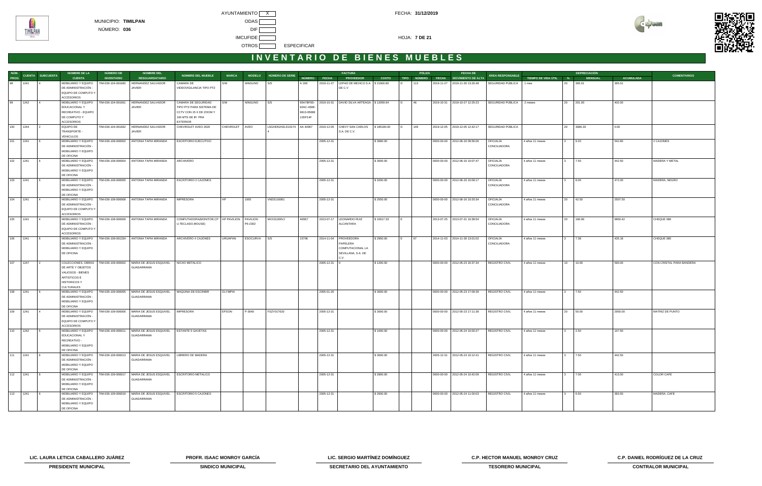MUNICIPIO: **TIMILPAN**

NÚMERO: **036**

AYUNTAMIENTO [X] ODAS [ ] DIF [ ] IMCUFIDE [ ] OTROS [ ] ESPECIFICAR

FECHA: **31/12/2019**

HOJA: **7 DE 21**

# INVENTARIO DE BIENES MUEBLES

| NÚM. PROG | CUENTA | SUBCUENTA | NOMBRE DE LA CUENTA | NÚMERO DE INVENTARIO | NOMBRE DEL RESGUARDATARIO | NOMBRE DEL MUEBLE | MARCA | MODELO | NÚMERO DE SERIE | FACTURA NÚMERO | FACTURA FECHA | FACTURA PROVEEDOR | FACTURA COSTO | PÓLIZA TIPO | PÓLIZA NÚMERO | PÓLIZA FECHA | FECHA DE MOVIMIENTO DE ALTA | ÁREA RESPONSABLE | TIEMPO DE VIDA ÚTIL | DEPRECIACIÓN % | DEPRECIACIÓN MENSUAL | DEPRECIACIÓN ACUMULADA | COMENTARIOS |
|---|---|---|---|---|---|---|---|---|---|---|---|---|---|---|---|---|---|---|---|---|---|---|---|
| 98 | 1241 | 4 | MOBILIARIO Y EQUIPO DE ADMINISTRACIÓN - EQUIPO DE COMPUTO Y ACCESORIOS | TIM-036-104-001660 | HERNANDEZ SALVADOR JAVIER | CAMARA DE VIDEOVIGILANCIA TIPO PTZ | S/M | NINGUNO | S/S | A 166 | 2019-11-27 | LEPAO DE MEXICO S.A DE C.V | $ 21900.80 | D | 113 | 2019-11-27 | 2019-11-30 13:26:48 | SEGURIDAD PÚBLICA | 1 mes | 20 | 365.01 | 365.01 | |
| 99 | 1242 | 4 | MOBILIARIO Y EQUIPO EDUCACIONAL Y RECREATIVO - EQUIPO DE COMPUTO Y ACCESORIOS | TIM-036-104-001661 | HERNANDEZ SALVADOR JAVIER | CAMARA DE SEGURIDAD TIPO PTZ PARA SISTEMA DE CCTV CON 15 X DE ZOOM Y 100 MTS DE IR PRA EXTERIOR | S/M | NINGUNO | S/S | 95A7BF6D-92AC-469E-9813-05088 12DF14F | 2019-10-31 | DAVID SILVA ARTEAGA | $ 12059.94 | D | 46 | 2019-10-31 | 2019-10-27 12:25:23 | SEGURIDAD PÚBLICA | 2 meses | 20 | 201.00 | 402.00 | |
| 100 | 1244 | 2 | EQUIPO DE TRANSPORTE - VEHICULOS | TIM-036-104-001662 | HERNANDEZ SALVADOR JAVIER | CHEVROLET AVEO 2020 | CHEVROLET | AVEO | LSGHD52H2LD10174 4 | AA 44967 | 2019-12-05 | CHEVY SAN CARLOS S.A. DE C.V. | $ 185180.00 | D | 149 | 2019-12-05 | 2019-12-05 12:42:17 | SEGURIDAD PÚBLICA | | 20 | 3086.33 | 0.00 | |
| 101 | 1241 | 6 | MOBILIARIO Y EQUIPO DE ADMINISTRACIÓN - MOBILIARIO Y EQUIPO DE OFICINA | TIM-036-108-000002 | ANTONIA TAPIA MIRANDA | ESCRITORIO EJECUTIVO | | | | | 2005-12-31 | | $ 3680.00 | | | 0000-00-00 | 2012-06-16 09:56:06 | OFICIALÍA CONCILIADORA | 4 años 11 meses | 3 | 9.20 | 542.80 | 2 CAJONES |
| 102 | 1241 | 6 | MOBILIARIO Y EQUIPO DE ADMINISTRACIÓN - MOBILIARIO Y EQUIPO DE OFICINA | TIM-036-108-000004 | ANTONIA TAPIA MIRANDA | ARCHIVERO | | | | | 2005-12-31 | | $ 3000.00 | | | 0000-00-00 | 2012-06-16 10:07:47 | OFICIALÍA CONCILIADORA | 4 años 11 meses | 3 | 7.50 | 442.50 | MADERA Y METAL |
| 103 | 1241 | 6 | MOBILIARIO Y EQUIPO DE ADMINISTRACIÓN - MOBILIARIO Y EQUIPO DE OFICINA | TIM-036-108-000005 | ANTONIA TAPIA MIRANDA | ESCRITORIO 2 CAJONES | | | | | 2005-12-31 | | $ 3200.00 | | | 0000-00-00 | 2012-06-16 10:09:17 | OFICIALÍA CONCILIADORA | 4 años 11 meses | 3 | 8.00 | 472.00 | MADERA, NEGRO |
| 104 | 1241 | 4 | MOBILIARIO Y EQUIPO DE ADMINISTRACIÓN - EQUIPO DE COMPUTO Y ACCESORIOS | TIM-036-108-000008 | ANTONIA TAPIA MIRANDA | IMPRESORA | HP | 1005 | VND3116061 | | 2005-12-31 | | $ 2550.00 | | | 0000-00-00 | 2012-06-16 10:20:34 | OFICIALÍA CONCILIADORA | 4 años 11 meses | 20 | 42.50 | 2507.50 | |
| 105 | 1241 | 4 | MOBILIARIO Y EQUIPO DE ADMINISTRACIÓN - EQUIPO DE COMPUTO Y ACCESORIOS | TIM-036-108-000009 | ANTONIA TAPIA MIRANDA | COMPUTADORA(MONITOR,CP U,TECLADO,MOUSE) | HP PAVILION | PAVILION P6-2302 | MXX31206VJ | A9567 | 2013-07-17 | LEONARDO RUIZ ALCANTARA | $ 10017.33 | E | | 2013-07-25 | 2013-07-31 10:38:54 | OFICIALÍA CONCILIADORA | 4 años 11 meses | 20 | 166.96 | 9850.42 | CHEQUE 086 |
| 106 | 1241 | 6 | MOBILIARIO Y EQUIPO DE ADMINISTRACIÓN - MOBILIARIO Y EQUIPO DE OFICINA | TIM-036-108-001334 | ANTONIA TAPIA MIRANDA | ARCHIVERO 4 CAJONES | URUAPAN | ESOCURVA | S/S | 15706 | 2014-11-04 | PROVEEDORA PAPELERA COMPUTACIONAL LA SEVILLANA, S.A. DE C.V. | $ 2950.00 | E | 67 | 2014-11-03 | 2014-11-30 13:01:02 | OFICIALÍA CONCILIADORA | 4 años 11 meses | 3 | 7.38 | 435.18 | CHEQUE 085 |
| 107 | 1247 | 2 | COLECCIONES, OBRAS DE ARTE Y OBJETOS VALIOSOS - BIENES ARTISTICOS E HISTORICOS Y CULTURALES | TIM-036-109-000002 | MARIA DE JESUS ESQUIVEL GUADARRAMA | NICHO METALICO | | | | | 2005-12-31 | 0 | $ 1200.00 | | | 0000-00-00 | 2012-05-23 16:37:34 | REGISTRO CIVIL | 4 años 11 meses | 10 | 10.00 | 590.00 | CON CRISTAL PARA BANDERA |
| 108 | 1241 | 6 | MOBILIARIO Y EQUIPO DE ADMINISTRACIÓN - MOBILIARIO Y EQUIPO DE OFICINA | TIM-036-109-000005 | MARIA DE JESUS ESQUIVEL GUADARRAMA | MAQUINA DE ESCRIBIR | OLYMPIA | | | | 2005-01-20 | | $ 3000.00 | | | 0000-00-00 | 2012-05-23 17:09:39 | REGISTRO CIVIL | 4 años 11 meses | 3 | 7.50 | 442.50 | |
| 109 | 1241 | 4 | MOBILIARIO Y EQUIPO DE ADMINISTRACIÓN - EQUIPO DE COMPUTO Y ACCESORIOS | TIM-036-109-000006 | MARIA DE JESUS ESQUIVEL GUADARRAMA | IMPRESORA | EPSON | P-3640 | FSZY017620 | | 2005-12-31 | | $ 3000.00 | | | 0000-00-00 | 2012-05-23 17:11:36 | REGISTRO CIVIL | 4 años 11 meses | 20 | 50.00 | 2950.00 | MATRIZ DE PUNTO |
| 110 | 1242 | 6 | MOBILIARIO Y EQUIPO EDUCACIONAL Y RECREATIVO - MOBILIARIO Y EQUIPO DE OFICINA | TIM-036-109-000011 | MARIA DE JESUS ESQUIVEL GUADARRAMA | ESTANTE 5 GAVETAS | | | | | 2005-12-31 | | $ 1000.00 | | | 0000-00-00 | 2012-05-24 10:00:27 | REGISTRO CIVIL | 4 años 11 meses | 3 | 2.50 | 147.50 | |
| 111 | 1241 | 6 | MOBILIARIO Y EQUIPO DE ADMINISTRACIÓN - MOBILIARIO Y EQUIPO DE OFICINA | TIM-036-109-000013 | MARIA DE JESUS ESQUIVEL GUADARRAMA | LIBRERO DE MADERA | | | | | 2005-12-31 | | $ 3000.00 | | | 2005-12-31 | 2012-05-24 10:12:41 | REGISTRO CIVIL | 4 años 11 meses | 3 | 7.50 | 442.50 | |
| 112 | 1241 | 6 | MOBILIARIO Y EQUIPO DE ADMINISTRACIÓN - MOBILIARIO Y EQUIPO DE OFICINA | TIM-036-109-000017 | MARIA DE JESUS ESQUIVEL GUADARRAMA | ESCRITORIO METALICO | | | | | 2005-12-31 | | $ 2800.00 | | | 0000-00-00 | 2012-05-24 10:42:06 | REGISTRO CIVIL | 4 años 11 meses | 3 | 7.00 | 413.00 | COLOR CAFE |
| 113 | 1241 | 6 | MOBILIARIO Y EQUIPO DE ADMINISTRACIÓN - MOBILIARIO Y EQUIPO DE OFICINA | TIM-036-109-000019 | MARIA DE JESUS ESQUIVEL GUADARRAMA | ESCRITORIO 5 CAJONES | | | | | 2005-12-31 | | $ 2600.00 | | | 0000-00-00 | 2012-05-24 11:00:03 | REGISTRO CIVIL | 4 años 11 meses | 3 | 6.50 | 383.50 | MADERA, CAFE |

| LIC. LAURA LETICIA CABALLERO JUÁREZ | PROFR. ISAAC MONROY GARCÍA | LIC. SERGIO MARTÍNEZ DOMÍNGUEZ | C.P. HECTOR MANUEL MONROY CRUZ | C.P. DANIEL RODRÍGUEZ DE LA CRUZ |
|---|---|---|---|---|
| PRESIDENTE MUNICIPAL | SINDICO MUNICIPAL | SECRETARIO DEL AYUNTAMIENTO | TESORERO MUNICIPAL | CONTRALOR MUNICIPAL |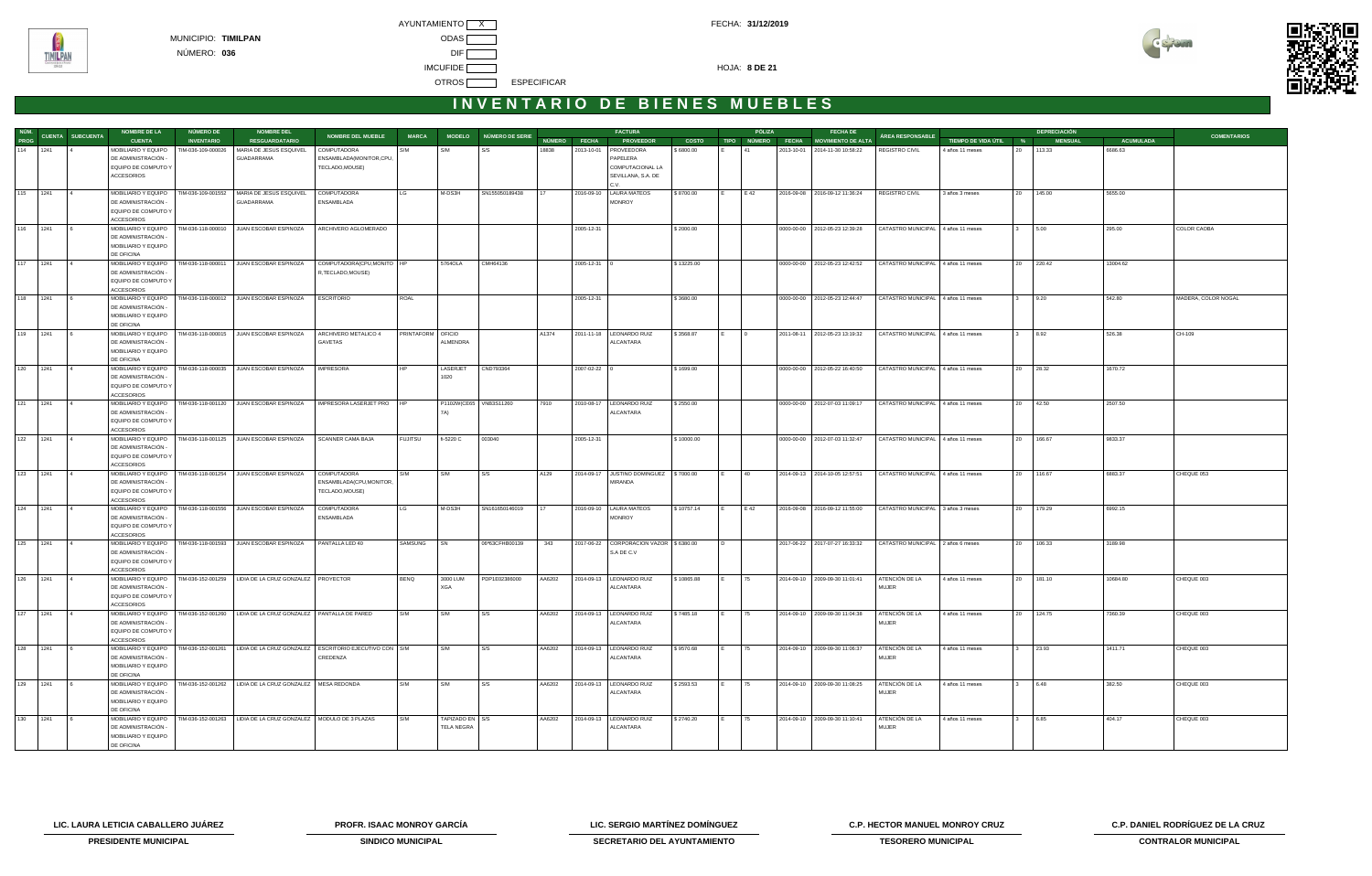MUNICIPIO: **TIMILPAN**

NÚMERO: **036**

AYUNTAMIENTO X

ODAS

DIF

IMCUFIDE

OTROS ESPECIFICAR

FECHA: **31/12/2019**

# INVENTARIO DE BIENES MUEBLES

| NÚM. PROG | CUENTA | SUBCUENTA | NOMBRE DE LA CUENTA | NÚMERO DE INVENTARIO | NOMBRE DEL RESGUARDATARIO | NOMBRE DEL MUEBLE | MARCA | MODELO | NÚMERO DE SERIE | FACTURA | | | | PÓLIZA | | | FECHA DE MOVIMIENTO DE ALTA | ÁREA RESPONSABLE | TIEMPO DE VIDA ÚTIL | DEPRECIACIÓN | | | COMENTARIOS |
|---|---|---|---|---|---|---|---|---|---|---|---|---|---|---|---|---|---|---|---|---|---|---|---|
| | | | | | | | | | | NÚMERO | FECHA | PROVEEDOR | COSTO | TIPO | NÚMERO | FECHA | | | | % | MENSUAL | ACUMULADA | |
| 114 | 1241 | 4 | MOBILIARIO Y EQUIPO DE ADMINISTRACIÓN - EQUIPO DE COMPUTO Y ACCESORIOS | TIM-036-109-000026 | MARIA DE JESUS ESQUIVEL GUADARRAMA | COMPUTADORA ENSAMBLADA(MONITOR,CPU, TECLADO,MOUSE) | S/M | S/M | S/S | 1883B | 2013-10-01 | PROVEEDORA PAPELERA COMPUTACIONAL LA SEVILLANA, S.A. DE C.V. | $ 6800.00 | E | 41 | 2013-10-01 | 2014-11-30 10:58:22 | REGISTRO CIVIL | 4 años 11 meses | 20 | 113.33 | 6686.63 | |
| 115 | 1241 | 4 | MOBILIARIO Y EQUIPO DE ADMINISTRACIÓN - EQUIPO DE COMPUTO Y ACCESORIOS | TIM-036-109-001552 | MARIA DE JESUS ESQUIVEL GUADARRAMA | COMPUTADORA ENSAMBLADA | LG | M-DS3H | SN155050189438 | 17 | 2016-09-10 | LAURA MATEOS MONROY | $ 8700.00 | E | E 42 | 2016-09-08 | 2016-09-12 11:36:24 | REGISTRO CIVIL | 3 años 3 meses | 20 | 145.00 | 5655.00 | |
| 116 | 1241 | 6 | MOBILIARIO Y EQUIPO DE ADMINISTRACIÓN - MOBILIARIO Y EQUIPO DE OFICINA | TIM-036-118-000010 | JUAN ESCOBAR ESPINOZA | ARCHIVERO AGLOMERADO | | | | | 2005-12-31 | | $ 2000.00 | | | 0000-00-00 | 2012-05-23 12:39:28 | CATASTRO MUNICIPAL | 4 años 11 meses | 3 | 5.00 | 295.00 | COLOR CAOBA |
| 117 | 1241 | 4 | MOBILIARIO Y EQUIPO DE ADMINISTRACIÓN - EQUIPO DE COMPUTO Y ACCESORIOS | TIM-036-118-000011 | JUAN ESCOBAR ESPINOZA | COMPUTADORA(CPU,MONITOR,TECLADO,MOUSE) | HP | 5764OLA | CMH64136 | | 2005-12-31 | 0 | $ 13225.00 | | | 0000-00-00 | 2012-05-23 12:42:52 | CATASTRO MUNICIPAL | 4 años 11 meses | 20 | 220.42 | 13004.62 | |
| 118 | 1241 | 6 | MOBILIARIO Y EQUIPO DE ADMINISTRACIÓN - MOBILIARIO Y EQUIPO DE OFICINA | TIM-036-118-000012 | JUAN ESCOBAR ESPINOZA | ESCRITORIO | ROAL | | | | 2005-12-31 | | $ 3680.00 | | | 0000-00-00 | 2012-05-23 12:44:47 | CATASTRO MUNICIPAL | 4 años 11 meses | 3 | 9.20 | 542.80 | MADERA, COLOR NOGAL |
| 119 | 1241 | 6 | MOBILIARIO Y EQUIPO DE ADMINISTRACIÓN - MOBILIARIO Y EQUIPO DE OFICINA | TIM-036-118-000015 | JUAN ESCOBAR ESPINOZA | ARCHIVERO METALICO 4 GAVETAS | PRINTAFORM | OFICIO ALMENDRA | | A1374 | 2011-11-18 | LEONARDO RUIZ ALCANTARA | $ 3568.87 | E | 0 | 2011-08-11 | 2012-05-23 13:19:32 | CATASTRO MUNICIPAL | 4 años 11 meses | 3 | 8.92 | 526.38 | CH-109 |
| 120 | 1241 | 4 | MOBILIARIO Y EQUIPO DE ADMINISTRACIÓN - EQUIPO DE COMPUTO Y ACCESORIOS | TIM-036-118-000035 | JUAN ESCOBAR ESPINOZA | IMPRESORA | HP | LASERJET 1020 | CND793364 | | 2007-02-22 | 0 | $ 1699.00 | | | 0000-00-00 | 2012-05-22 16:40:50 | CATASTRO MUNICIPAL | 4 años 11 meses | 20 | 28.32 | 1670.72 | |
| 121 | 1241 | 4 | MOBILIARIO Y EQUIPO DE ADMINISTRACIÓN - EQUIPO DE COMPUTO Y ACCESORIOS | TIM-036-118-001120 | JUAN ESCOBAR ESPINOZA | IMPRESORA LASERJET PRO | HP | P1102W(CE657A) | VNB3S11260 | 7910 | 2010-08-17 | LEONARDO RUIZ ALCANTARA | $ 2550.00 | | | 0000-00-00 | 2012-07-03 11:09:17 | CATASTRO MUNICIPAL | 4 años 11 meses | 20 | 42.50 | 2507.50 | |
| 122 | 1241 | 4 | MOBILIARIO Y EQUIPO DE ADMINISTRACIÓN - EQUIPO DE COMPUTO Y ACCESORIOS | TIM-036-118-001125 | JUAN ESCOBAR ESPINOZA | SCANNER CAMA BAJA | FUJITSU | fi-5220 C | 003040 | | 2005-12-31 | | $ 10000.00 | | | 0000-00-00 | 2012-07-03 11:32:47 | CATASTRO MUNICIPAL | 4 años 11 meses | 20 | 166.67 | 9833.37 | |
| 123 | 1241 | 4 | MOBILIARIO Y EQUIPO DE ADMINISTRACIÓN - EQUIPO DE COMPUTO Y ACCESORIOS | TIM-036-118-001254 | JUAN ESCOBAR ESPINOZA | COMPUTADORA ENSAMBLADA(CPU,MONITOR, TECLADO,MOUSE) | S/M | S/M | S/S | A129 | 2014-09-17 | JUSTINO DOMINGUEZ MIRANDA | $ 7000.00 | E | 40 | 2014-09-13 | 2014-10-05 12:57:51 | CATASTRO MUNICIPAL | 4 años 11 meses | 20 | 116.67 | 6883.37 | CHEQUE 053 |
| 124 | 1241 | 4 | MOBILIARIO Y EQUIPO DE ADMINISTRACIÓN - EQUIPO DE COMPUTO Y ACCESORIOS | TIM-036-118-001556 | JUAN ESCOBAR ESPINOZA | COMPUTADORA ENSAMBLADA | LG | M-DS3H | SN161650146019 | 17 | 2016-09-10 | LAURA MATEOS MONROY | $ 10757.14 | E | E 42 | 2016-09-08 | 2016-09-12 11:55:00 | CATASTRO MUNICIPAL | 3 años 3 meses | 20 | 179.29 | 6992.15 | |
| 125 | 1241 | 4 | MOBILIARIO Y EQUIPO DE ADMINISTRACIÓN - EQUIPO DE COMPUTO Y ACCESORIOS | TIM-036-118-001593 | JUAN ESCOBAR ESPINOZA | PANTALLA LED 40 | SAMSUNG | SN | 06P63CFHB00139 | 343 | 2017-06-22 | CORPORACION VAZOR S.A DE C.V | $ 6380.00 | D | | 2017-06-22 | 2017-07-27 16:33:32 | CATASTRO MUNICIPAL | 2 años 6 meses | 20 | 106.33 | 3189.98 | |
| 126 | 1241 | 4 | MOBILIARIO Y EQUIPO DE ADMINISTRACIÓN - EQUIPO DE COMPUTO Y ACCESORIOS | TIM-036-152-001259 | LIDIA DE LA CRUZ GONZALEZ | PROYECTOR | BENQ | 3000 LUM XGA | PDP1002386000 | AA6202 | 2014-09-13 | LEONARDO RUIZ ALCANTARA | $ 10865.88 | E | 75 | 2014-09-10 | 2009-09-30 11:01:41 | ATENCIÓN DE LA MUJER | 4 años 11 meses | 20 | 181.10 | 10684.80 | CHEQUE 003 |
| 127 | 1241 | 4 | MOBILIARIO Y EQUIPO DE ADMINISTRACIÓN - EQUIPO DE COMPUTO Y ACCESORIOS | TIM-036-152-001260 | LIDIA DE LA CRUZ GONZALEZ | PANTALLA DE PARED | S/M | S/M | S/S | AA6202 | 2014-09-13 | LEONARDO RUIZ ALCANTARA | $ 7485.18 | E | 75 | 2014-09-10 | 2009-09-30 11:04:38 | ATENCIÓN DE LA MUJER | 4 años 11 meses | 20 | 124.75 | 7360.39 | CHEQUE 003 |
| 128 | 1241 | 6 | MOBILIARIO Y EQUIPO DE ADMINISTRACIÓN - MOBILIARIO Y EQUIPO DE OFICINA | TIM-036-152-001261 | LIDIA DE LA CRUZ GONZALEZ | ESCRITORIO EJECUTIVO CON CREDENZA | S/M | S/M | S/S | AA6202 | 2014-09-13 | LEONARDO RUIZ ALCANTARA | $ 9570.68 | E | 75 | 2014-09-10 | 2009-09-30 11:06:37 | ATENCIÓN DE LA MUJER | 4 años 11 meses | 3 | 23.93 | 1411.71 | CHEQUE 003 |
| 129 | 1241 | 6 | MOBILIARIO Y EQUIPO DE ADMINISTRACIÓN - MOBILIARIO Y EQUIPO DE OFICINA | TIM-036-152-001262 | LIDIA DE LA CRUZ GONZALEZ | MESA REDONDA | S/M | S/M | S/S | AA6202 | 2014-09-13 | LEONARDO RUIZ ALCANTARA | $ 2593.53 | E | 75 | 2014-09-10 | 2009-09-30 11:08:25 | ATENCIÓN DE LA MUJER | 4 años 11 meses | 3 | 6.48 | 382.50 | CHEQUE 003 |
| 130 | 1241 | 6 | MOBILIARIO Y EQUIPO DE ADMINISTRACIÓN - MOBILIARIO Y EQUIPO DE OFICINA | TIM-036-152-001263 | LIDIA DE LA CRUZ GONZALEZ | MODULO DE 3 PLAZAS | S/M | TAPIZADO EN TELA NEGRA | S/S | AA6202 | 2014-09-13 | LEONARDO RUIZ ALCANTARA | $ 2740.20 | E | 75 | 2014-09-10 | 2009-09-30 11:10:41 | ATENCIÓN DE LA MUJER | 4 años 11 meses | 3 | 6.85 | 404.17 | CHEQUE 003 |

| LIC. LAURA LETICIA CABALLERO JUÁREZ | PROFR. ISAAC MONROY GARCÍA | LIC. SERGIO MARTÍNEZ DOMÍNGUEZ | C.P. HECTOR MANUEL MONROY CRUZ | C.P. DANIEL RODRÍGUEZ DE LA CRUZ |
|---|---|---|---|---|
| PRESIDENTE MUNICIPAL | SINDICO MUNICIPAL | SECRETARIO DEL AYUNTAMIENTO | TESORERO MUNICIPAL | CONTRALOR MUNICIPAL |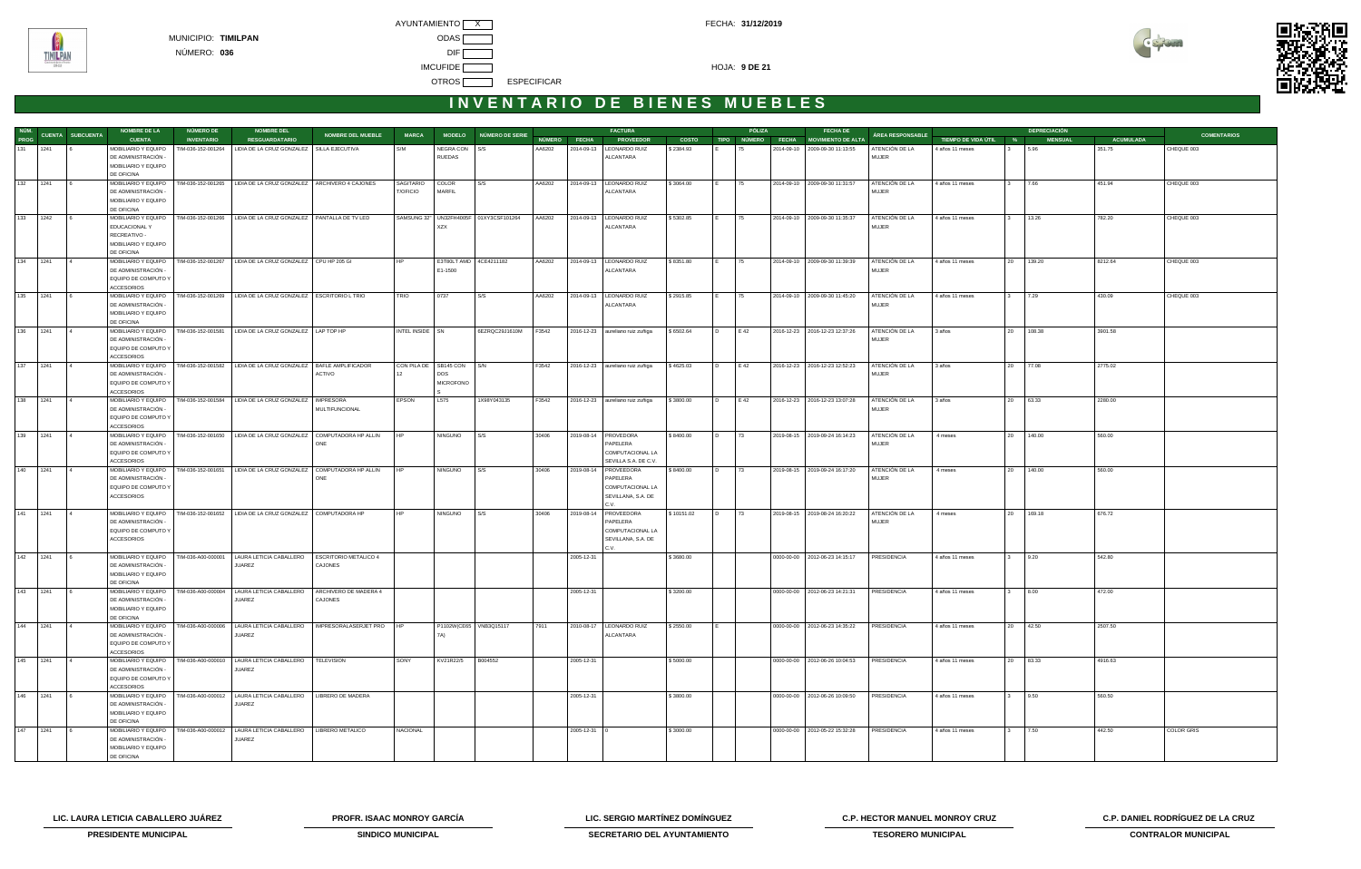MUNICIPIO: **TIMILPAN**

NÚMERO: **036**

AYUNTAMIENTO X

ODAS

DIF

IMCUFIDE

OTROS ESPECIFICAR

FECHA: **31/12/2019**

HOJA: **9 DE 21**

# INVENTARIO DE BIENES MUEBLES

| NÚM. PROG | CUENTA | SUBCUENTA | NOMBRE DE LA CUENTA | NÚMERO DE INVENTARIO | NOMBRE DEL RESGUARDATARIO | NOMBRE DEL MUEBLE | MARCA | MODELO | NÚMERO DE SERIE | FACTURA | | | | PÓLIZA | | | FECHA DE MOVIMIENTO DE ALTA | ÁREA RESPONSABLE | DEPRECIACIÓN | | | | COMENTARIOS |
|---|---|---|---|---|---|---|---|---|---|---|---|---|---|---|---|---|---|---|---|---|---|---|---|
| | | | | | | | | | | NÚMERO | FECHA | PROVEEDOR | COSTO | TIPO | NÚMERO | FECHA | | | TIEMPO DE VIDA ÚTIL | % | MENSUAL | ACUMULADA | |
| 131 | 1241 | 6 | MOBILIARIO Y EQUIPO DE ADMINISTRACIÓN - MOBILIARIO Y EQUIPO DE OFICINA | TIM-036-152-001264 | LIDIA DE LA CRUZ GONZALEZ | SILLA EJECUTIVA | S/M | NEGRA CON RUEDAS | S/S | AA6202 | 2014-09-13 | LEONARDO RUIZ ALCANTARA | $ 2384.93 | E | 75 | 2014-09-10 | 2009-09-30 11:13:55 | ATENCIÓN DE LA MUJER | 4 años 11 meses | 3 | 5.96 | 351.75 | CHEQUE 003 |
| 132 | 1241 | 6 | MOBILIARIO Y EQUIPO DE ADMINISTRACIÓN - MOBILIARIO Y EQUIPO DE OFICINA | TIM-036-152-001265 | LIDIA DE LA CRUZ GONZALEZ | ARCHIVERO 4 CAJONES | SAGITARIO T/OFICIO | COLOR MARFIL | S/S | AA6202 | 2014-09-13 | LEONARDO RUIZ ALCANTARA | $ 3064.00 | E | 75 | 2014-09-10 | 2009-09-30 11:31:57 | ATENCIÓN DE LA MUJER | 4 años 11 meses | 3 | 7.66 | 451.94 | CHEQUE 003 |
| 133 | 1242 | 6 | MOBILIARIO Y EQUIPO EDUCACIONAL Y RECREATIVO - MOBILIARIO Y EQUIPO DE OFICINA | TIM-036-152-001266 | LIDIA DE LA CRUZ GONZALEZ | PANTALLA DE TV LED | SAMSUNG 32" | UN32FH4005F XZX | 01XY3CSF101264 | AA6202 | 2014-09-13 | LEONARDO RUIZ ALCANTARA | $ 5302.85 | E | 75 | 2014-09-10 | 2009-09-30 11:35:37 | ATENCIÓN DE LA MUJER | 4 años 11 meses | 3 | 13.26 | 782.20 | CHEQUE 003 |
| 134 | 1241 | 4 | MOBILIARIO Y EQUIPO DE ADMINISTRACIÓN - EQUIPO DE COMPUTO Y ACCESORIOS | TIM-036-152-001267 | LIDIA DE LA CRUZ GONZALEZ | CPU HP 205 GI | HP | E3T80LT AMD E1-1500 | 4CE4211182 | AA6202 | 2014-09-13 | LEONARDO RUIZ ALCANTARA | $ 8351.80 | E | 75 | 2014-09-10 | 2009-09-30 11:39:39 | ATENCIÓN DE LA MUJER | 4 años 11 meses | 20 | 139.20 | 8212.64 | CHEQUE 003 |
| 135 | 1241 | 6 | MOBILIARIO Y EQUIPO DE ADMINISTRACIÓN - MOBILIARIO Y EQUIPO DE OFICINA | TIM-036-152-001269 | LIDIA DE LA CRUZ GONZALEZ | ESCRITORIO L TRIO | TRIO | 0737 | S/S | AA6202 | 2014-09-13 | LEONARDO RUIZ ALCANTARA | $ 2915.85 | E | 75 | 2014-09-10 | 2009-09-30 11:45:20 | ATENCIÓN DE LA MUJER | 4 años 11 meses | 3 | 7.29 | 430.09 | CHEQUE 003 |
| 136 | 1241 | 4 | MOBILIARIO Y EQUIPO DE ADMINISTRACIÓN - EQUIPO DE COMPUTO Y ACCESORIOS | TIM-036-152-001581 | LIDIA DE LA CRUZ GONZALEZ | LAP TOP HP | INTEL INSIDE | SN | 6EZRQC29J1610M | F3542 | 2016-12-23 | aureliano ruiz zuñiga | $ 6502.64 | D | E 42 | 2016-12-23 | 2016-12-23 12:37:26 | ATENCIÓN DE LA MUJER | 3 años | 20 | 108.38 | 3901.58 | |
| 137 | 1241 | 4 | MOBILIARIO Y EQUIPO DE ADMINISTRACIÓN - EQUIPO DE COMPUTO Y ACCESORIOS | TIM-036-152-001582 | LIDIA DE LA CRUZ GONZALEZ | BAFLE AMPLIFICADOR ACTIVO | CON PILA DE 12 | SB145 CON DOS MICROFONOS | S/N | F3542 | 2016-12-23 | aureliano ruiz zuñiga | $ 4625.03 | D | E 42 | 2016-12-23 | 2016-12-23 12:52:23 | ATENCIÓN DE LA MUJER | 3 años | 20 | 77.08 | 2775.02 | |
| 138 | 1241 | 4 | MOBILIARIO Y EQUIPO DE ADMINISTRACIÓN - EQUIPO DE COMPUTO Y ACCESORIOS | TIM-036-152-001584 | LIDIA DE LA CRUZ GONZALEZ | IMPRESORA MULTIFUNCIONAL | EPSON | L575 | 1X9EY043135 | F3542 | 2016-12-23 | aureliano ruiz zuñiga | $ 3800.00 | D | E 42 | 2016-12-23 | 2016-12-23 13:07:28 | ATENCIÓN DE LA MUJER | 3 años | 20 | 63.33 | 2280.00 | |
| 139 | 1241 | 4 | MOBILIARIO Y EQUIPO DE ADMINISTRACIÓN - EQUIPO DE COMPUTO Y ACCESORIOS | TIM-036-152-001650 | LIDIA DE LA CRUZ GONZALEZ | COMPUTADORA HP ALL IN ONE | HP | NINGUNO | S/S | 30406 | 2019-08-14 | PROVEEDORA PAPELERA COMPUTACIONAL LA SEVILLA S.A. DE C.V. | $ 8400.00 | D | 73 | 2019-08-15 | 2019-09-24 16:14:23 | ATENCIÓN DE LA MUJER | 4 meses | 20 | 140.00 | 560.00 | |
| 140 | 1241 | 4 | MOBILIARIO Y EQUIPO DE ADMINISTRACIÓN - EQUIPO DE COMPUTO Y ACCESORIOS | TIM-036-152-001651 | LIDIA DE LA CRUZ GONZALEZ | COMPUTADORA HP ALL IN ONE | HP | NINGUNO | S/S | 30406 | 2019-08-14 | PROVEEDORA PAPELERA COMPUTACIONAL LA SEVILLANA, S.A. DE C.V. | $ 8400.00 | D | 73 | 2019-08-15 | 2019-09-24 16:17:20 | ATENCIÓN DE LA MUJER | 4 meses | 20 | 140.00 | 560.00 | |
| 141 | 1241 | 4 | MOBILIARIO Y EQUIPO DE ADMINISTRACIÓN - EQUIPO DE COMPUTO Y ACCESORIOS | TIM-036-152-001652 | LIDIA DE LA CRUZ GONZALEZ | COMPUTADORA HP | HP | NINGUNO | S/S | 30406 | 2019-08-14 | PROVEEDORA PAPELERA COMPUTACIONAL LA SEVILLANA, S.A. DE C.V. | $ 10151.02 | D | 73 | 2019-08-15 | 2019-09-24 16:20:22 | ATENCIÓN DE LA MUJER | 4 meses | 20 | 169.18 | 676.72 | |
| 142 | 1241 | 6 | MOBILIARIO Y EQUIPO DE ADMINISTRACIÓN - MOBILIARIO Y EQUIPO DE OFICINA | TIM-036-A00-000001 | LAURA LETICIA CABALLERO JUAREZ | ESCRITORIO METALICO 4 CAJONES | | | | | 2005-12-31 | | $ 3680.00 | | | 0000-00-00 | 2012-06-23 14:15:17 | PRESIDENCIA | 4 años 11 meses | 3 | 9.20 | 542.80 | |
| 143 | 1241 | 6 | MOBILIARIO Y EQUIPO DE ADMINISTRACIÓN - MOBILIARIO Y EQUIPO DE OFICINA | TIM-036-A00-000004 | LAURA LETICIA CABALLERO JUAREZ | ARCHIVERO DE MADERA 4 CAJONES | | | | | 2005-12-31 | | $ 3200.00 | | | 0000-00-00 | 2012-06-23 14:21:31 | PRESIDENCIA | 4 años 11 meses | 3 | 8.00 | 472.00 | |
| 144 | 1241 | 4 | MOBILIARIO Y EQUIPO DE ADMINISTRACIÓN - EQUIPO DE COMPUTO Y ACCESORIOS | TIM-036-A00-000006 | LAURA LETICIA CABALLERO JUAREZ | IMPRESORALASERJET PRO | HP | P1102W(CE65 7A) | VNB3Q15117 | 7911 | 2010-08-17 | LEONARDO RUIZ ALCANTARA | $ 2550.00 | E | | 0000-00-00 | 2012-06-23 14:35:22 | PRESIDENCIA | 4 años 11 meses | 20 | 42.50 | 2507.50 | |
| 145 | 1241 | 4 | MOBILIARIO Y EQUIPO DE ADMINISTRACIÓN - EQUIPO DE COMPUTO Y ACCESORIOS | TIM-036-A00-000010 | LAURA LETICIA CABALLERO JUAREZ | TELEVISION | SONY | KV21R22/5 | B004552 | | 2005-12-31 | | $ 5000.00 | | | 0000-00-00 | 2012-06-26 10:04:53 | PRESIDENCIA | 4 años 11 meses | 20 | 83.33 | 4916.63 | |
| 146 | 1241 | 6 | MOBILIARIO Y EQUIPO DE ADMINISTRACIÓN - MOBILIARIO Y EQUIPO DE OFICINA | TIM-036-A00-000012 | LAURA LETICIA CABALLERO JUAREZ | LIBRERO DE MADERA | | | | | 2005-12-31 | | $ 3800.00 | | | 0000-00-00 | 2012-06-26 10:09:50 | PRESIDENCIA | 4 años 11 meses | 3 | 9.50 | 560.50 | |
| 147 | 1241 | 6 | MOBILIARIO Y EQUIPO DE ADMINISTRACIÓN - MOBILIARIO Y EQUIPO DE OFICINA | TIM-036-A00-000012 | LAURA LETICIA CABALLERO JUAREZ | LIBRERO METALICO | NACIONAL | | | | 2005-12-31 | 0 | $ 3000.00 | | | 0000-00-00 | 2012-05-22 15:32:28 | PRESIDENCIA | 4 años 11 meses | 3 | 7.50 | 442.50 | COLOR GRIS |

| LIC. LAURA LETICIA CABALLERO JUÁREZ | PROFR. ISAAC MONROY GARCÍA | LIC. SERGIO MARTÍNEZ DOMÍNGUEZ | C.P. HECTOR MANUEL MONROY CRUZ | C.P. DANIEL RODRÍGUEZ DE LA CRUZ |
|---|---|---|---|---|
| **PRESIDENTE MUNICIPAL** | **SINDICO MUNICIPAL** | **SECRETARIO DEL AYUNTAMIENTO** | **TESORERO MUNICIPAL** | **CONTRALOR MUNICIPAL** |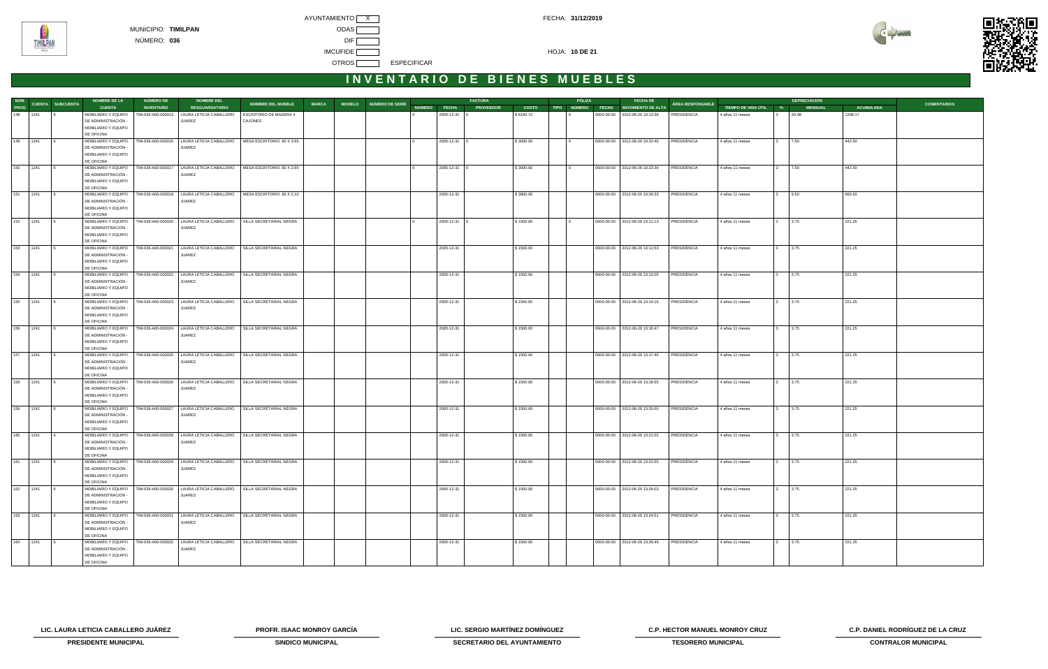AYUNTAMIENTO X

MUNICIPIO: **TIMILPAN**

NÚMERO: **036**

ODAS

DIF

IMCUFIDE

OTROS ESPECIFICAR

FECHA: **31/12/2019**

HOJA: **10 DE 21**

# INVENTARIO DE BIENES MUEBLES

| NÚM. PROG | CUENTA | SUBCUENTA | NOMBRE DE LA CUENTA | NÚMERO DE INVENTARIO | NOMBRE DEL RESGUARDATARIO | NOMBRE DEL MUEBLE | MARCA | MODELO | NÚMERO DE SERIE | FACTURA NÚMERO | FACTURA FECHA | FACTURA PROVEEDOR | FACTURA COSTO | PÓLIZA TIPO | PÓLIZA NÚMERO | PÓLIZA FECHA | FECHA DE MOVIMIENTO DE ALTA | ÁREA RESPONSABLE | TIEMPO DE VIDA ÚTIL | DEPRECIACIÓN % | DEPRECIACIÓN MENSUAL | DEPRECIACIÓN ACUMULADA | COMENTARIOS |
|---|---|---|---|---|---|---|---|---|---|---|---|---|---|---|---|---|---|---|---|---|---|---|---|
| 148 | 1241 | 6 | MOBILIARIO Y EQUIPO DE ADMINISTRACIÓN - MOBILIARIO Y EQUIPO DE OFICINA | TIM-036-A00-000013 | LAURA LETICIA CABALLERO JUAREZ | ESCRITORIO DE MADERA 4 CAJONES | | | | 0 | 2005-12-31 | 0 | $ 8190.72 | | 0 | 0000-00-00 | 2012-06-26 10:13:38 | PRESIDENCIA | 4 años 11 meses | 3 | 20.48 | 1208.17 | |
| 149 | 1241 | 6 | MOBILIARIO Y EQUIPO DE ADMINISTRACIÓN - MOBILIARIO Y EQUIPO DE OFICINA | TIM-036-A00-000016 | LAURA LETICIA CABALLERO JUAREZ | MESA ESCRITORIO .60 X 3.65 | | | | 0 | 2005-12-31 | 0 | $ 3000.00 | | 0 | 0000-00-00 | 2012-06-26 10:22:40 | PRESIDENCIA | 4 años 11 meses | 3 | 7.50 | 442.50 | |
| 150 | 1241 | 6 | MOBILIARIO Y EQUIPO DE ADMINISTRACIÓN - MOBILIARIO Y EQUIPO DE OFICINA | TIM-036-A00-000017 | LAURA LETICIA CABALLERO JUAREZ | MESA ESCRITORIO .60 X 3.65 | | | | 0 | 2005-12-31 | 0 | $ 3000.00 | | 0 | 0000-00-00 | 2012-06-26 10:23:39 | PRESIDENCIA | 4 años 11 meses | 3 | 7.50 | 442.50 | |
| 151 | 1241 | 6 | MOBILIARIO Y EQUIPO DE ADMINISTRACIÓN - MOBILIARIO Y EQUIPO DE OFICINA | TIM-036-A00-000019 | LAURA LETICIA CABALLERO JUAREZ | MESA ESCRITORIO .60 X 2.10 | | | | | 2005-12-31 | | $ 3800.00 | | | 0000-00-00 | 2012-06-26 10:26:33 | PRESIDENCIA | 4 años 11 meses | 3 | 9.50 | 560.50 | |
| 152 | 1241 | 6 | MOBILIARIO Y EQUIPO DE ADMINISTRACIÓN - MOBILIARIO Y EQUIPO DE OFICINA | TIM-036-A00-000020 | LAURA LETICIA CABALLERO JUAREZ | SILLA SECRETARIAL NEGRA | | | | 0 | 2005-12-31 | 0 | $ 1500.00 | | 0 | 0000-00-00 | 2012-06-26 13:11:13 | PRESIDENCIA | 4 años 11 meses | 3 | 3.75 | 221.25 | |
| 153 | 1241 | 6 | MOBILIARIO Y EQUIPO DE ADMINISTRACIÓN - MOBILIARIO Y EQUIPO DE OFICINA | TIM-036-A00-000021 | LAURA LETICIA CABALLERO JUAREZ | SILLA SECRETARIAL NEGRA | | | | | 2005-12-31 | | $ 1500.00 | | | 0000-00-00 | 2012-06-26 13:11:53 | PRESIDENCIA | 4 años 11 meses | 3 | 3.75 | 221.25 | |
| 154 | 1241 | 6 | MOBILIARIO Y EQUIPO DE ADMINISTRACIÓN - MOBILIARIO Y EQUIPO DE OFICINA | TIM-036-A00-000022 | LAURA LETICIA CABALLERO JUAREZ | SILLA SECRETARIAL NEGRA | | | | | 2005-12-31 | | $ 1500.00 | | | 0000-00-00 | 2012-06-26 13:13:05 | PRESIDENCIA | 4 años 11 meses | 3 | 3.75 | 221.25 | |
| 155 | 1241 | 6 | MOBILIARIO Y EQUIPO DE ADMINISTRACIÓN - MOBILIARIO Y EQUIPO DE OFICINA | TIM-036-A00-000023 | LAURA LETICIA CABALLERO JUAREZ | SILLA SECRETARIAL NEGRA | | | | | 2005-12-31 | | $ 1500.00 | | | 0000-00-00 | 2012-06-26 13:14:16 | PRESIDENCIA | 4 años 11 meses | 3 | 3.75 | 221.25 | |
| 156 | 1241 | 6 | MOBILIARIO Y EQUIPO DE ADMINISTRACIÓN - MOBILIARIO Y EQUIPO DE OFICINA | TIM-036-A00-000024 | LAURA LETICIA CABALLERO JUAREZ | SILLA SECRETARIAL NEGRA | | | | | 2005-12-31 | | $ 1500.00 | | | 0000-00-00 | 2012-06-26 13:16:47 | PRESIDENCIA | 4 años 11 meses | 3 | 3.75 | 221.25 | |
| 157 | 1241 | 6 | MOBILIARIO Y EQUIPO DE ADMINISTRACIÓN - MOBILIARIO Y EQUIPO DE OFICINA | TIM-036-A00-000025 | LAURA LETICIA CABALLERO JUAREZ | SILLA SECRETARIAL NEGRA | | | | | 2005-12-31 | | $ 1500.00 | | | 0000-00-00 | 2012-06-26 13:17:40 | PRESIDENCIA | 4 años 11 meses | 3 | 3.75 | 221.25 | |
| 158 | 1241 | 6 | MOBILIARIO Y EQUIPO DE ADMINISTRACIÓN - MOBILIARIO Y EQUIPO DE OFICINA | TIM-036-A00-000026 | LAURA LETICIA CABALLERO JUAREZ | SILLA SECRETARIAL NEGRA | | | | | 2005-12-31 | | $ 1500.00 | | | 0000-00-00 | 2012-06-26 13:18:55 | PRESIDENCIA | 4 años 11 meses | 3 | 3.75 | 221.25 | |
| 159 | 1241 | 6 | MOBILIARIO Y EQUIPO DE ADMINISTRACIÓN - MOBILIARIO Y EQUIPO DE OFICINA | TIM-036-A00-000027 | LAURA LETICIA CABALLERO JUAREZ | SILLA SECRETARIAL NEGRA | | | | | 2005-12-31 | | $ 1500.00 | | | 0000-00-00 | 2012-06-26 13:20:00 | PRESIDENCIA | 4 años 11 meses | 3 | 3.75 | 221.25 | |
| 160 | 1241 | 6 | MOBILIARIO Y EQUIPO DE ADMINISTRACIÓN - MOBILIARIO Y EQUIPO DE OFICINA | TIM-036-A00-000028 | LAURA LETICIA CABALLERO JUAREZ | SILLA SECRETARIAL NEGRA | | | | | 2005-12-31 | | $ 1500.00 | | | 0000-00-00 | 2012-06-26 13:21:02 | PRESIDENCIA | 4 años 11 meses | 3 | 3.75 | 221.25 | |
| 161 | 1241 | 6 | MOBILIARIO Y EQUIPO DE ADMINISTRACIÓN - MOBILIARIO Y EQUIPO DE OFICINA | TIM-036-A00-000029 | LAURA LETICIA CABALLERO JUAREZ | SILLA SECRETARIAL NEGRA | | | | | 2005-12-31 | | $ 1500.00 | | | 0000-00-00 | 2012-06-26 13:22:55 | PRESIDENCIA | 4 años 11 meses | 3 | 3.75 | 221.25 | |
| 162 | 1241 | 6 | MOBILIARIO Y EQUIPO DE ADMINISTRACIÓN - MOBILIARIO Y EQUIPO DE OFICINA | TIM-036-A00-000030 | LAURA LETICIA CABALLERO JUAREZ | SILLA SECRETARIAL NEGRA | | | | | 2005-12-31 | | $ 1500.00 | | | 0000-00-00 | 2012-06-26 13:24:03 | PRESIDENCIA | 4 años 11 meses | 3 | 3.75 | 221.25 | |
| 163 | 1241 | 6 | MOBILIARIO Y EQUIPO DE ADMINISTRACIÓN - MOBILIARIO Y EQUIPO DE OFICINA | TIM-036-A00-000031 | LAURA LETICIA CABALLERO JUAREZ | SILLA SECRETARIAL NEGRA | | | | | 2005-12-31 | | $ 1500.00 | | | 0000-00-00 | 2012-06-26 13:24:51 | PRESIDENCIA | 4 años 11 meses | 3 | 3.75 | 221.25 | |
| 164 | 1241 | 6 | MOBILIARIO Y EQUIPO DE ADMINISTRACIÓN - MOBILIARIO Y EQUIPO DE OFICINA | TIM-036-A00-000032 | LAURA LETICIA CABALLERO JUAREZ | SILLA SECRETARIAL NEGRA | | | | | 2005-12-31 | | $ 1500.00 | | | 0000-00-00 | 2012-06-26 13:28:49 | PRESIDENCIA | 4 años 11 meses | 3 | 3.75 | 221.25 | |

**LIC. LAURA LETICIA CABALLERO JUÁREZ**
**PRESIDENTE MUNICIPAL**

**PROFR. ISAAC MONROY GARCÍA**
**SINDICO MUNICIPAL**

**LIC. SERGIO MARTÍNEZ DOMÍNGUEZ**
**SECRETARIO DEL AYUNTAMIENTO**

**C.P. HECTOR MANUEL MONROY CRUZ**
**TESORERO MUNICIPAL**

**C.P. DANIEL RODRÍGUEZ DE LA CRUZ**
**CONTRALOR MUNICIPAL**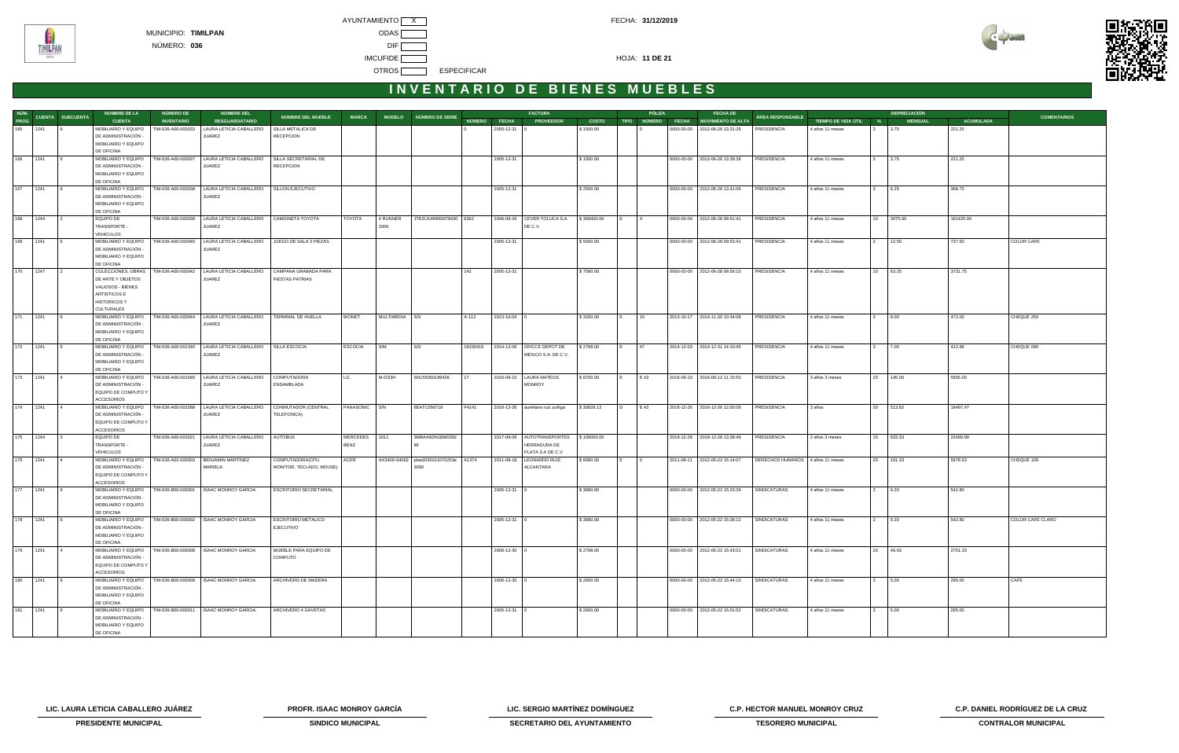MUNICIPIO: **TIMILPAN**

NÚMERO: **036**

AYUNTAMIENTO [X]
ODAS [ ]
DIF [ ]
IMCUFIDE [ ]
OTROS [ ] ESPECIFICAR

FECHA: **31/12/2019**

HOJA: **11 DE 21**

# INVENTARIO DE BIENES MUEBLES

| NÚM. PROG | CUENTA | SUBCUENTA | NOMBRE DE LA CUENTA | NÚMERO DE INVENTARIO | NOMBRE DEL RESGUARDATARIO | NOMBRE DEL MUEBLE | MARCA | MODELO | NÚMERO DE SERIE | FACTURA NÚMERO | FACTURA FECHA | FACTURA PROVEEDOR | FACTURA COSTO | PÓLIZA TIPO | PÓLIZA NÚMERO | PÓLIZA FECHA | FECHA DE MOVIMIENTO DE ALTA | ÁREA RESPONSABLE | TIEMPO DE VIDA ÚTIL | DEPRECIACIÓN % | DEPRECIACIÓN MENSUAL | DEPRECIACIÓN ACUMULADA | COMENTARIOS |
|---|---|---|---|---|---|---|---|---|---|---|---|---|---|---|---|---|---|---|---|---|---|---|---|
| 165 | 1241 | 6 | MOBILIARIO Y EQUIPO DE ADMINISTRACIÓN - MOBILIARIO Y EQUIPO DE OFICINA | TIM-036-A00-000033 | LAURA LETICIA CABALLERO JUAREZ | SILLA METALICA DE RECEPCION | | | | 0 | 2005-12-31 | 0 | $ 1500.00 | | 0 | 0000-00-00 | 2012-06-26 13:31:26 | PRESIDENCIA | 4 años 11 meses | 3 | 3.75 | 221.25 | |
| 166 | 1241 | 6 | MOBILIARIO Y EQUIPO DE ADMINISTRACIÓN - MOBILIARIO Y EQUIPO DE OFICINA | TIM-036-A00-000037 | LAURA LETICIA CABALLERO JUAREZ | SILLA SECRETARIAL DE RECEPCION | | | | | 2005-12-31 | | $ 1500.00 | | | 0000-00-00 | 2012-06-26 13:39:38 | PRESIDENCIA | 4 años 11 meses | 3 | 3.75 | 221.25 | |
| 167 | 1241 | 6 | MOBILIARIO Y EQUIPO DE ADMINISTRACIÓN - MOBILIARIO Y EQUIPO DE OFICINA | TIM-036-A00-000038 | LAURA LETICIA CABALLERO JUAREZ | SILLON EJECUTIVO | | | | | 2005-12-31 | | $ 2500.00 | | | 0000-00-00 | 2012-06-26 13:41:06 | PRESIDENCIA | 4 años 11 meses | 3 | 6.25 | 368.75 | |
| 168 | 1244 | 2 | EQUIPO DE TRANSPORTE - VEHICULOS | TIM-036-A00-000039 | LAURA LETICIA CABALLERO JUAREZ | CAMIONETA TOYOTA | TOYOTA | 4 RUNNER 2006 | JTEZU14R860078430 | 8362 | 2006-09-26 | CEVER TOLUCA S.A. DE C.V. | $ 369000.00 | E | X | 0000-00-00 | 2012-06-28 09:51:41 | PRESIDENCIA | 4 años 11 meses | 10 | 3075.00 | 181425.00 | |
| 169 | 1241 | 6 | MOBILIARIO Y EQUIPO DE ADMINISTRACIÓN - MOBILIARIO Y EQUIPO DE OFICINA | TIM-036-A00-000040 | LAURA LETICIA CABALLERO JUAREZ | JUEGO DE SALA 3 PIEZAS | | | | | 2005-12-31 | | $ 5000.00 | | | 0000-00-00 | 2012-06-28 09:53:41 | PRESIDENCIA | 4 años 11 meses | 3 | 12.50 | 737.50 | COLOR CAFE |
| 170 | 1247 | 2 | COLECCIONES, OBRAS DE ARTE Y OBJETOS VALIOSOS - BIENES ARTISTICOS E HISTORICOS Y CULTURALES | TIM-036-A00-000042 | LAURA LETICIA CABALLERO JUAREZ | CAMPANA GRABADA PARA FIESTAS PATRIAS | | | | 142 | 2005-12-31 | | $ 7590.00 | | | 0000-00-00 | 2012-06-28 09:59:10 | PRESIDENCIA | 4 años 11 meses | 10 | 63.25 | 3731.75 | |
| 171 | 1241 | 6 | MOBILIARIO Y EQUIPO DE ADMINISTRACIÓN - MOBILIARIO Y EQUIPO DE OFICINA | TIM-036-A00-000044 | LAURA LETICIA CABALLERO JUAREZ | TERMINAL DE HUELLA | BIONET | MULTIMEDIA | S/S | A-112 | 2013-10-04 | 0 | $ 3200.00 | E | 10 | 2013-10-17 | 2014-11-30 10:34:08 | PRESIDENCIA | 4 años 11 meses | 3 | 8.00 | 472.00 | CHEQUE 250 |
| 172 | 1241 | 6 | MOBILIARIO Y EQUIPO DE ADMINISTRACIÓN - MOBILIARIO Y EQUIPO DE OFICINA | TIM-036-A00-001340 | LAURA LETICIA CABALLERO JUAREZ | SILLA ESCOCIA | ESCOCIA | S/M | S/S | 16100416 | 2014-12-06 | OFICCE DEPOT DE MEXICO S.A. DE C.V. | $ 2799.00 | E | 47 | 2014-12-03 | 2014-12-31 14:10:45 | PRESIDENCIA | 4 años 11 meses | 3 | 7.00 | 412.88 | CHEQUE 086 |
| 173 | 1241 | 4 | MOBILIARIO Y EQUIPO DE ADMINISTRACIÓN - EQUIPO DE COMPUTO Y ACCESORIOS | TIM-036-A00-001546 | LAURA LETICIA CABALLERO JUAREZ | COMPUTADORA ENSAMBLADA | LG | M-DS3H | SN155050189436 | 17 | 2016-09-10 | LAURA MATEOS MONROY | $ 8700.00 | E | E 42 | 2016-09-10 | 2016-09-12 11:15:50 | PRESIDENCIA | 3 años 3 meses | 20 | 145.00 | 5655.00 | |
| 174 | 1241 | 4 | MOBILIARIO Y EQUIPO DE ADMINISTRACIÓN - EQUIPO DE COMPUTO Y ACCESORIOS | TIM-036-A00-001588 | LAURA LETICIA CABALLERO JUAREZ | CONMUTADOR (CENTRAL TELEFONICA) | PANASONIC | S/N | 6EATC056718 | F4141 | 2016-12-26 | aureliano ruiz zuñiga | $ 30829.12 | D | E 42 | 2016-12-26 | 2016-12-26 12:00:08 | PRESIDENCIA | 3 años | 20 | 513.82 | 18497.47 | |
| 175 | 1244 | 2 | EQUIPO DE TRANSPORTE - VEHICULOS | TIM-036-A00-001621 | LAURA LETICIA CABALLERO JUAREZ | AUTOBUS | MERCEDES BENZ | 2011 | 3MBAA6DN1BM0392 96 | | 2017-09-09 | AUTOTRANSPORTES HERRADURA DE PLATA S.A DE C.V | $ 100000.00 | | | 2018-12-28 | 2018-12-28 13:38:49 | PRESIDENCIA | 2 años 3 meses | 10 | 833.33 | 22499.99 | |
| 176 | 1241 | 4 | MOBILIARIO Y EQUIPO DE ADMINISTRACIÓN - EQUIPO DE COMPUTO Y ACCESORIOS | TIM-036-A02-000003 | BENJAMIN MARTINEZ MARIELA | COMPUTADORA(CPU, MONITOR, TECLADO, MOUSE) | ACER | AX3400-S4002 | ptse2020211070253e 3000 | A1374 | 2011-08-18 | LEONARDO RUIZ ALCANTARA | $ 6080.00 | E | 0 | 2011-08-11 | 2012-05-22 15:14:07 | DERECHOS HUMANOS | 4 años 11 meses | 20 | 101.33 | 5978.63 | CHEQUE 109 |
| 177 | 1241 | 6 | MOBILIARIO Y EQUIPO DE ADMINISTRACIÓN - MOBILIARIO Y EQUIPO DE OFICINA | TIM-036-B00-000001 | ISAAC MONROY GARCIA | ESCRITORIO SECRETARIAL | | | | | 2005-12-31 | 0 | $ 3680.00 | | | 0000-00-00 | 2012-05-22 15:23:29 | SINDICATURAS | 4 años 11 meses | 3 | 9.20 | 542.80 | |
| 178 | 1241 | 6 | MOBILIARIO Y EQUIPO DE ADMINISTRACIÓN - MOBILIARIO Y EQUIPO DE OFICINA | TIM-036-B00-000002 | ISAAC MONROY GARCIA | ESCRITORIO METALICO EJECUTIVO | | | | | 2005-12-31 | 0 | $ 3680.00 | | | 0000-00-00 | 2012-05-22 15:28:12 | SINDICATURAS | 4 años 11 meses | 3 | 9.20 | 542.80 | COLOR CAFE CLARO |
| 179 | 1241 | 4 | MOBILIARIO Y EQUIPO DE ADMINISTRACIÓN - EQUIPO DE COMPUTO Y ACCESORIOS | TIM-036-B00-000008 | ISAAC MONROY GARCIA | MUEBLE PARA EQUIPO DE COMPUTO | | | | | 2006-12-30 | 0 | $ 2798.00 | | | 0000-00-00 | 2012-05-22 15:43:01 | SINDICATURAS | 4 años 11 meses | 20 | 46.63 | 2751.33 | |
| 180 | 1241 | 6 | MOBILIARIO Y EQUIPO DE ADMINISTRACIÓN - MOBILIARIO Y EQUIPO DE OFICINA | TIM-036-B00-000009 | ISAAC MONROY GARCIA | ARCHIVERO DE MADERA | | | | | 2006-12-30 | 0 | $ 2000.00 | | | 0000-00-00 | 2012-05-22 15:44:10 | SINDICATURAS | 4 años 11 meses | 3 | 5.00 | 295.00 | CAFE |
| 181 | 1241 | 6 | MOBILIARIO Y EQUIPO DE ADMINISTRACIÓN - MOBILIARIO Y EQUIPO DE OFICINA | TIM-036-B00-000011 | ISAAC MONROY GARCIA | ARCHIVERO 4 GAVETAS | | | | | 2005-12-31 | 0 | $ 2000.00 | | | 0000-00-00 | 2012-05-22 15:51:52 | SINDICATURAS | 4 años 11 meses | 3 | 5.00 | 295.00 | |

| | | | | |
|---|---|---|---|---|
| **LIC. LAURA LETICIA CABALLERO JUÁREZ** | **PROFR. ISAAC MONROY GARCÍA** | **LIC. SERGIO MARTÍNEZ DOMÍNGUEZ** | **C.P. HECTOR MANUEL MONROY CRUZ** | **C.P. DANIEL RODRÍGUEZ DE LA CRUZ** |
| **PRESIDENTE MUNICIPAL** | **SINDICO MUNICIPAL** | **SECRETARIO DEL AYUNTAMIENTO** | **TESORERO MUNICIPAL** | **CONTRALOR MUNICIPAL** |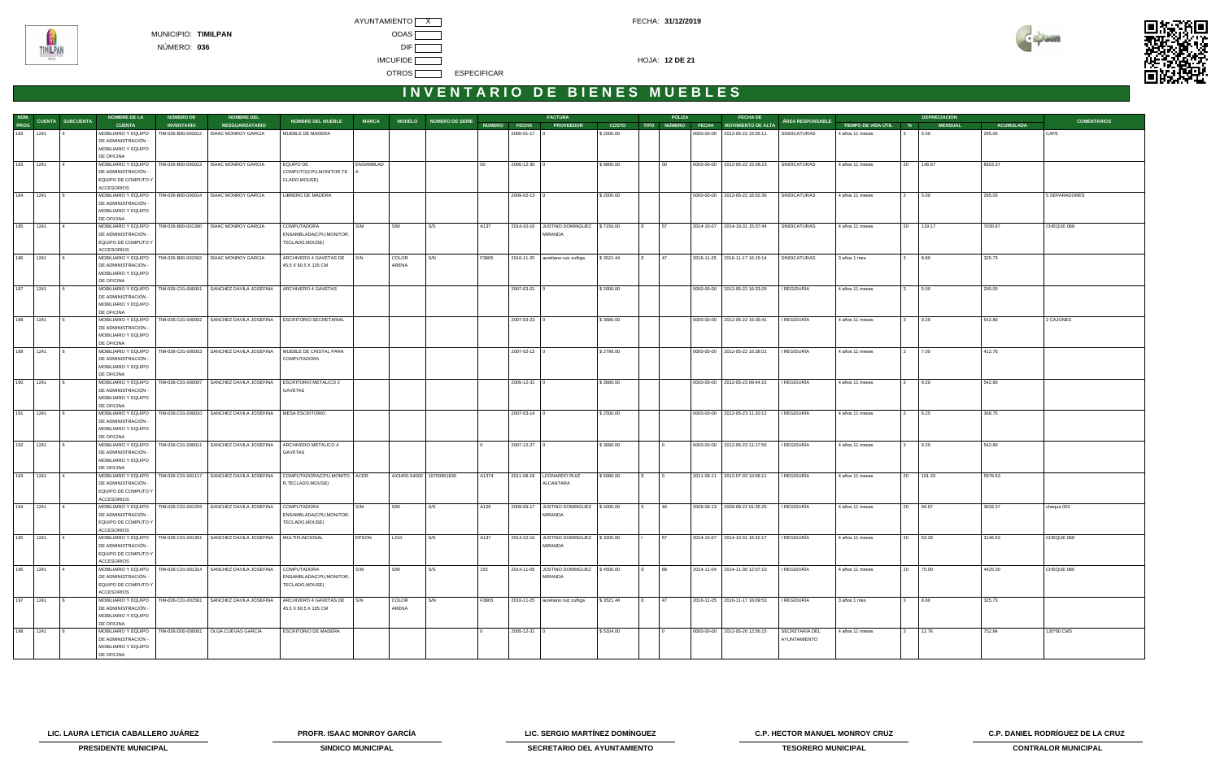AYUNTAMIENTO X

MUNICIPIO: **TIMILPAN**

NÚMERO: **036**

ODAS

DIF

IMCUFIDE

OTROS ESPECIFICAR

FECHA: **31/12/2019**

HOJA: **12 DE 21**

# INVENTARIO DE BIENES MUEBLES

| NÚM. PROG | CUENTA | SUBCUENTA | NOMBRE DE LA CUENTA | NÚMERO DE INVENTARIO | NOMBRE DEL RESGUARDATARIO | NOMBRE DEL MUEBLE | MARCA | MODELO | NÚMERO DE SERIE | FACTURA NÚMERO | FACTURA FECHA | FACTURA PROVEEDOR | FACTURA COSTO | PÓLIZA TIPO | PÓLIZA NÚMERO | PÓLIZA FECHA | FECHA DE MOVIMIENTO DE ALTA | ÁREA RESPONSABLE | TIEMPO DE VIDA ÚTIL | DEPRECIACIÓN % | DEPRECIACIÓN MENSUAL | DEPRECIACIÓN ACUMULADA | COMENTARIOS |
|---|---|---|---|---|---|---|---|---|---|---|---|---|---|---|---|---|---|---|---|---|---|---|---|
| 182 | 1241 | 6 | MOBILIARIO Y EQUIPO DE ADMINISTRACIÓN - MOBILIARIO Y EQUIPO DE OFICINA | TIM-036-B00-000012 | ISAAC MONROY GARCIA | MUEBLE DE MADERA | | | | | 2006-01-17 | 0 | $ 2000.00 | | | 0000-00-00 | 2012-05-22 15:55:11 | SINDICATURAS | 4 años 11 meses | 3 | 5.00 | 295.00 | CAFE |
| 183 | 1241 | 4 | MOBILIARIO Y EQUIPO DE ADMINISTRACIÓN - EQUIPO DE COMPUTO Y ACCESORIOS | TIM-036-B00-000013 | ISAAC MONROY GARCIA | EQUIPO DE COMPUTO(CPU,MONITOR,TECLADO,MOUSE) | ENSAMBLADA | | | 00 | 2006-12-30 | 0 | $ 8800.00 | | 00 | 0000-00-00 | 2012-05-22 15:58:23 | SINDICATURAS | 4 años 11 meses | 20 | 146.67 | 8653.37 | |
| 184 | 1241 | 6 | MOBILIARIO Y EQUIPO DE ADMINISTRACIÓN - MOBILIARIO Y EQUIPO DE OFICINA | TIM-036-B00-000014 | ISAAC MONROY GARCIA | LIBRERO DE MADERA | | | | | 2009-02-13 | 0 | $ 2000.00 | | | 0000-00-00 | 2012-05-22 16:02:36 | SINDICATURAS | 4 años 11 meses | 3 | 5.00 | 295.00 | 5 SEPARADORES |
| 185 | 1241 | 4 | MOBILIARIO Y EQUIPO DE ADMINISTRACIÓN - EQUIPO DE COMPUTO Y ACCESORIOS | TIM-036-B00-001300 | ISAAC MONROY GARCIA | COMPUTADORA ENSAMBLADA(CPU,MONITOR,TECLADO,MOUSE) | S/M | S/M | S/S | A137 | 2014-10-10 | JUSTINO DOMINGUEZ MIRANDA | $ 7150.00 | E | 57 | 2014-10-07 | 2014-10-31 15:37:44 | SINDICATURAS | 4 años 11 meses | 20 | 119.17 | 7030.87 | CHEQUE 068 |
| 186 | 1241 | 6 | MOBILIARIO Y EQUIPO DE ADMINISTRACIÓN - MOBILIARIO Y EQUIPO DE OFICINA | TIM-036-B00-001562 | ISAAC MONROY GARCIA | ARCHIVERO 4 GAVETAS DE 45.5 X 60.5 X 135 CM | S/N | COLOR ARENA | S/N | F3865 | 2016-11-25 | aureliano ruiz zuñiga | $ 3521.44 | E | 47 | 2016-11-25 | 2016-11-17 16:15:14 | SINDICATURAS | 3 años 1 mes | 3 | 8.80 | 325.73 | |
| 187 | 1241 | 6 | MOBILIARIO Y EQUIPO DE ADMINISTRACIÓN - MOBILIARIO Y EQUIPO DE OFICINA | TIM-036-C01-000001 | SANCHEZ DAVILA JOSEFINA | ARCHIVERO 4 GAVETAS | | | | | 2007-03-21 | 0 | $ 2000.00 | | | 0000-00-00 | 2012-05-22 16:33:29 | I REGIDURÍA | 4 años 11 meses | 3 | 5.00 | 295.00 | |
| 188 | 1241 | 6 | MOBILIARIO Y EQUIPO DE ADMINISTRACIÓN - MOBILIARIO Y EQUIPO DE OFICINA | TIM-036-C01-000002 | SANCHEZ DAVILA JOSEFINA | ESCRITORIO SECRETARIAL | | | | | 2007-03-23 | 0 | $ 3680.00 | | | 0000-00-00 | 2012-05-22 16:36:41 | I REGIDURÍA | 4 años 11 meses | 3 | 9.20 | 542.80 | 2 CAJONES |
| 189 | 1241 | 6 | MOBILIARIO Y EQUIPO DE ADMINISTRACIÓN - MOBILIARIO Y EQUIPO DE OFICINA | TIM-036-C01-000003 | SANCHEZ DAVILA JOSEFINA | MUEBLE DE CRISTAL PARA COMPUTADORA | | | | | 2007-02-13 | 0 | $ 2798.00 | | | 0000-00-00 | 2012-05-22 16:38:01 | I REGIDURÍA | 4 años 11 meses | 3 | 7.00 | 412.76 | |
| 190 | 1241 | 6 | MOBILIARIO Y EQUIPO DE ADMINISTRACIÓN - MOBILIARIO Y EQUIPO DE OFICINA | TIM-036-C01-000007 | SANCHEZ DAVILA JOSEFINA | ESCRITORIO METALICO 2 GAVETAS | | | | | 2005-12-31 | 0 | $ 3680.00 | | | 0000-00-00 | 2012-05-23 09:44:15 | I REGIDURÍA | 4 años 11 meses | 3 | 9.20 | 542.80 | |
| 191 | 1241 | 6 | MOBILIARIO Y EQUIPO DE ADMINISTRACIÓN - MOBILIARIO Y EQUIPO DE OFICINA | TIM-036-C01-000010 | SANCHEZ DAVILA JOSEFINA | MESA ESCRITORIO | | | | | 2007-03-14 | 0 | $ 2500.00 | | | 0000-00-00 | 2012-05-23 11:20:12 | I REGIDURÍA | 4 años 11 meses | 3 | 6.25 | 368.75 | |
| 192 | 1241 | 6 | MOBILIARIO Y EQUIPO DE ADMINISTRACIÓN - MOBILIARIO Y EQUIPO DE OFICINA | TIM-036-C01-000011 | SANCHEZ DAVILA JOSEFINA | ARCHIVERO METALICO 4 GAVETAS | | | | 0 | 2007-12-27 | 0 | $ 3680.00 | | 0 | 0000-00-00 | 2012-05-23 11:17:56 | I REGIDURÍA | 4 años 11 meses | 3 | 9.20 | 542.80 | |
| 193 | 1241 | 4 | MOBILIARIO Y EQUIPO DE ADMINISTRACIÓN - EQUIPO DE COMPUTO Y ACCESORIOS | TIM-036-C01-001117 | SANCHEZ DAVILA JOSEFINA | COMPUTADORA(CPU,MONITOR,TECLADO,MOUSE) | ACER | AX3400-S4002 | 10700951830 | A1374 | 2011-08-18 | LEONARDO RUIZ ALCANTARA | $ 6080.00 | E | 0 | 2011-08-11 | 2012-07-03 10:58:11 | I REGIDURÍA | 4 años 11 meses | 20 | 101.33 | 5978.63 | |
| 194 | 1241 | 4 | MOBILIARIO Y EQUIPO DE ADMINISTRACIÓN - EQUIPO DE COMPUTO Y ACCESORIOS | TIM-036-C01-001255 | SANCHEZ DAVILA JOSEFINA | COMPUTADORA ENSAMBLADA(CPU,MONITOR,TECLADO,MOUSE) | S/M | S/M | S/S | A129 | 2009-09-17 | JUSTINO DOMINGUEZ MIRANDA | $ 4000.00 | E | 40 | 2009-09-13 | 2009-09-22 01:35:25 | I REGIDURÍA | 4 años 11 meses | 20 | 66.67 | 3933.37 | cheque 053 |
| 195 | 1241 | 4 | MOBILIARIO Y EQUIPO DE ADMINISTRACIÓN - EQUIPO DE COMPUTO Y ACCESORIOS | TIM-036-C01-001301 | SANCHEZ DAVILA JOSEFINA | MULTIFUNCIONAL | EPSON | L210 | S/S | A137 | 2014-10-10 | JUSTINO DOMINGUEZ MIRANDA | $ 3200.00 | I | 57 | 2014-10-07 | 2014-10-31 15:42:17 | I REGIDURÍA | 4 años 11 meses | 20 | 53.33 | 3146.63 | CHEQUE 068 |
| 196 | 1241 | 4 | MOBILIARIO Y EQUIPO DE ADMINISTRACIÓN - EQUIPO DE COMPUTO Y ACCESORIOS | TIM-036-C01-001314 | SANCHEZ DAVILA JOSEFINA | COMPUTADORA ENSAMBLADA(CPU,MONITOR,TECLADO,MOUSE) | S/M | S/M | S/S | 153 | 2014-11-05 | JUSTINO DOMINGUEZ MIRANDA | $ 4500.00 | E | 68 | 2014-11-04 | 2014-11-30 12:07:10 | I REGIDURÍA | 4 años 11 meses | 20 | 75.00 | 4425.00 | CHEQUE 086 |
| 197 | 1241 | 6 | MOBILIARIO Y EQUIPO DE ADMINISTRACIÓN - MOBILIARIO Y EQUIPO DE OFICINA | TIM-036-C01-001561 | SANCHEZ DAVILA JOSEFINA | ARCHIVERO 4 GAVETAS DE 45.5 X 60.5 X 135 CM | S/N | COLOR ARENA | S/N | F3865 | 2016-11-25 | aureliano ruiz zuñiga | $ 3521.44 | E | 47 | 2016-11-25 | 2016-11-17 16:09:53 | I REGIDURÍA | 3 años 1 mes | 3 | 8.80 | 325.73 | |
| 198 | 1241 | 6 | MOBILIARIO Y EQUIPO DE ADMINISTRACIÓN - MOBILIARIO Y EQUIPO DE OFICINA | TIM-036-D00-000001 | OLGA CUEVAS GARCIA | ESCRITORIO DE MADERA | | | | 0 | 2005-12-31 | 0 | $ 5104.00 | | 0 | 0000-00-00 | 2012-05-26 12:56:15 | SECRETARIA DEL AYUNTAMIENTO | 4 años 11 meses | 3 | 12.76 | 752.84 | 120*60 CMS |

| LIC. LAURA LETICIA CABALLERO JUÁREZ | PROFR. ISAAC MONROY GARCÍA | LIC. SERGIO MARTÍNEZ DOMÍNGUEZ | C.P. HECTOR MANUEL MONROY CRUZ | C.P. DANIEL RODRÍGUEZ DE LA CRUZ |
|---|---|---|---|---|
| PRESIDENTE MUNICIPAL | SINDICO MUNICIPAL | SECRETARIO DEL AYUNTAMIENTO | TESORERO MUNICIPAL | CONTRALOR MUNICIPAL |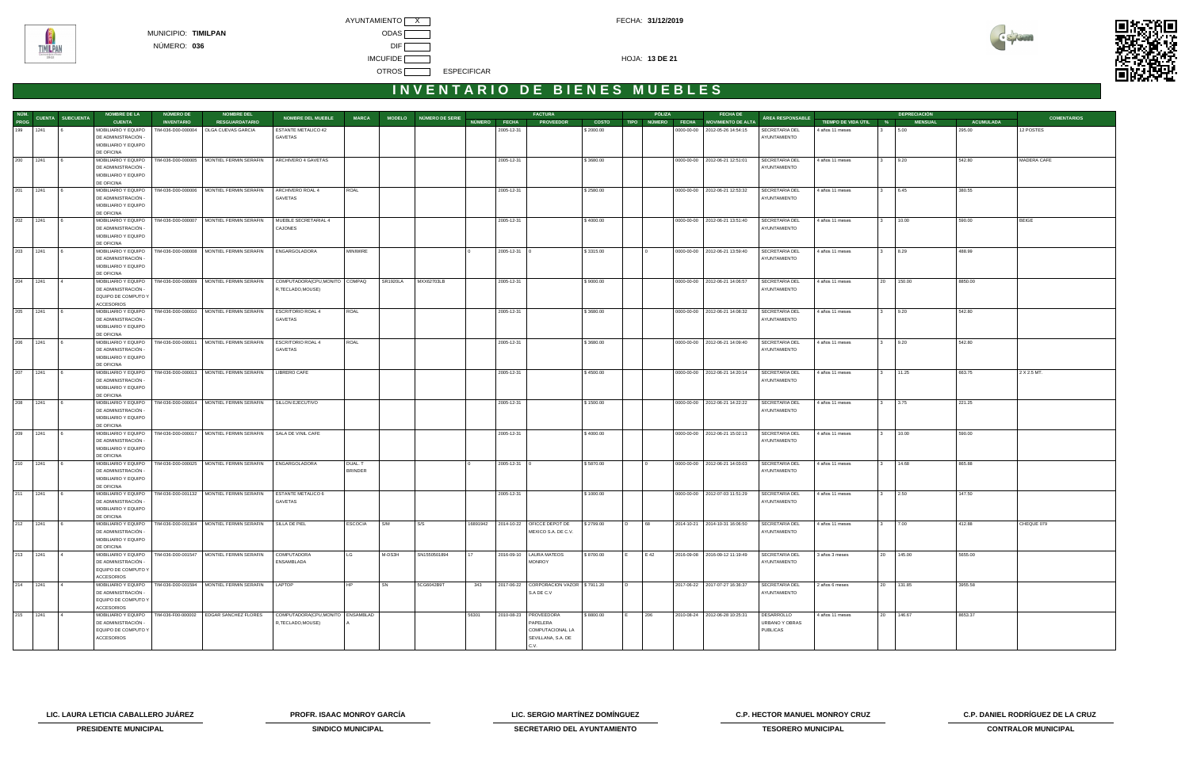MUNICIPIO: **TIMILPAN**

NÚMERO: **036**

AYUNTAMIENTO [ X ]

ODAS [ ]

DIF [ ]

IMCUFIDE [ ]

OTROS [ ] ESPECIFICAR

FECHA: **31/12/2019**

HOJA: **13 DE 21**

# INVENTARIO DE BIENES MUEBLES

| NÚM. PROG | CUENTA | SUBCUENTA | NOMBRE DE LA CUENTA | NÚMERO DE INVENTARIO | NOMBRE DEL RESGUARDATARIO | NOMBRE DEL MUEBLE | MARCA | MODELO | NÚMERO DE SERIE | FACTURA NÚMERO | FACTURA FECHA | FACTURA PROVEEDOR | FACTURA COSTO | PÓLIZA TIPO | PÓLIZA NÚMERO | PÓLIZA FECHA | FECHA DE MOVIMIENTO DE ALTA | ÁREA RESPONSABLE | TIEMPO DE VIDA ÚTIL | DEPRECIACIÓN % | DEPRECIACIÓN MENSUAL | DEPRECIACIÓN ACUMULADA | COMENTARIOS |
|---|---|---|---|---|---|---|---|---|---|---|---|---|---|---|---|---|---|---|---|---|---|---|---|
| 199 | 1241 | 6 | MOBILIARIO Y EQUIPO DE ADMINISTRACIÓN - MOBILIARIO Y EQUIPO DE OFICINA | TIM-036-D00-000004 | OLGA CUEVAS GARCIA | ESTANTE METALICO 42 GAVETAS | | | | | 2005-12-31 | | $ 2000.00 | | | 0000-00-00 | 2012-05-26 14:54:15 | SECRETARIA DEL AYUNTAMIENTO | 4 años 11 meses | 3 | 5.00 | 295.00 | 12 POSTES |
| 200 | 1241 | 6 | MOBILIARIO Y EQUIPO DE ADMINISTRACIÓN - MOBILIARIO Y EQUIPO DE OFICINA | TIM-036-D00-000005 | MONTIEL FERMIN SERAFIN | ARCHIVERO 4 GAVETAS | | | | | 2005-12-31 | | $ 3680.00 | | | 0000-00-00 | 2012-06-21 12:51:01 | SECRETARIA DEL AYUNTAMIENTO | 4 años 11 meses | 3 | 9.20 | 542.80 | MADERA CAFE |
| 201 | 1241 | 6 | MOBILIARIO Y EQUIPO DE ADMINISTRACIÓN - MOBILIARIO Y EQUIPO DE OFICINA | TIM-036-D00-000006 | MONTIEL FERMIN SERAFIN | ARCHIVERO ROAL 4 GAVETAS | ROAL | | | | 2005-12-31 | | $ 2580.00 | | | 0000-00-00 | 2012-06-21 12:53:32 | SECRETARIA DEL AYUNTAMIENTO | 4 años 11 meses | 3 | 6.45 | 380.55 | |
| 202 | 1241 | 6 | MOBILIARIO Y EQUIPO DE ADMINISTRACIÓN - MOBILIARIO Y EQUIPO DE OFICINA | TIM-036-D00-000007 | MONTIEL FERMIN SERAFIN | MUEBLE SECRETARIAL 4 CAJONES | | | | | 2005-12-31 | | $ 4000.00 | | | 0000-00-00 | 2012-06-21 13:51:40 | SECRETARIA DEL AYUNTAMIENTO | 4 años 11 meses | 3 | 10.00 | 590.00 | BEIGE |
| 203 | 1241 | 6 | MOBILIARIO Y EQUIPO DE ADMINISTRACIÓN - MOBILIARIO Y EQUIPO DE OFICINA | TIM-036-D00-000008 | MONTIEL FERMIN SERAFIN | ENGARGOLADORA | MINIWIRE | | | 0 | 2005-12-31 | 0 | $ 3315.00 | | 0 | 0000-00-00 | 2012-06-21 13:59:40 | SECRETARIA DEL AYUNTAMIENTO | 4 años 11 meses | 3 | 8.29 | 488.99 | |
| 204 | 1241 | 4 | MOBILIARIO Y EQUIPO DE ADMINISTRACIÓN - EQUIPO DE COMPUTO Y ACCESORIOS | TIM-036-D00-000009 | MONTIEL FERMIN SERAFIN | COMPUTADORA(CPU,MONITOR,TECLADO,MOUSE) | COMPAQ | SR1920LA | MXX62703LB | | 2005-12-31 | | $ 9000.00 | | | 0000-00-00 | 2012-06-21 14:06:57 | SECRETARIA DEL AYUNTAMIENTO | 4 años 11 meses | 20 | 150.00 | 8850.00 | |
| 205 | 1241 | 6 | MOBILIARIO Y EQUIPO DE ADMINISTRACIÓN - MOBILIARIO Y EQUIPO DE OFICINA | TIM-036-D00-000010 | MONTIEL FERMIN SERAFIN | ESCRITORIO ROAL 4 GAVETAS | ROAL | | | | 2005-12-31 | | $ 3680.00 | | | 0000-00-00 | 2012-06-21 14:08:32 | SECRETARIA DEL AYUNTAMIENTO | 4 años 11 meses | 3 | 9.20 | 542.80 | |
| 206 | 1241 | 6 | MOBILIARIO Y EQUIPO DE ADMINISTRACIÓN - MOBILIARIO Y EQUIPO DE OFICINA | TIM-036-D00-000011 | MONTIEL FERMIN SERAFIN | ESCRITORIO ROAL 4 GAVETAS | ROAL | | | | 2005-12-31 | | $ 3680.00 | | | 0000-00-00 | 2012-06-21 14:09:40 | SECRETARIA DEL AYUNTAMIENTO | 4 años 11 meses | 3 | 9.20 | 542.80 | |
| 207 | 1241 | 6 | MOBILIARIO Y EQUIPO DE ADMINISTRACIÓN - MOBILIARIO Y EQUIPO DE OFICINA | TIM-036-D00-000013 | MONTIEL FERMIN SERAFIN | LIBRERO CAFE | | | | | 2005-12-31 | | $ 4500.00 | | | 0000-00-00 | 2012-06-21 14:20:14 | SECRETARIA DEL AYUNTAMIENTO | 4 años 11 meses | 3 | 11.25 | 663.75 | 2 X 2.5 MT. |
| 208 | 1241 | 6 | MOBILIARIO Y EQUIPO DE ADMINISTRACIÓN - MOBILIARIO Y EQUIPO DE OFICINA | TIM-036-D00-000014 | MONTIEL FERMIN SERAFIN | SILLON EJECUTIVO | | | | | 2005-12-31 | | $ 1500.00 | | | 0000-00-00 | 2012-06-21 14:22:22 | SECRETARIA DEL AYUNTAMIENTO | 4 años 11 meses | 3 | 3.75 | 221.25 | |
| 209 | 1241 | 6 | MOBILIARIO Y EQUIPO DE ADMINISTRACIÓN - MOBILIARIO Y EQUIPO DE OFICINA | TIM-036-D00-000017 | MONTIEL FERMIN SERAFIN | SALA DE VINIL CAFE | | | | | 2005-12-31 | | $ 4000.00 | | | 0000-00-00 | 2012-06-21 15:02:13 | SECRETARIA DEL AYUNTAMIENTO | 4 años 11 meses | 3 | 10.00 | 590.00 | |
| 210 | 1241 | 6 | MOBILIARIO Y EQUIPO DE ADMINISTRACIÓN - MOBILIARIO Y EQUIPO DE OFICINA | TIM-036-D00-000025 | MONTIEL FERMIN SERAFIN | ENGARGOLADORA | DUAL: T BRINDER | | | 0 | 2005-12-31 | 0 | $ 5870.00 | | 0 | 0000-00-00 | 2012-06-21 14:03:03 | SECRETARIA DEL AYUNTAMIENTO | 4 años 11 meses | 3 | 14.68 | 865.88 | |
| 211 | 1241 | 6 | MOBILIARIO Y EQUIPO DE ADMINISTRACIÓN - MOBILIARIO Y EQUIPO DE OFICINA | TIM-036-D00-001132 | MONTIEL FERMIN SERAFIN | ESTANTE METALICO 6 GAVETAS | | | | | 2005-12-31 | | $ 1000.00 | | | 0000-00-00 | 2012-07-03 11:51:29 | SECRETARIA DEL AYUNTAMIENTO | 4 años 11 meses | 3 | 2.50 | 147.50 | |
| 212 | 1241 | 6 | MOBILIARIO Y EQUIPO DE ADMINISTRACIÓN - MOBILIARIO Y EQUIPO DE OFICINA | TIM-036-D00-001304 | MONTIEL FERMIN SERAFIN | SILLA DE PIEL | ESCOCIA | S/M | S/S | 16891942 | 2014-10-22 | OFICCE DEPOT DE MEXICO S.A. DE C.V. | $ 2799.00 | D | 68 | 2014-10-21 | 2014-10-31 16:06:50 | SECRETARIA DEL AYUNTAMIENTO | 4 años 11 meses | 3 | 7.00 | 412.88 | CHEQUE 079 |
| 213 | 1241 | 4 | MOBILIARIO Y EQUIPO DE ADMINISTRACIÓN - EQUIPO DE COMPUTO Y ACCESORIOS | TIM-036-D00-001547 | MONTIEL FERMIN SERAFIN | COMPUTADORA ENSAMBLADA | LG | M-DS3H | SN1550501894 | 17 | 2016-09-10 | LAURA MATEOS MONROY | $ 6700.00 | E | E 42 | 2016-09-08 | 2016-09-12 11:19:49 | SECRETARIA DEL AYUNTAMIENTO | 3 años 3 meses | 20 | 145.00 | 5655.00 | |
| 214 | 1241 | 4 | MOBILIARIO Y EQUIPO DE ADMINISTRACIÓN - EQUIPO DE COMPUTO Y ACCESORIOS | TIM-036-D00-001594 | MONTIEL FERMIN SERAFIN | LAPTOP | HP | SN | 5CG6042B9T | 343 | 2017-06-22 | CORPORACION VAZOR S.A DE C.V | $ 7911.20 | D | | 2017-06-22 | 2017-07-27 16:36:37 | SECRETARIA DEL AYUNTAMIENTO | 2 años 6 meses | 20 | 131.85 | 3955.58 | |
| 215 | 1241 | 4 | MOBILIARIO Y EQUIPO DE ADMINISTRACIÓN - EQUIPO DE COMPUTO Y ACCESORIOS | TIM-036-F00-000002 | EDGAR SANCHEZ FLORES | COMPUTADORA(CPU,MONITOR,TECLADO,MOUSE) | ENSAMBLADA | | | 56301 | 2010-08-23 | PROVEEDORA PAPELERA COMPUTACIONAL LA SEVILLANA, S.A. DE C.V. | $ 8800.00 | E | 206 | 2010-08-24 | 2012-06-28 10:25:31 | DESARROLLO URBANO Y OBRAS PUBLICAS | 4 años 11 meses | 20 | 146.67 | 8653.37 | |

| | | | | |
|---|---|---|---|---|
| **LIC. LAURA LETICIA CABALLERO JUÁREZ** | **PROFR. ISAAC MONROY GARCÍA** | **LIC. SERGIO MARTÍNEZ DOMÍNGUEZ** | **C.P. HECTOR MANUEL MONROY CRUZ** | **C.P. DANIEL RODRÍGUEZ DE LA CRUZ** |
| **PRESIDENTE MUNICIPAL** | **SINDICO MUNICIPAL** | **SECRETARIO DEL AYUNTAMIENTO** | **TESORERO MUNICIPAL** | **CONTRALOR MUNICIPAL** |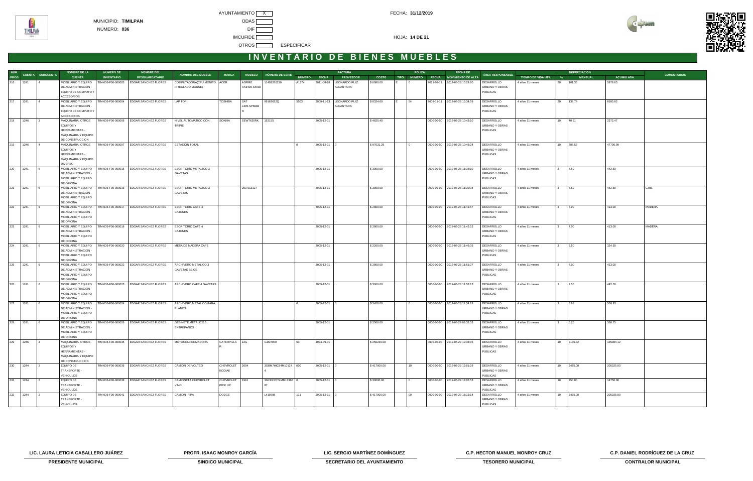MUNICIPIO: **TIMILPAN**

NÚMERO: **036**

AYUNTAMIENTO [X] ODAS [ ] DIF [ ] IMCUFIDE [ ] OTROS [ ] ESPECIFICAR

FECHA: **31/12/2019**

# INVENTARIO DE BIENES MUEBLES

| NÚM. PROG | CUENTA | SUBCUENTA | NOMBRE DE LA CUENTA | NÚMERO DE INVENTARIO | NOMBRE DEL RESGUARDATARIO | NOMBRE DEL MUEBLE | MARCA | MODELO | NÚMERO DE SERIE | FACTURA NÚMERO | FACTURA FECHA | FACTURA PROVEEDOR | FACTURA COSTO | PÓLIZA TIPO | PÓLIZA NÚMERO | PÓLIZA FECHA | FECHA DE MOVIMIENTO DE ALTA | ÁREA RESPONSABLE | TIEMPO DE VIDA ÚTIL | DEPRECIACIÓN % | DEPRECIACIÓN MENSUAL | DEPRECIACIÓN ACUMULADA | COMENTARIOS |
|---|---|---|---|---|---|---|---|---|---|---|---|---|---|---|---|---|---|---|---|---|---|---|---|
| 216 | 1241 | 4 | MOBILIARIO Y EQUIPO DE ADMINISTRACIÓN - EQUIPO DE COMPUTO Y ACCESORIOS | TIM-036-F00-000003 | EDGAR SANCHEZ FLORES | COMPUTADORA(CPU,MONITOR,TECLADO,MOUSE) | ACER | ASPIRE AX3400-S4002 | 11402266230 | A1374 | 2011-08-18 | LEONARDO RUIZ ALCANTARA | $ 6080.00 | E | 0 | 2011-08-11 | 2012-06-28 10:29:20 | DESARROLLO URBANO Y OBRAS PUBLICAS | 4 años 11 meses | 20 | 101.33 | 5978.63 | |
| 217 | 1241 | 4 | MOBILIARIO Y EQUIPO DE ADMINISTRACIÓN - EQUIPO DE COMPUTO Y ACCESORIOS | TIM-036-F00-000004 | EDGAR SANCHEZ FLORES | LAP TOP | TOSHIBA | SAT L305-SP6983R | 99163622Q | 5503 | 2009-11-13 | LEONARDO RUIZ ALCANTARA | $ 8324.60 | E | 54 | 2009-11-11 | 2012-06-28 10:34:59 | DESARROLLO URBANO Y OBRAS PUBLICAS | 4 años 11 meses | 20 | 138.74 | 8185.82 | |
| 218 | 1246 | 3 | MAQUINARIA, OTROS EQUIPOS Y HERRAMIENTAS - MAQUINARIA Y EQUIPO DE CONSTRUCCION | TIM-036-F00-000006 | EDGAR SANCHEZ FLORES | NIVEL AUTOMATICO CON TRIPIE | SOKKIA | SEWT630RK | 153155 | | 2005-12-31 | | $ 4825.40 | | | 0000-00-00 | 2012-06-28 10:43:10 | DESARROLLO URBANO Y OBRAS PUBLICAS | 4 años 11 meses | 10 | 40.21 | 2372.47 | |
| 219 | 1246 | 4 | MAQUINARIA, OTROS EQUIPOS Y HERRAMIENTAS - MAQUINARIA Y EQUIPO DIVERSO | TIM-036-F00-000007 | EDGAR SANCHEZ FLORES | ESTACION TOTAL | | | | 0 | 2005-12-31 | 0 | $ 97031.25 | | 0 | 0000-00-00 | 2012-06-28 10:46:24 | DESARROLLO URBANO Y OBRAS PUBLICAS | 4 años 11 meses | 10 | 808.59 | 47706.99 | |
| 220 | 1241 | 6 | MOBILIARIO Y EQUIPO DE ADMINISTRACIÓN - MOBILIARIO Y EQUIPO DE OFICINA | TIM-036-F00-000015 | EDGAR SANCHEZ FLORES | ESCRITORIO METALICO 3 GAVETAS | | | | | 2005-12-31 | | $ 3000.00 | | | 0000-00-00 | 2012-06-28 11:38:10 | DESARROLLO URBANO Y OBRAS PUBLICAS | 4 años 11 meses | 3 | 7.50 | 442.50 | |
| 221 | 1241 | 6 | MOBILIARIO Y EQUIPO DE ADMINISTRACIÓN - MOBILIARIO Y EQUIPO DE OFICINA | TIM-036-F00-000016 | EDGAR SANCHEZ FLORES | ESCRITORIO METALICO 3 GAVETAS | | 203-013127 | | | 2005-12-31 | | $ 3000.00 | | | 0000-00-00 | 2012-06-28 11:39:34 | DESARROLLO URBANO Y OBRAS PUBLICAS | 4 años 11 meses | 3 | 7.50 | 442.50 | GRIS |
| 222 | 1241 | 6 | MOBILIARIO Y EQUIPO DE ADMINISTRACIÓN - MOBILIARIO Y EQUIPO DE OFICINA | TIM-036-F00-000017 | EDGAR SANCHEZ FLORES | ESCRITORIO CAFE 4 CAJONES | | | | | 2005-12-31 | | $ 2800.00 | | | 0000-00-00 | 2012-06-28 11:41:57 | DESARROLLO URBANO Y OBRAS PUBLICAS | 4 años 11 meses | 3 | 7.00 | 413.00 | MADERA |
| 223 | 1241 | 6 | MOBILIARIO Y EQUIPO DE ADMINISTRACIÓN - MOBILIARIO Y EQUIPO DE OFICINA | TIM-036-F00-000018 | EDGAR SANCHEZ FLORES | ESCRITORIO CAFE 4 CAJONES | | | | | 2005-12-31 | | $ 2800.00 | | | 0000-00-00 | 2012-06-28 11:42:52 | DESARROLLO URBANO Y OBRAS PUBLICAS | 4 años 11 meses | 3 | 7.00 | 413.00 | MADERA |
| 224 | 1241 | 6 | MOBILIARIO Y EQUIPO DE ADMINISTRACIÓN - MOBILIARIO Y EQUIPO DE OFICINA | TIM-036-F00-000020 | EDGAR SANCHEZ FLORES | MESA DE MADERA CAFE | | | | | 2005-12-31 | | $ 2200.00 | | | 0000-00-00 | 2012-06-28 11:46:05 | DESARROLLO URBANO Y OBRAS PUBLICAS | 4 años 11 meses | 3 | 5.50 | 324.50 | |
| 225 | 1241 | 6 | MOBILIARIO Y EQUIPO DE ADMINISTRACIÓN - MOBILIARIO Y EQUIPO DE OFICINA | TIM-036-F00-000022 | EDGAR SANCHEZ FLORES | ARCHIVERO METALICO 3 GAVETAS BEIGE | | | | | 2005-12-31 | | $ 2800.00 | | | 0000-00-00 | 2012-06-28 11:51:27 | DESARROLLO URBANO Y OBRAS PUBLICAS | 4 años 11 meses | 3 | 7.00 | 413.00 | |
| 226 | 1241 | 6 | MOBILIARIO Y EQUIPO DE ADMINISTRACIÓN - MOBILIARIO Y EQUIPO DE OFICINA | TIM-036-F00-000023 | EDGAR SANCHEZ FLORES | ARCHIVERO CAFE 4 GAVETAS | | | | | 2005-12-31 | | $ 3000.00 | | | 0000-00-00 | 2012-06-28 11:53:13 | DESARROLLO URBANO Y OBRAS PUBLICAS | 4 años 11 meses | 3 | 7.50 | 442.50 | |
| 227 | 1241 | 6 | MOBILIARIO Y EQUIPO DE ADMINISTRACIÓN - MOBILIARIO Y EQUIPO DE OFICINA | TIM-036-F00-000024 | EDGAR SANCHEZ FLORES | ARCHIVERO METALICO PARA PLANOS | | | | 0 | 2005-12-31 | 0 | $ 3450.00 | | 0 | 0000-00-00 | 2012-06-28 11:54:18 | DESARROLLO URBANO Y OBRAS PUBLICAS | 4 años 11 meses | 3 | 8.63 | 508.93 | |
| 228 | 1241 | 6 | MOBILIARIO Y EQUIPO DE ADMINISTRACIÓN - MOBILIARIO Y EQUIPO DE OFICINA | TIM-036-F00-000026 | EDGAR SANCHEZ FLORES | GEBINETE METALICO 5 ENTREPAÑOS | | | | | 2005-12-31 | | $ 2500.00 | | | 0000-00-00 | 2012-06-29 09:32:33 | DESARROLLO URBANO Y OBRAS PUBLICAS | 4 años 11 meses | 3 | 6.25 | 368.75 | |
| 229 | 1246 | 3 | MAQUINARIA, OTROS EQUIPOS Y HERRAMIENTAS - MAQUINARIA Y EQUIPO DE CONSTRUCCION | TIM-036-F00-000035 | EDGAR SANCHEZ FLORES | MOTOCONFORMADORA | CATERPILLAR | 12G | G1M7900 | 53 | 1994-09-01 | | $ 256239.00 | | | 0000-00-00 | 2012-06-29 12:38:36 | DESARROLLO URBANO Y OBRAS PUBLICAS | 4 años 11 meses | 10 | 2135.32 | 125984.12 | |
| 230 | 1244 | 2 | EQUIPO DE TRANSPORTE - VEHICULOS | TIM-036-F00-000036 | EDGAR SANCHEZ FLORES | CAMION DE VOLTEO | CHEVROLET KODIAK | 2004 | 3GBM7H1C94M10127 4 | 000 | 2005-12-31 | 0 | $ 417000.00 | | 10 | 0000-00-00 | 2012-06-29 12:51:29 | DESARROLLO URBANO Y OBRAS PUBLICAS | 4 años 11 meses | 10 | 3475.00 | 205025.00 | |
| 231 | 1244 | 2 | EQUIPO DE TRANSPORTE - VEHICULOS | TIM-036-F00-000038 | EDGAR SANCHEZ FLORES | CAMIONETA CHEVROLET VINO | CHEVROLET PICK UP | 1991 | 3GCEC20T4MM13366 87 | 0 | 2005-12-31 | 0 | $ 30000.00 | | 0 | 0000-00-00 | 2012-06-29 13:05:53 | DESARROLLO URBANO Y OBRAS PUBLICAS | 4 años 11 meses | 10 | 250.00 | 14750.00 | |
| 232 | 1244 | 2 | EQUIPO DE TRANSPORTE - VEHICULOS | TIM-036-F00-000041 | EDGAR SANCHEZ FLORES | CAMION PIPA | DODGE | | L419298 | 111 | 2005-12-31 | 0 | $ 417000.00 | | 00 | 0000-00-00 | 2012-06-29 15:13:14 | DESARROLLO URBANO Y OBRAS PUBLICAS | 4 años 11 meses | 10 | 3475.00 | 205025.00 | |

| LIC. LAURA LETICIA CABALLERO JUÁREZ | PROFR. ISAAC MONROY GARCÍA | LIC. SERGIO MARTÍNEZ DOMÍNGUEZ | C.P. HECTOR MANUEL MONROY CRUZ | C.P. DANIEL RODRÍGUEZ DE LA CRUZ |
|---|---|---|---|---|
| **PRESIDENTE MUNICIPAL** | **SINDICO MUNICIPAL** | **SECRETARIO DEL AYUNTAMIENTO** | **TESORERO MUNICIPAL** | **CONTRALOR MUNICIPAL** |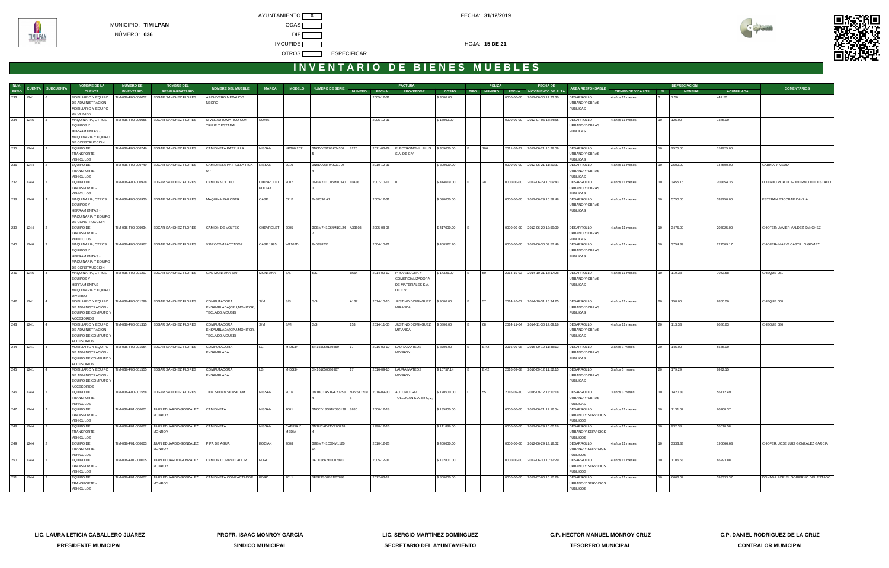MUNICIPIO: **TIMILPAN**

NÚMERO: **036**

AYUNTAMIENTO X

ODAS

DIF

IMCUFIDE

OTROS ESPECIFICAR

FECHA: **31/12/2019**

# INVENTARIO DE BIENES MUEBLES

| NÚM. PROG | CUENTA | SUBCUENTA | NOMBRE DE LA CUENTA | NÚMERO DE INVENTARIO | NOMBRE DEL RESGUARDATARIO | NOMBRE DEL MUEBLE | MARCA | MODELO | NÚMERO DE SERIE | FACTURA NÚMERO | FACTURA FECHA | FACTURA PROVEEDOR | FACTURA COSTO | PÓLIZA TIPO | PÓLIZA NÚMERO | PÓLIZA FECHA | FECHA DE MOVIMIENTO DE ALTA | ÁREA RESPONSABLE | TIEMPO DE VIDA ÚTIL | DEPRECIACIÓN % | DEPRECIACIÓN MENSUAL | DEPRECIACIÓN ACUMULADA | COMENTARIOS |
|---|---|---|---|---|---|---|---|---|---|---|---|---|---|---|---|---|---|---|---|---|---|---|---|
| 233 | 1241 | 6 | MOBILIARIO Y EQUIPO DE ADMINISTRACIÓN - MOBILIARIO Y EQUIPO DE OFICINA | TIM-036-F00-000052 | EDGAR SANCHEZ FLORES | ARCHIVERO METALICO NEGRO | | | | | 2005-12-31 | | $ 3000.00 | | | 0000-00-00 | 2012-06-30 14:23:30 | DESARROLLO URBANO Y OBRAS PUBLICAS | 4 años 11 meses | 3 | 7.50 | 442.50 | |
| 234 | 1246 | 3 | MAQUINARIA, OTROS EQUIPOS Y HERRAMIENTAS - MAQUINARIA Y EQUIPO DE CONSTRUCCION | TIM-036-F00-000056 | EDGAR SANCHEZ FLORES | NIVEL AUTOMATICO CON TRIPIE Y ESTADAL | SOKIA | | | | 2005-12-31 | | $ 15000.00 | | | 0000-00-00 | 2012-07-06 16:24:55 | DESARROLLO URBANO Y OBRAS PUBLICAS | 4 años 11 meses | 10 | 125.00 | 7375.00 | |
| 235 | 1244 | 2 | EQUIPO DE TRANSPORTE - VEHICULOS | TIM-036-F00-000746 | EDGAR SANCHEZ FLORES | CAMIONETA PATRULLA | NISSAN | NP300 2011 | 3N6DD23T0BK04357 5 | 8275 | 2011-06-29 | ELECTROMOVIL PLUS S.A. DE C.V. | $ 309000.00 | E | 106 | 2011-07-27 | 2012-06-21 10:28:09 | DESARROLLO URBANO Y OBRAS PUBLICAS | 4 años 11 meses | 10 | 2575.00 | 151925.00 | |
| 236 | 1244 | 2 | EQUIPO DE TRANSPORTE - VEHICULOS | TIM-036-F00-000749 | EDGAR SANCHEZ FLORES | CAMIONETA PATRULLA PICK UP | NISSAN | 2010 | 3N6DD23T9AK01794 4 | | 2010-12-31 | | $ 300000.00 | | | 0000-00-00 | 2012-06-21 11:20:37 | DESARROLLO URBANO Y OBRAS PUBLICAS | 4 años 11 meses | 10 | 2500.00 | 147500.00 | CABINA Y MEDIA |
| 237 | 1244 | 2 | EQUIPO DE TRANSPORTE - VEHICULOS | TIM-036-F00-000926 | EDGAR SANCHEZ FLORES | CAMION VOLTEO | CHEVROLET KODIAK | 2007 | 3GBM7H1C06M10340 3 | 10438 | 2007-10-11 | 0 | $ 414619.00 | E | 28 | 0000-00-00 | 2012-06-29 10:09:43 | DESARROLLO URBANO Y OBRAS PUBLICAS | 4 años 11 meses | 10 | 3455.16 | 203854.36 | DONADO POR EL GOBIERNO DEL ESTADO |
| 238 | 1246 | 3 | MAQUINARIA, OTROS EQUIPOS Y HERRAMIENTAS - MAQUINARIA Y EQUIPO DE CONSTRUCCION | TIM-036-F00-000930 | EDGAR SANCHEZ FLORES | MAQUINA PAILODER | CASE | 621B | 2492530 A1 | | 2005-12-31 | | $ 690000.00 | | | 0000-00-00 | 2012-06-29 10:59:48 | DESARROLLO URBANO Y OBRAS PUBLICAS | 4 años 11 meses | 10 | 5750.00 | 339250.00 | ESTEBAN ESCOBAR DAVILA |
| 239 | 1244 | 2 | EQUIPO DE TRANSPORTE - VEHICULOS | TIM-036-F00-000934 | EDGAR SANCHEZ FLORES | CAMION DE VOLTEO | CHEVROLET | 2005 | 3GBM7H1C64M10124 7 | A33608 | 2005-08-05 | | $ 417000.00 | E | | 0000-00-00 | 2012-06-29 12:59:00 | DESARROLLO URBANO Y OBRAS PUBLICAS | 4 años 11 meses | 10 | 3475.00 | 205025.00 | CHOFER: JAVIER VALDEZ SANCHEZ |
| 240 | 1246 | 3 | MAQUINARIA, OTROS EQUIPOS Y HERRAMIENTAS - MAQUINARIA Y EQUIPO DE CONSTRUCCION | TIM-036-F00-000987 | EDGAR SANCHEZ FLORES | VIBROCOMPACTADOR | CASE 1995 | W110JD | 840398211 | | 2004-10-21 | | $ 450527.20 | | | 0000-00-00 | 2012-06-30 09:57:49 | DESARROLLO URBANO Y OBRAS PUBLICAS | 4 años 11 meses | 10 | 3754.39 | 221509.17 | CHOFER- MARIO CASTILLO GOMEZ |
| 241 | 1246 | 4 | MAQUINARIA, OTROS EQUIPOS Y HERRAMIENTAS - MAQUINARIA Y EQUIPO DIVERSO | TIM-036-F00-001297 | EDGAR SANCHEZ FLORES | GPS MONTANA 650 | MONTANA | S/S | S/S | B664 | 2014-09-12 | PROVEEDORA Y COMERCIALIZADORA DE MATERIALES S.A. DE C.V. | $ 14326.00 | E | 50 | 2014-10-03 | 2014-10-31 15:17:28 | DESARROLLO URBANO Y OBRAS PUBLICAS | 4 años 11 meses | 10 | 119.38 | 7043.58 | CHEQUE 061 |
| 242 | 1241 | 4 | MOBILIARIO Y EQUIPO DE ADMINISTRACIÓN - EQUIPO DE COMPUTO Y ACCESORIOS | TIM-036-F00-001299 | EDGAR SANCHEZ FLORES | COMPUTADORA ENSAMBLADA(CPU,MONITOR, TECLADO,MOUSE) | S/M | S/S | S/S | A137 | 2014-10-10 | JUSTINO DOMINGUEZ MIRANDA | $ 9000.00 | E | 57 | 2014-10-07 | 2014-10-31 15:34:25 | DESARROLLO URBANO Y OBRAS PUBLICAS | 4 años 11 meses | 20 | 150.00 | 8850.00 | CHEQUE 068 |
| 243 | 1241 | 4 | MOBILIARIO Y EQUIPO DE ADMINISTRACIÓN - EQUIPO DE COMPUTO Y ACCESORIOS | TIM-036-F00-001315 | EDGAR SANCHEZ FLORES | COMPUTADORA ENSAMBLADA(CPU,MONITOR, TECLADO,MOUSE) | S/M | S/M | S/S | 153 | 2014-11-05 | JUSTINO DOMINGUEZ MIRANDA | $ 6800.00 | E | 68 | 2014-11-04 | 2014-11-30 12:09:16 | DESARROLLO URBANO Y OBRAS PUBLICAS | 4 años 11 meses | 20 | 113.33 | 6686.63 | CHEQUE 086 |
| 244 | 1241 | 4 | MOBILIARIO Y EQUIPO DE ADMINISTRACIÓN - EQUIPO DE COMPUTO Y ACCESORIOS | TIM-036-F00-001554 | EDGAR SANCHEZ FLORES | COMPUTADORA ENSAMBLADA | LG | M-DS3H | SN155050189869 | 17 | 2016-09-10 | LAURA MATEOS MONROY | $ 8700.00 | E | E 42 | 2016-09-08 | 2016-09-12 11:48:13 | DESARROLLO URBANO Y OBRAS PUBLICAS | 3 años 3 meses | 20 | 145.00 | 5655.00 | |
| 245 | 1241 | 4 | MOBILIARIO Y EQUIPO DE ADMINISTRACIÓN - EQUIPO DE COMPUTO Y ACCESORIOS | TIM-036-F00-001555 | EDGAR SANCHEZ FLORES | COMPUTADORA ENSAMBLADA | LG | M-DS3H | SN161650080967 | 17 | 2016-09-10 | LAURA MATEOS MONROY | $ 10757.14 | E | E 42 | 2016-09-08 | 2016-09-12 11:52:15 | DESARROLLO URBANO Y OBRAS PUBLICAS | 3 años 3 meses | 20 | 179.29 | 6992.15 | |
| 246 | 1244 | 2 | EQUIPO DE TRANSPORTE - VEHICULOS | TIM-036-F00-001558 | EDGAR SANCHEZ FLORES | TIDA SEDAN SENSE T/M | NISSAN | 2016 | 3N1BC1AS6GK20253 4 | NAVSCI209 8 | 2016-09-30 | AUTOMOTRIZ TOLLOCAN S.A. de C.V. | $ 170500.00 | D | 55 | 2016-09-30 | 2016-09-12 13:10:18 | DESARROLLO URBANO Y OBRAS PUBLICAS | 3 años 3 meses | 10 | 1420.83 | 55412.49 | |
| 247 | 1244 | 2 | EQUIPO DE TRANSPORTE - VEHICULOS | TIM-036-F01-000001 | JUAN EDUARDO GONZALEZ MONROY | CAMIONETA | NISSAN | 2001 | 3N6CD13S91K030139 | 8880 | 2000-12-18 | | $ 135800.00 | | | 0000-00-00 | 2012-06-21 12:16:54 | DESARROLLO URBANO Y SERVICIOS PÚBLICOS | 4 años 11 meses | 10 | 1131.67 | 66768.37 | |
| 248 | 1244 | 2 | EQUIPO DE TRANSPORTE - VEHICULOS | TIM-036-F01-000002 | JUAN EDUARDO GONZALEZ MONROY | CAMIONETA | NISSAN | CABINA Y MEDIA | 3N1UCAD21VR00218 4 | | 1998-12-16 | | $ 111886.00 | | | 0000-00-00 | 2012-06-29 10:00:16 | DESARROLLO URBANO Y SERVICIOS PÚBLICOS | 4 años 11 meses | 10 | 932.38 | 55010.56 | |
| 249 | 1244 | 2 | EQUIPO DE TRANSPORTE - VEHICULOS | TIM-036-F01-000003 | JUAN EDUARDO GONZALEZ MONROY | PIPA DE AGUA | KODIAK | 2008 | 3GBM7H1CXXM1120 04 | | 2010-12-23 | | $ 400000.00 | | | 0000-00-00 | 2012-06-29 13:18:02 | DESARROLLO URBANO Y SERVICIOS PÚBLICOS | 4 años 11 meses | 10 | 3333.33 | 196666.63 | CHOFER: JOSE LUIS GONZALEZ GARCIA |
| 250 | 1244 | 2 | EQUIPO DE TRANSPORTE - VEHICULOS | TIM-036-F01-000005 | JUAN EDUARDO GONZALEZ MONROY | CAMION COMPACTADOR | FORD | | 1FDE3667BE007893 | | 2005-12-31 | | $ 132801.00 | | | 0000-00-00 | 2012-06-30 10:32:29 | DESARROLLO URBANO Y SERVICIOS PÚBLICOS | 4 años 11 meses | 10 | 1106.68 | 65293.88 | |
| 251 | 1244 | 2 | EQUIPO DE TRANSPORTE - VEHICULOS | TIM-036-F01-000007 | JUAN EDUARDO GONZALEZ MONROY | CAMIONETA COMPACTADOR | FORD | 2011 | 1FEF3G67BED07893 | | 2012-03-12 | | $ 800000.00 | | | 0000-00-00 | 2012-07-06 16:10:29 | DESARROLLO URBANO Y SERVICIOS PÚBLICOS | 4 años 11 meses | 10 | 6666.67 | 393333.37 | DONADA POR EL GOBIERNO DEL ESTADO |

| | | | | |
|---|---|---|---|---|
| LIC. LAURA LETICIA CABALLERO JUÁREZ | PROFR. ISAAC MONROY GARCÍA | LIC. SERGIO MARTÍNEZ DOMÍNGUEZ | C.P. HECTOR MANUEL MONROY CRUZ | C.P. DANIEL RODRÍGUEZ DE LA CRUZ |
| PRESIDENTE MUNICIPAL | SINDICO MUNICIPAL | SECRETARIO DEL AYUNTAMIENTO | TESORERO MUNICIPAL | CONTRALOR MUNICIPAL |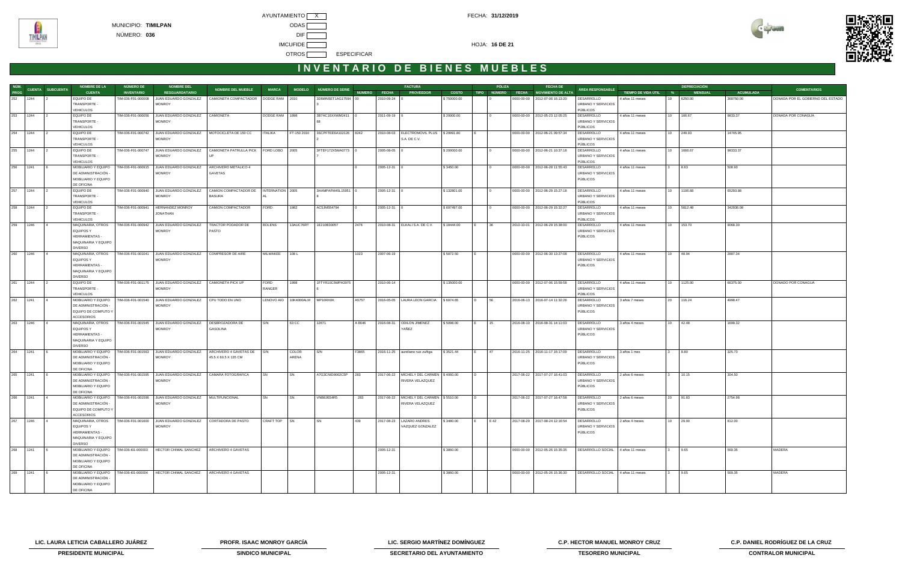MUNICIPIO: **TIMILPAN**

NÚMERO: **036**

AYUNTAMIENTO X

ODAS

DIF

IMCUFIDE

OTROS ESPECIFICAR

FECHA: **31/12/2019**

HOJA: **16 DE 21**

# INVENTARIO DE BIENES MUEBLES

| NÚM. PROG | CUENTA | SUBCUENTA | NOMBRE DE LA CUENTA | NÚMERO DE INVENTARIO | NOMBRE DEL RESGUARDATARIO | NOMBRE DEL MUEBLE | MARCA | MODELO | NÚMERO DE SERIE | FACTURA NÚMERO | FACTURA FECHA | FACTURA PROVEEDOR | FACTURA COSTO | PÓLIZA TIPO | PÓLIZA NÚMERO | PÓLIZA FECHA | FECHA DE MOVIMIENTO DE ALTA | ÁREA RESPONSABLE | TIEMPO DE VIDA ÚTIL | DEPRECIACIÓN % | DEPRECIACIÓN MENSUAL | DEPRECIACIÓN ACUMULADA | COMENTARIOS |
|---|---|---|---|---|---|---|---|---|---|---|---|---|---|---|---|---|---|---|---|---|---|---|---|
| 252 | 1244 | 2 | EQUIPO DE TRANSPORTE - VEHICULOS | TIM-036-F01-000008 | JUAN EDUARDO GONZALEZ MONROY | CAMIONETA COMPACTADOR | DODGE RAM | 2010 | 3D6WN5ET1AG17594 3 | 00 | 2010-09-24 | 0 | $ 750000.00 | | 0 | 0000-00-00 | 2012-07-06 16:13:20 | DESARROLLO URBANO Y SERVICIOS PÚBLICOS | 4 años 11 meses | 10 | 6250.00 | 368750.00 | DONADA POR EL GOBIERNO DEL ESTADO |
| 253 | 1244 | 2 | EQUIPO DE TRANSPORTE - VEHICULOS | TIM-036-F01-000056 | JUAN EDUARDO GONZALEZ MONROY | CAMIONETA | DODGE RAM | 1998 | 3B7HC16XXWM2411 68 | 0 | 2011-09-19 | 0 | $ 20000.00 | | 0 | 0000-00-00 | 2012-05-23 12:05:25 | DESARROLLO URBANO Y SERVICIOS PÚBLICOS | 4 años 11 meses | 10 | 166.67 | 9833.37 | DONADA POR CONAGUA |
| 254 | 1244 | 2 | EQUIPO DE TRANSPORTE - VEHICULOS | TIM-036-F01-000742 | JUAN EDUARDO GONZALEZ MONROY | MOTOCICLETA DE 150 CC | ITALIKA | FT-150 2010 | 3SCPFTEE0A102126 2 | 8242 | 2010-08-03 | ELECTROMOVIL PLUS S.A. DE C.V. | $ 29991.80 | E | | 0000-00-00 | 2012-06-21 09:57:34 | DESARROLLO URBANO Y SERVICIOS PÚBLICOS | 4 años 11 meses | 10 | 249.93 | 14745.95 | |
| 255 | 1244 | 2 | EQUIPO DE TRANSPORTE - VEHICULOS | TIM-036-F01-000747 | JUAN EDUARDO GONZALEZ MONROY | CAMIONETA PATRULLA PICK UP | FORD LOBO | 2005 | 3FTEF17Z X5MA0773 7 | 0 | 2005-08-05 | 0 | $ 200000.00 | | 0 | 0000-00-00 | 2012-06-21 10:37:18 | DESARROLLO URBANO Y SERVICIOS PÚBLICOS | 4 años 11 meses | 10 | 1666.67 | 98333.37 | |
| 256 | 1241 | 6 | MOBILIARIO Y EQUIPO DE ADMINISTRACIÓN - MOBILIARIO Y EQUIPO DE OFICINA | TIM-036-F01-000915 | JUAN EDUARDO GONZALEZ MONROY | ARCHIVERO METALICO 4 GAVETAS | | | | 0 | 2005-12-31 | 0 | $ 3450.00 | | 0 | 0000-00-00 | 2012-06-28 11:55:43 | DESARROLLO URBANO Y SERVICIOS PÚBLICOS | 4 años 11 meses | 3 | 8.63 | 508.93 | |
| 257 | 1244 | 2 | EQUIPO DE TRANSPORTE - VEHICULOS | TIM-036-F01-000940 | JUAN EDUARDO GONZALEZ MONROY | CAMION COMPACTADOR DE BASURA | INTERNATION AL | 2005 | 3HAMPAFM45L15951 8 | 0 | 2005-12-31 | 0 | $ 132801.00 | | 0 | 0000-00-00 | 2012-06-29 15:27:18 | DESARROLLO URBANO Y SERVICIOS PÚBLICOS | 4 años 11 meses | 10 | 1106.68 | 65293.88 | |
| 258 | 1244 | 2 | EQUIPO DE TRANSPORTE - VEHICULOS | TIM-036-F01-000941 | HERNANDEZ MONROY JONATHAN | CAMION COMPACTADOR | FORD | 1982 | AC5JM654794 | 0 | 2005-12-31 | 0 | $ 697497.00 | | 0 | 0000-00-00 | 2012-06-29 15:32:27 | DESARROLLO URBANO Y SERVICIOS PÚBLICOS | 4 años 11 meses | 10 | 5812.48 | 342936.08 | |
| 259 | 1246 | 4 | MAQUINARIA, OTROS EQUIPOS Y HERRAMIENTAS - MAQUINARIA Y EQUIPO DIVERSO | TIM-036-F01-000942 | JUAN EDUARDO GONZALEZ MONROY | TRACTOR PODADOR DE PASTO | BOLENS | 13AUC76RT | 1E210B30057 | 2476 | 2010-08-31 | ELKALI S.A. DE C.V. | $ 18444.00 | E | 36 | 2010-10-01 | 2012-06-29 15:38:00 | DESARROLLO URBANO Y SERVICIOS PÚBLICOS | 4 años 11 meses | 10 | 153.70 | 9068.30 | |
| 260 | 1246 | 4 | MAQUINARIA, OTROS EQUIPOS Y HERRAMIENTAS - MAQUINARIA Y EQUIPO DIVERSO | TIM-036-F01-001041 | JUAN EDUARDO GONZALEZ MONROY | COMPRESOR DE AIRE | MILWAKEE | 108 L | | 1023 | 2007-06-19 | | $ 5872.50 | E | | 0000-00-00 | 2012-06-30 13:27:08 | DESARROLLO URBANO Y SERVICIOS PÚBLICOS | 4 años 11 meses | 10 | 48.94 | 2887.34 | |
| 261 | 1244 | 2 | EQUIPO DE TRANSPORTE - VEHICULOS | TIM-036-F01-001175 | JUAN EDUARDO GONZALEZ MONROY | CAMIONETA PICK UP | FORD RANGER | 1998 | 1FTYR10C5WPA3975 6 | | 2010-06-14 | | $ 135000.00 | | | 0000-00-00 | 2012-07-06 15:59:58 | DESARROLLO URBANO Y SERVICIOS PÚBLICOS | 4 años 11 meses | 10 | 1125.00 | 66375.00 | DONADO POR CONAGUA |
| 262 | 1241 | 4 | MOBILIARIO Y EQUIPO DE ADMINISTRACIÓN - EQUIPO DE COMPUTO Y ACCESORIOS | TIM-036-F01-001540 | JUAN EDUARDO GONZALEZ MONROY | CPU TODO EN UNO | LENOVO AIO | 10K4000ALM | MP10RX0K | A5757 | 2016-05-05 | LAURA LEON GARCIA | $ 6974.65 | D | 56 | 2016-06-13 | 2016-07-14 11:32:26 | DESARROLLO URBANO Y SERVICIOS PÚBLICOS | 3 años 7 meses | 20 | 116.24 | 4998.47 | |
| 263 | 1246 | 4 | MAQUINARIA, OTROS EQUIPOS Y HERRAMIENTAS - MAQUINARIA Y EQUIPO DIVERSO | TIM-036-F01-001545 | JUAN EDUARDO GONZALEZ MONROY | DESBROZADORA DE GASOLINA | S/N | 63 CC | 12671 | A 8646 | 2016-08-31 | ODILON JIMENEZ YAÑEZ | $ 5098.00 | E | 15 | 2016-08-10 | 2016-08-31 14:11:03 | DESARROLLO URBANO Y SERVICIOS PÚBLICOS | 3 años 4 meses | 10 | 42.48 | 1699.32 | |
| 264 | 1241 | 6 | MOBILIARIO Y EQUIPO DE ADMINISTRACIÓN - MOBILIARIO Y EQUIPO DE OFICINA | TIM-036-F01-001563 | JUAN EDUARDO GONZALEZ MONROY | ARCHIVERO 4 GAVETAS DE 45.5 X 60.5 X 135 CM | S/N | COLOR ARENA | S/N | F3865 | 2016-11-25 | aureliano ruiz zuñiga | $ 3521.44 | E | 47 | 2016-11-25 | 2016-11-17 16:17:09 | DESARROLLO URBANO Y SERVICIOS PÚBLICOS | 3 años 1 mes | 3 | 8.80 | 325.73 | |
| 265 | 1241 | 6 | MOBILIARIO Y EQUIPO DE ADMINISTRACIÓN - MOBILIARIO Y EQUIPO DE OFICINA | TIM-036-F01-001595 | JUAN EDUARDO GONZALEZ MONROY | CAMARA FOTOGRAFICA | SN | SN | A7G3CNID9002C5P | 283 | 2017-06-22 | MICHELY DEL CARMEN RIVERA VELAZQUEZ | $ 4060.00 | D | | 2017-06-22 | 2017-07-27 16:41:03 | DESARROLLO URBANO Y SERVICIOS PÚBLICOS | 2 años 6 meses | 3 | 10.15 | 304.50 | |
| 266 | 1241 | 4 | MOBILIARIO Y EQUIPO DE ADMINISTRACIÓN - EQUIPO DE COMPUTO Y ACCESORIOS | TIM-036-F01-001596 | JUAN EDUARDO GONZALEZ MONROY | MULTIFUNCIONAL | SN | SN | VNB8J6S4R5 | 283 | 2017-06-22 | MICHELY DEL CARMEN RIVERA VELAZQUEZ | $ 5510.00 | D | | 2017-06-22 | 2017-07-27 16:47:58 | DESARROLLO URBANO Y SERVICIOS PÚBLICOS | 2 años 6 meses | 20 | 91.83 | 2754.98 | |
| 267 | 1246 | 4 | MAQUINARIA, OTROS EQUIPOS Y HERRAMIENTAS - MAQUINARIA Y EQUIPO DIVERSO | TIM-036-F01-001600 | JUAN EDUARDO GONZALEZ MONROY | CORTADORA DE PASTO | CRAFT TOP | SN | SN | 439 | 2017-08-23 | LAZARO ANDRES VAZQUEZ GONZALEZ | $ 3480.00 | E | E 42 | 2017-08-29 | 2017-08-24 12:16:54 | DESARROLLO URBANO Y SERVICIOS PÚBLICOS | 2 años 4 meses | 10 | 29.00 | 812.00 | |
| 268 | 1241 | 6 | MOBILIARIO Y EQUIPO DE ADMINISTRACIÓN - MOBILIARIO Y EQUIPO DE OFICINA | TIM-036-I01-000003 | HECTOR CHIMAL SANCHEZ | ARCHIVERO 4 GAVETAS | | | | | 2005-12-31 | | $ 3860.00 | | | 0000-00-00 | 2012-05-26 15:35:35 | DESARROLLO SOCIAL | 4 años 11 meses | 3 | 9.65 | 569.35 | MADERA |
| 269 | 1241 | 6 | MOBILIARIO Y EQUIPO DE ADMINISTRACIÓN - MOBILIARIO Y EQUIPO DE OFICINA | TIM-036-I01-000004 | HECTOR CHIMAL SANCHEZ | ARCHIVERO 4 GAVETAS | | | | | 2005-12-31 | | $ 3860.00 | | | 0000-00-00 | 2012-05-26 15:36:30 | DESARROLLO SOCIAL | 4 años 11 meses | 3 | 9.65 | 569.35 | MADERA |

| | | | | |
|---|---|---|---|---|
| **LIC. LAURA LETICIA CABALLERO JUÁREZ** | **PROFR. ISAAC MONROY GARCÍA** | **LIC. SERGIO MARTÍNEZ DOMÍNGUEZ** | **C.P. HECTOR MANUEL MONROY CRUZ** | **C.P. DANIEL RODRÍGUEZ DE LA CRUZ** |
| **PRESIDENTE MUNICIPAL** | **SINDICO MUNICIPAL** | **SECRETARIO DEL AYUNTAMIENTO** | **TESORERO MUNICIPAL** | **CONTRALOR MUNICIPAL** |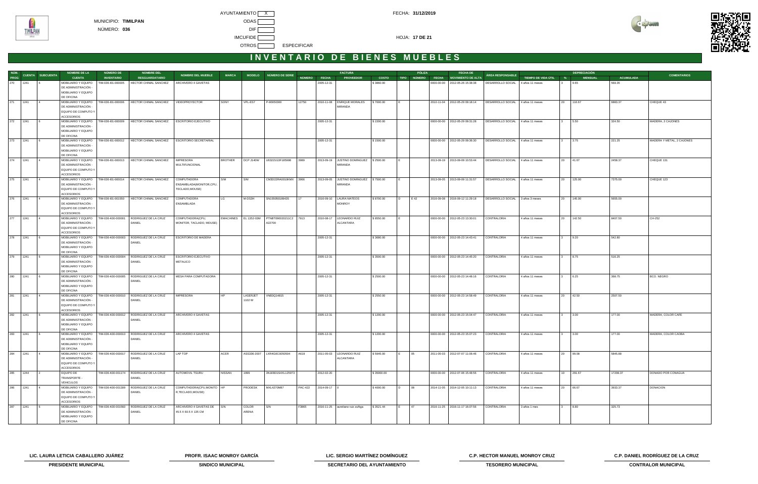MUNICIPIO: **TIMILPAN**

NÚMERO: **036**

AYUNTAMIENTO X

ODAS

DIF

IMCUFIDE

OTROS ESPECIFICAR

FECHA: **31/12/2019**

HOJA: **17 DE 21**

# INVENTARIO DE BIENES MUEBLES

| NÚM. PROG | CUENTA | SUBCUENTA | NOMBRE DE LA CUENTA | NÚMERO DE INVENTARIO | NOMBRE DEL RESGUARDATARIO | NOMBRE DEL MUEBLE | MARCA | MODELO | NÚMERO DE SERIE | FACTURA NÚMERO | FACTURA FECHA | FACTURA PROVEEDOR | FACTURA COSTO | PÓLIZA TIPO | PÓLIZA NÚMERO | PÓLIZA FECHA | FECHA DE MOVIMIENTO DE ALTA | ÁREA RESPONSABLE | TIEMPO DE VIDA ÚTIL | DEPRECIACIÓN % | DEPRECIACIÓN MENSUAL | DEPRECIACIÓN ACUMULADA | COMENTARIOS |
|---|---|---|---|---|---|---|---|---|---|---|---|---|---|---|---|---|---|---|---|---|---|---|---|
| 270 | 1241 | 6 | MOBILIARIO Y EQUIPO DE ADMINISTRACIÓN - MOBILIARIO Y EQUIPO DE OFICINA | TIM-036-I01-000005 | HECTOR CHIMAL SANCHEZ | ARCHIVERO 4 GAVETAS | | | | | 2005-12-31 | | $ 3800.00 | | | 0000-00-00 | 2012-05-26 15:38:38 | DESARROLLO SOCIAL | 4 años 11 meses | 3 | 9.65 | 569.35 | |
| 271 | 1241 | 4 | MOBILIARIO Y EQUIPO DE ADMINISTRACIÓN - EQUIPO DE COMPUTO Y ACCESORIOS | TIM-036-I01-000006 | HECTOR CHIMAL SANCHEZ | VIDEOPROYECTOR | SONY | VPL-ES7 | P-90950300 | 12750 | 2010-11-08 | ENRIQUE MORALES MIRANDA | $ 7000.00 | E | | 2010-11-04 | 2012-05-29 09:18:14 | DESARROLLO SOCIAL | 4 años 11 meses | 20 | 116.67 | 6883.37 | CHEQUE 43 |
| 272 | 1241 | 6 | MOBILIARIO Y EQUIPO DE ADMINISTRACIÓN - MOBILIARIO Y EQUIPO DE OFICINA | TIM-036-I01-000009 | HECTOR CHIMAL SANCHEZ | ESCRITORIO EJECUTIVO | | | | | 2005-12-31 | | $ 2200.00 | | | 0000-00-00 | 2012-05-29 09:31:28 | DESARROLLO SOCIAL | 4 años 11 meses | 3 | 5.50 | 324.50 | MADERA, 2 CAJONES |
| 273 | 1241 | 6 | MOBILIARIO Y EQUIPO DE ADMINISTRACIÓN - MOBILIARIO Y EQUIPO DE OFICINA | TIM-036-I01-000012 | HECTOR CHIMAL SANCHEZ | ESCRITORIO SECRETARIAL | | | | | 2005-12-31 | | $ 1500.00 | | | 0000-00-00 | 2012-05-29 09:36:30 | DESARROLLO SOCIAL | 4 años 11 meses | 3 | 3.75 | 221.25 | MADERA Y METAL, 2 CAJONES |
| 274 | 1241 | 4 | MOBILIARIO Y EQUIPO DE ADMINISTRACIÓN - EQUIPO DE COMPUTO Y ACCESORIOS | TIM-036-I01-000013 | HECTOR CHIMAL SANCHEZ | IMPRESORA MULTIFUNCIONAL | BROTHER | DCP J140W | U63221G3F185998 | 3989 | 2013-09-19 | JUSTINO DOMINGUEZ MIRANDA | $ 2500.00 | E | | 2013-09-19 | 2013-09-09 10:53:44 | DESARROLLO SOCIAL | 4 años 11 meses | 20 | 41.67 | 2458.37 | CHEQUE 131 |
| 275 | 1241 | 4 | MOBILIARIO Y EQUIPO DE ADMINISTRACIÓN - EQUIPO DE COMPUTO Y ACCESORIOS | TIM-036-I01-000014 | HECTOR CHIMAL SANCHEZ | COMPUTADORA ENSAMBLADA(MONITOR,CPU, TECLADO,MOUSE) | S/M | S/M | CM3D22RA0019KMX | 3966 | 2013-09-05 | JUSTINO DOMINGUEZ MIRANDA | $ 7500.00 | E | | 2013-09-05 | 2013-09-09 11:31:57 | DESARROLLO SOCIAL | 4 años 11 meses | 20 | 125.00 | 7375.00 | CHEQUE 123 |
| 276 | 1241 | 4 | MOBILIARIO Y EQUIPO DE ADMINISTRACIÓN - EQUIPO DE COMPUTO Y ACCESORIOS | TIM-036-I01-001550 | HECTOR CHIMAL SANCHEZ | COMPUTADORA ENSAMBLADA | LG | M-DS3H | SN155050189435 | 17 | 2016-09-10 | LAURA MATEOS MONROY | $ 8700.00 | D | E 42 | 2016-09-08 | 2016-09-12 11:29:18 | DESARROLLO SOCIAL | 3 años 3 meses | 20 | 145.00 | 5655.00 | |
| 277 | 1241 | 4 | MOBILIARIO Y EQUIPO DE ADMINISTRACIÓN - EQUIPO DE COMPUTO Y ACCESORIOS | TIM-036-K00-000001 | RODRIGUEZ DE LA CRUZ DANIEL | COMPUTADORA(CPU, MONITOR, TACLADO, MOUSE) | EMACHINES | EL 1352-03M | PTNBT090020211C2 A22700 | 7913 | 2010-08-17 | LEONARDO RUIZ ALCANTARA | $ 8550.00 | E | | 0000-00-00 | 2012-05-23 13:30:01 | CONTRALORIA | 4 años 11 meses | 20 | 142.50 | 8407.50 | CH-252 |
| 278 | 1241 | 6 | MOBILIARIO Y EQUIPO DE ADMINISTRACIÓN - MOBILIARIO Y EQUIPO DE OFICINA | TIM-036-K00-000003 | RODRIGUEZ DE LA CRUZ DANIEL | ESCRITORIO DE MADERA | | | | | 2005-12-31 | | $ 3680.00 | | | 0000-00-00 | 2012-05-23 14:43:41 | CONTRALORIA | 4 años 11 meses | 3 | 9.20 | 542.80 | |
| 279 | 1241 | 6 | MOBILIARIO Y EQUIPO DE ADMINISTRACIÓN - MOBILIARIO Y EQUIPO DE OFICINA | TIM-036-K00-000004 | RODRIGUEZ DE LA CRUZ DANIEL | ESCRITORIO EJECUTIVO METALICO | | | | | 2005-12-31 | | $ 3500.00 | | | 0000-00-00 | 2012-05-23 14:45:20 | CONTRALORIA | 4 años 11 meses | 3 | 8.75 | 516.25 | |
| 280 | 1241 | 6 | MOBILIARIO Y EQUIPO DE ADMINISTRACIÓN - MOBILIARIO Y EQUIPO DE OFICINA | TIM-036-K00-000005 | RODRIGUEZ DE LA CRUZ DANIEL | MESA PARA COMPUTADORA | | | | | 2005-12-31 | | $ 2500.00 | | | 0000-00-00 | 2012-05-23 14:48:16 | CONTRALORIA | 4 años 11 meses | 3 | 6.25 | 368.75 | BCO. NEGRO |
| 281 | 1241 | 4 | MOBILIARIO Y EQUIPO DE ADMINISTRACIÓN - EQUIPO DE COMPUTO Y ACCESORIOS | TIM-036-K00-000010 | RODRIGUEZ DE LA CRUZ DANIEL | IMPRESORA | HP | LASERJET 1102 W | VNB3Q14815 | | 2005-12-31 | | $ 2550.00 | | | 0000-00-00 | 2012-05-23 14:58:49 | CONTRALORIA | 4 años 11 meses | 20 | 42.50 | 2507.50 | |
| 282 | 1241 | 6 | MOBILIARIO Y EQUIPO DE ADMINISTRACIÓN - MOBILIARIO Y EQUIPO DE OFICINA | TIM-036-K00-000012 | RODRIGUEZ DE LA CRUZ DANIEL | ARCHIVERO 4 GAVETAS | | | | | 2005-12-31 | | $ 1200.00 | | | 0000-00-00 | 2012-05-23 15:04:47 | CONTRALORIA | 4 años 11 meses | 3 | 3.00 | 177.00 | MADERA, COLOR CAFE |
| 283 | 1241 | 6 | MOBILIARIO Y EQUIPO DE ADMINISTRACIÓN - MOBILIARIO Y EQUIPO DE OFICINA | TIM-036-K00-000013 | RODRIGUEZ DE LA CRUZ DANIEL | ARCHIVERO 4 GAVETAS | | | | | 2005-12-31 | | $ 1200.00 | | | 0000-00-00 | 2012-05-23 15:07:23 | CONTRALORIA | 4 años 11 meses | 3 | 3.00 | 177.00 | MADERA, COLOR CAOBA |
| 284 | 1241 | 4 | MOBILIARIO Y EQUIPO DE ADMINISTRACIÓN - EQUIPO DE COMPUTO Y ACCESORIOS | TIM-036-K00-000017 | RODRIGUEZ DE LA CRUZ DANIEL | LAP TOP | ACER | AS5336-2007 | LXR4G0C0050504 | A619 | 2011-05-03 | LEONARDO RUIZ ALCANTARA | $ 5945.00 | E | 05 | 2011-05-03 | 2012-07-07 11:06:46 | CONTRALORIA | 4 años 11 meses | 20 | 99.08 | 5845.88 | |
| 285 | 1244 | 2 | EQUIPO DE TRANSPORTE - VEHICULOS | TIM-036-K00-001174 | RODRIGUEZ DE LA CRUZ DANIEL | AUTOMOVIL TSURU | NISSAN | 1999 | 3N1EB31S4XL125973 | | 2012-02-20 | | $ 35000.00 | | | 0000-00-00 | 2012-07-06 15:48:56 | CONTRALORIA | 4 años 11 meses | 10 | 291.67 | 17208.37 | DONADO POR CONAGUA |
| 286 | 1241 | 4 | MOBILIARIO Y EQUIPO DE ADMINISTRACIÓN - EQUIPO DE COMPUTO Y ACCESORIOS | TIM-036-K00-001309 | RODRIGUEZ DE LA CRUZ DANIEL | COMPUTADORA(CPU,MONITO R,TECLADO,MOUSE) | HP | PRODESK | MXL4270M87 | PAC-422 | 2014-09-17 | 0 | $ 4000.00 | D | 08 | 2014-11-05 | 2014-12-05 10:11:13 | CONTRALORIA | 4 años 11 meses | 20 | 66.67 | 3933.37 | DONACION |
| 287 | 1241 | 6 | MOBILIARIO Y EQUIPO DE ADMINISTRACIÓN - MOBILIARIO Y EQUIPO DE OFICINA | TIM-036-K00-001560 | RODRIGUEZ DE LA CRUZ DANIEL | ARCHIVERO 4 GAVETAS DE 45.5 X 60.5 X 135 CM | S/N | COLOR ARENA | S/N | F3865 | 2016-11-25 | aureliano ruiz zuñiga | $ 3521.44 | E | 47 | 2016-11-25 | 2016-11-17 16:07:50 | CONTRALORIA | 3 años 1 mes | 3 | 8.80 | 325.73 | |

**LIC. LAURA LETICIA CABALLERO JUÁREZ**
**PRESIDENTE MUNICIPAL**

**PROFR. ISAAC MONROY GARCÍA**
**SINDICO MUNICIPAL**

**LIC. SERGIO MARTÍNEZ DOMÍNGUEZ**
**SECRETARIO DEL AYUNTAMIENTO**

**C.P. HECTOR MANUEL MONROY CRUZ**
**TESORERO MUNICIPAL**

**C.P. DANIEL RODRÍGUEZ DE LA CRUZ**
**CONTRALOR MUNICIPAL**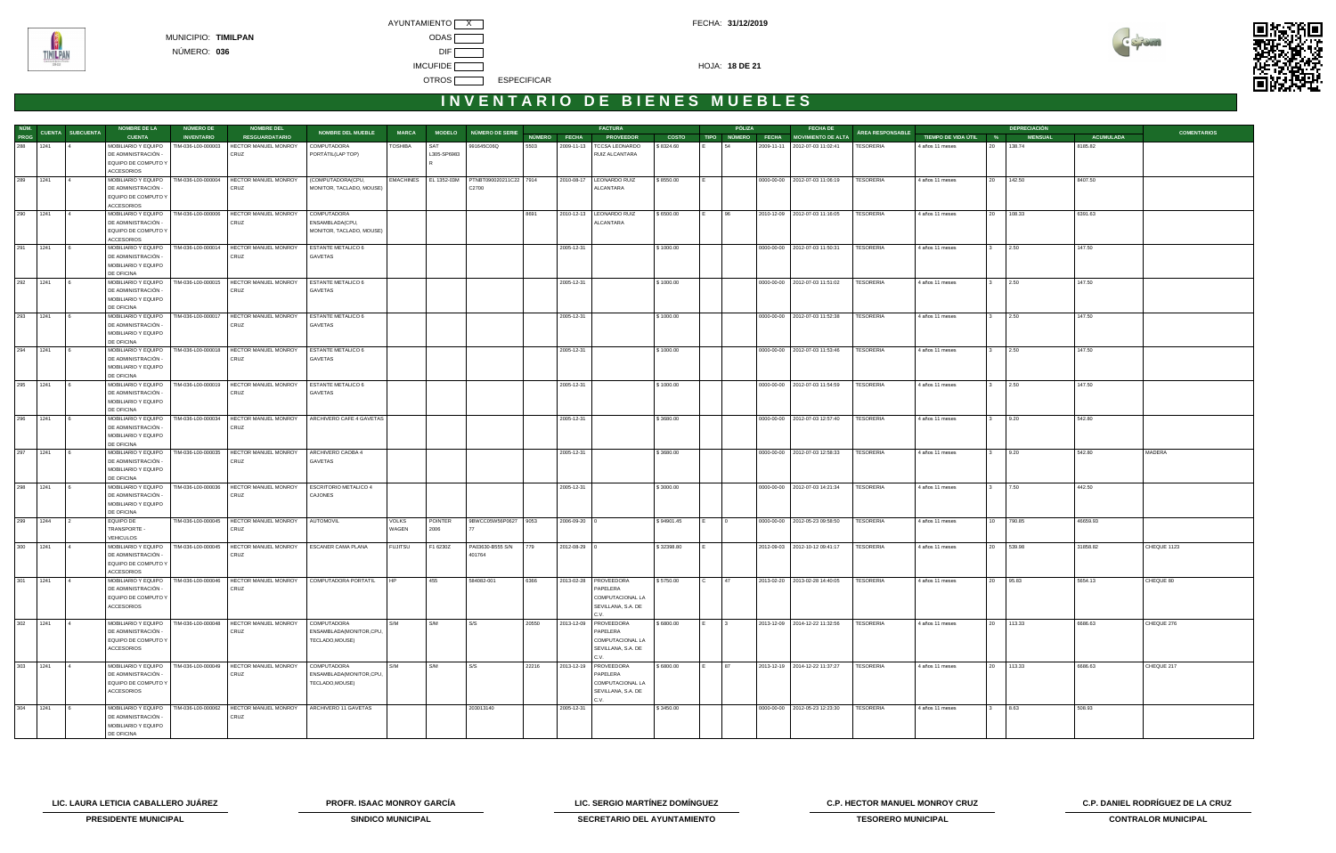MUNICIPIO: **TIMILPAN**

NÚMERO: **036**

AYUNTAMIENTO X

ODAS

DIF

IMCUFIDE

OTROS ESPECIFICAR

FECHA: **31/12/2019**

HOJA: **18 DE 21**

# INVENTARIO DE BIENES MUEBLES

| NÚM. PROG | CUENTA | SUBCUENTA | NOMBRE DE LA CUENTA | NÚMERO DE INVENTARIO | NOMBRE DEL RESGUARDATARIO | NOMBRE DEL MUEBLE | MARCA | MODELO | NÚMERO DE SERIE | FACTURA NÚMERO | FACTURA FECHA | FACTURA PROVEEDOR | FACTURA COSTO | PÓLIZA TIPO | PÓLIZA NÚMERO | PÓLIZA FECHA | FECHA DE MOVIMIENTO DE ALTA | ÁREA RESPONSABLE | TIEMPO DE VIDA ÚTIL | DEPRECIACIÓN % | DEPRECIACIÓN MENSUAL | DEPRECIACIÓN ACUMULADA | COMENTARIOS |
|---|---|---|---|---|---|---|---|---|---|---|---|---|---|---|---|---|---|---|---|---|---|---|---|
| 288 | 1241 | 4 | MOBILIARIO Y EQUIPO DE ADMINISTRACIÓN - EQUIPO DE COMPUTO Y ACCESORIOS | TIM-036-L00-000003 | HECTOR MANUEL MONROY CRUZ | COMPUTADORA PORTÁTIL(LAP TOP) | TOSHIBA | SATL305-SP6983R | 9916450C0Q | 5503 | 2009-11-13 | TCCSA LEONARDO RUIZ ALCANTARA | $ 8324.60 | E | 54 | 2009-11-11 | 2012-07-03 11:02:41 | TESORERIA | 4 años 11 meses | 20 | 138.74 | 8185.82 | |
| 289 | 1241 | 4 | MOBILIARIO Y EQUIPO DE ADMINISTRACIÓN - EQUIPO DE COMPUTO Y ACCESORIOS | TIM-036-L00-000004 | HECTOR MANUEL MONROY CRUZ | (COMPUTADORA(CPU, MONITOR, TACLADO, MOUSE) | EMACHINES | EL 1352-03M | PTNBT090020211C22 C2700 | 7914 | 2010-08-17 | LEONARDO RUIZ ALCANTARA | $ 8550.00 | E | | 0000-00-00 | 2012-07-03 11:06:19 | TESORERIA | 4 años 11 meses | 20 | 142.50 | 8407.50 | |
| 290 | 1241 | 4 | MOBILIARIO Y EQUIPO DE ADMINISTRACIÓN - EQUIPO DE COMPUTO Y ACCESORIOS | TIM-036-L00-000006 | HECTOR MANUEL MONROY CRUZ | COMPUTADORA ENSAMBLADA(CPU, MONITOR, TACLADO, MOUSE) | | | | 8691 | 2010-12-13 | LEONARDO RUIZ ALCANTARA | $ 6500.00 | E | 96 | 2010-12-09 | 2012-07-03 11:16:05 | TESORERIA | 4 años 11 meses | 20 | 108.33 | 6391.63 | |
| 291 | 1241 | 6 | MOBILIARIO Y EQUIPO DE ADMINISTRACIÓN - MOBILIARIO Y EQUIPO DE OFICINA | TIM-036-L00-000014 | HECTOR MANUEL MONROY CRUZ | ESTANTE METALICO 6 GAVETAS | | | | | 2005-12-31 | | $ 1000.00 | | | 0000-00-00 | 2012-07-03 11:50:31 | TESORERIA | 4 años 11 meses | 3 | 2.50 | 147.50 | |
| 292 | 1241 | 6 | MOBILIARIO Y EQUIPO DE ADMINISTRACIÓN - MOBILIARIO Y EQUIPO DE OFICINA | TIM-036-L00-000015 | HECTOR MANUEL MONROY CRUZ | ESTANTE METALICO 6 GAVETAS | | | | | 2005-12-31 | | $ 1000.00 | | | 0000-00-00 | 2012-07-03 11:51:02 | TESORERIA | 4 años 11 meses | 3 | 2.50 | 147.50 | |
| 293 | 1241 | 6 | MOBILIARIO Y EQUIPO DE ADMINISTRACIÓN - MOBILIARIO Y EQUIPO DE OFICINA | TIM-036-L00-000017 | HECTOR MANUEL MONROY CRUZ | ESTANTE METALICO 6 GAVETAS | | | | | 2005-12-31 | | $ 1000.00 | | | 0000-00-00 | 2012-07-03 11:52:38 | TESORERIA | 4 años 11 meses | 3 | 2.50 | 147.50 | |
| 294 | 1241 | 6 | MOBILIARIO Y EQUIPO DE ADMINISTRACIÓN - MOBILIARIO Y EQUIPO DE OFICINA | TIM-036-L00-000018 | HECTOR MANUEL MONROY CRUZ | ESTANTE METALICO 6 GAVETAS | | | | | 2005-12-31 | | $ 1000.00 | | | 0000-00-00 | 2012-07-03 11:53:46 | TESORERIA | 4 años 11 meses | 3 | 2.50 | 147.50 | |
| 295 | 1241 | 6 | MOBILIARIO Y EQUIPO DE ADMINISTRACIÓN - MOBILIARIO Y EQUIPO DE OFICINA | TIM-036-L00-000019 | HECTOR MANUEL MONROY CRUZ | ESTANTE METALICO 6 GAVETAS | | | | | 2005-12-31 | | $ 1000.00 | | | 0000-00-00 | 2012-07-03 11:54:59 | TESORERIA | 4 años 11 meses | 3 | 2.50 | 147.50 | |
| 296 | 1241 | 6 | MOBILIARIO Y EQUIPO DE ADMINISTRACIÓN - MOBILIARIO Y EQUIPO DE OFICINA | TIM-036-L00-000034 | HECTOR MANUEL MONROY CRUZ | ARCHIVERO CAFE 4 GAVETAS | | | | | 2005-12-31 | | $ 3680.00 | | | 0000-00-00 | 2012-07-03 12:57:40 | TESORERIA | 4 años 11 meses | 3 | 9.20 | 542.80 | |
| 297 | 1241 | 6 | MOBILIARIO Y EQUIPO DE ADMINISTRACIÓN - MOBILIARIO Y EQUIPO DE OFICINA | TIM-036-L00-000035 | HECTOR MANUEL MONROY CRUZ | ARCHIVERO CAOBA 4 GAVETAS | | | | | 2005-12-31 | | $ 3680.00 | | | 0000-00-00 | 2012-07-03 12:58:33 | TESORERIA | 4 años 11 meses | 3 | 9.20 | 542.80 | MADERA |
| 298 | 1241 | 6 | MOBILIARIO Y EQUIPO DE ADMINISTRACIÓN - MOBILIARIO Y EQUIPO DE OFICINA | TIM-036-L00-000036 | HECTOR MANUEL MONROY CRUZ | ESCRITORIO METALICO 4 CAJONES | | | | | 2005-12-31 | | $ 3000.00 | | | 0000-00-00 | 2012-07-03 14:21:34 | TESORERIA | 4 años 11 meses | 3 | 7.50 | 442.50 | |
| 299 | 1244 | 2 | EQUIPO DE TRANSPORTE - VEHICULOS | TIM-036-L00-000045 | HECTOR MANUEL MONROY CRUZ | AUTOMOVIL | VOLKS WAGEN | POINTER 2006 | 9BWCC05W56P0627 77 | 9053 | 2006-09-20 | 0 | $ 94901.45 | E | 0 | 0000-00-00 | 2012-05-23 09:58:50 | TESORERIA | 4 años 11 meses | 10 | 790.85 | 46659.93 | |
| 300 | 1241 | 4 | MOBILIARIO Y EQUIPO DE ADMINISTRACIÓN - EQUIPO DE COMPUTO Y ACCESORIOS | TIM-036-L00-000045 | HECTOR MANUEL MONROY CRUZ | ESCANER CAMA PLANA | FUJITSU | FI 6230Z | PA03630-B555 S/N 401764 | 779 | 2012-08-29 | 0 | $ 32398.80 | E | | 2012-09-03 | 2012-10-12 09:41:17 | TESORERIA | 4 años 11 meses | 20 | 539.98 | 31858.82 | CHEQUE 1123 |
| 301 | 1241 | 4 | MOBILIARIO Y EQUIPO DE ADMINISTRACIÓN - EQUIPO DE COMPUTO Y ACCESORIOS | TIM-036-L00-000046 | HECTOR MANUEL MONROY CRUZ | COMPUTADORA PORTATIL | HP | 455 | 584082-001 | 6366 | 2013-02-28 | PROVEEDORA PAPELERA COMPUTACIONAL LA SEVILLANA, S.A. DE C.V. | $ 5750.00 | C | 47 | 2013-02-20 | 2013-02-28 14:40:05 | TESORERIA | 4 años 11 meses | 20 | 95.83 | 5654.13 | CHEQUE 80 |
| 302 | 1241 | 4 | MOBILIARIO Y EQUIPO DE ADMINISTRACIÓN - EQUIPO DE COMPUTO Y ACCESORIOS | TIM-036-L00-000048 | HECTOR MANUEL MONROY CRUZ | COMPUTADORA ENSAMBLADA(MONITOR,CPU, TECLADO,MOUSE) | S/M | S/M | S/S | 20550 | 2013-12-09 | PROVEEDORA PAPELERA COMPUTACIONAL LA SEVILLANA, S.A. DE C.V. | $ 6800.00 | E | 3 | 2013-12-09 | 2014-12-22 11:32:56 | TESORERIA | 4 años 11 meses | 20 | 113.33 | 6686.63 | CHEQUE 276 |
| 303 | 1241 | 4 | MOBILIARIO Y EQUIPO DE ADMINISTRACIÓN - EQUIPO DE COMPUTO Y ACCESORIOS | TIM-036-L00-000049 | HECTOR MANUEL MONROY CRUZ | COMPUTADORA ENSAMBLADA(MONITOR,CPU, TECLADO,MOUSE) | S/M | S/M | S/S | 22216 | 2013-12-19 | PROVEEDORA PAPELERA COMPUTACIONAL LA SEVILLANA, S.A. DE C.V. | $ 6800.00 | E | 87 | 2013-12-19 | 2014-12-22 11:37:27 | TESORERIA | 4 años 11 meses | 20 | 113.33 | 6686.63 | CHEQUE 217 |
| 304 | 1241 | 6 | MOBILIARIO Y EQUIPO DE ADMINISTRACIÓN - MOBILIARIO Y EQUIPO DE OFICINA | TIM-036-L00-000062 | HECTOR MANUEL MONROY CRUZ | ARCHIVERO 11 GAVETAS | | | 203013140 | | 2005-12-31 | | $ 3450.00 | | | 0000-00-00 | 2012-05-23 12:23:30 | TESORERIA | 4 años 11 meses | 3 | 8.63 | 508.93 | |

**LIC. LAURA LETICIA CABALLERO JUÁREZ**
**PRESIDENTE MUNICIPAL**

**PROFR. ISAAC MONROY GARCÍA**
**SINDICO MUNICIPAL**

**LIC. SERGIO MARTÍNEZ DOMÍNGUEZ**
**SECRETARIO DEL AYUNTAMIENTO**

**C.P. HECTOR MANUEL MONROY CRUZ**
**TESORERO MUNICIPAL**

**C.P. DANIEL RODRÍGUEZ DE LA CRUZ**
**CONTRALOR MUNICIPAL**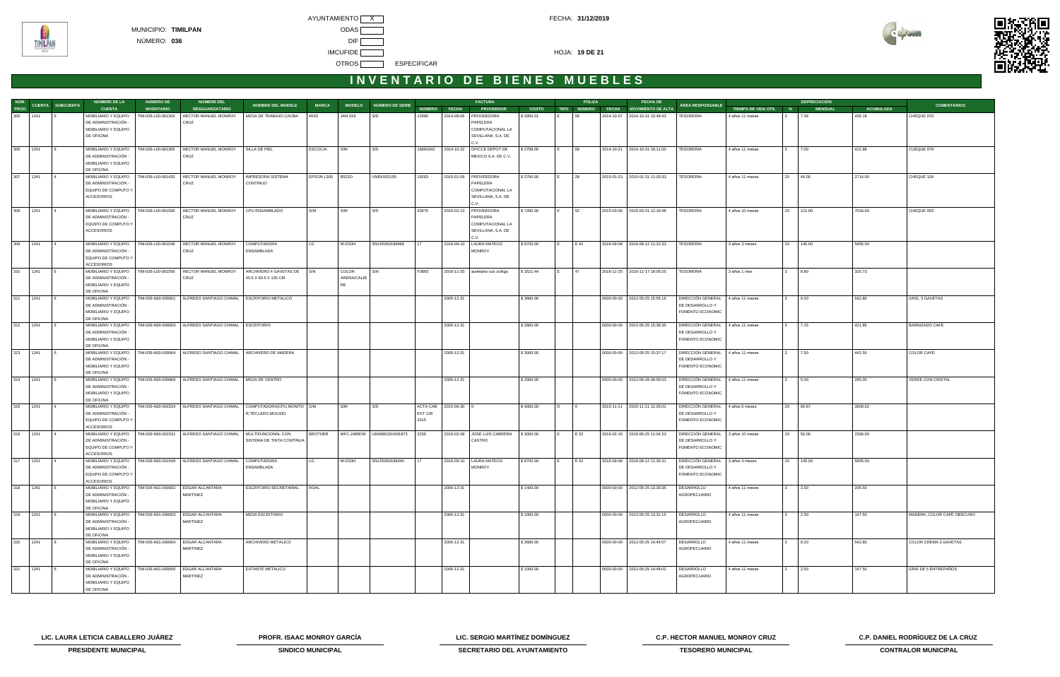MUNICIPIO: **TIMILPAN**

NÚMERO: **036**

AYUNTAMIENTO X

ODAS

DIF

IMCUFIDE

OTROS ESPECIFICAR

FECHA: **31/12/2019**

HOJA: **19 DE 21**

# INVENTARIO DE BIENES MUEBLES

| NÚM. PROG | CUENTA | SUBCUENTA | NOMBRE DE LA CUENTA | NÚMERO DE INVENTARIO | NOMBRE DEL RESGUARDATARIO | NOMBRE DEL MUEBLE | MARCA | MODELO | NÚMERO DE SERIE | FACTURA | | | | PÓLIZA | | | FECHA DE MOVIMIENTO DE ALTA | ÁREA RESPONSABLE | DEPRECIACIÓN | | | | COMENTARIOS |
|---|---|---|---|---|---|---|---|---|---|---|---|---|---|---|---|---|---|---|---|---|---|---|---|
| | | | | | | | | | | NÚMERO | FECHA | PROVEEDOR | COSTO | TIPO | NÚMERO | FECHA | | | TIEMPO DE VIDA ÚTIL | % | MENSUAL | ACUMULADA | |
| 305 | 1241 | 6 | MOBILIARIO Y EQUIPO DE ADMINISTRACIÓN - MOBILIARIO Y EQUIPO DE OFICINA | TIM-036-L00-001303 | HECTOR MANUEL MONROY CRUZ | MESA DE TRABAJO CAOBA | MOD | JAN 018 | S/S | 12990 | 2014-09-05 | PROVEEDORA PAPELERA COMPUTACIONAL LA SEVILLANA, S.A. DE C.V. | $ 2950.01 | E | 59 | 2014-10-07 | 2014-10-31 15:49:43 | TESORERIA | 4 años 11 meses | 3 | 7.38 | 435.18 | CHEQUE 070 |
| 306 | 1241 | 6 | MOBILIARIO Y EQUIPO DE ADMINISTRACIÓN - MOBILIARIO Y EQUIPO DE OFICINA | TIM-036-L00-001305 | HECTOR MANUEL MONROY CRUZ | SILLA DE PIEL | ESCOCIA | S/M | S/S | 16891942 | 2014-10-22 | OFICCE DEPOT DE MEXICO S.A. DE C.V. | $ 2799.00 | E | 68 | 2014-10-21 | 2014-10-31 16:11:50 | TESORERIA | 4 años 11 meses | 3 | 7.00 | 412.88 | CUEQUE 079 |
| 307 | 1241 | 4 | MOBILIARIO Y EQUIPO DE ADMINISTRACIÓN - EQUIPO DE COMPUTO Y ACCESORIOS | TIM-036-L00-001420 | HECTOR MANUEL MONROY CRUZ | IMPRESORA SISTEMA CONTINUO | EPSON L300 | B521D | UNEK003155 | 19263 | 2015-01-09 | PROVEEDORA PAPELERA COMPUTACIONAL LA SEVILLANA, S.A. DE C.V. | $ 2760.00 | E | 28 | 2015-01-23 | 2015-01-31 11:03:33 | TESORERIA | 4 años 11 meses | 20 | 46.00 | 2714.00 | CHEQUE 109 |
| 308 | 1241 | 4 | MOBILIARIO Y EQUIPO DE ADMINISTRACIÓN - EQUIPO DE COMPUTO Y ACCESORIOS | TIM-036-L00-001506 | HECTOR MANUEL MONROY CRUZ | CPU ENSAMBLADO | S/M | S/M | S/S | 20975 | 2015-02-13 | PROVEEDORA PAPELERA COMPUTACIONAL LA SEVILLANA, S.A. DE C.V. | $ 7260.00 | E | 52 | 2015-03-06 | 2015-03-31 11:10:48 | TESORERIA | 4 años 10 meses | 20 | 121.00 | 7018.00 | CHEQUE 003 |
| 309 | 1241 | 4 | MOBILIARIO Y EQUIPO DE ADMINISTRACIÓN - EQUIPO DE COMPUTO Y ACCESORIOS | TIM-036-L00-001548 | HECTOR MANUEL MONROY CRUZ | COMPUTADORA ENSAMBLADA | LG | M-DS3H | SN155050189868 | 17 | 2016-09-10 | LAURA MATEOS MONROY | $ 8700.00 | E | E 42 | 2016-09-08 | 2016-09-12 11:22:33 | TESORERIA | 3 años 3 meses | 20 | 145.00 | 5655.00 | |
| 310 | 1241 | 6 | MOBILIARIO Y EQUIPO DE ADMINISTRACIÓN - MOBILIARIO Y EQUIPO DE OFICINA | TIM-036-L00-001559 | HECTOR MANUEL MONROY CRUZ | ARCHIVERO 4 GAVETAS DE 45.5 X 60.5 X 135 CM | S/N | COLOR ARENA/CALIBRE | S/N | F3865 | 2016-11-25 | aureliano ruiz zuñiga | $ 3521.44 | E | 47 | 2016-11-25 | 2016-11-17 16:05:25 | TESORERIA | 3 años 1 mes | 3 | 8.80 | 325.73 | |
| 311 | 1241 | 6 | MOBILIARIO Y EQUIPO DE ADMINISTRACIÓN - MOBILIARIO Y EQUIPO DE OFICINA | TIM-036-N00-000001 | ALFREDO SANTIAGO CHIMAL | ESCRITORIO METALICO | | | | | 2005-12-31 | | $ 3680.00 | | | 0000-00-00 | 2012-05-25 15:55:16 | DIRECCIÓN GENERAL DE DESARROLLO Y FOMENTO ECONOMIC | 4 años 11 meses | 3 | 9.20 | 542.80 | GRIS, 3 GAVETAS |
| 312 | 1241 | 6 | MOBILIARIO Y EQUIPO DE ADMINISTRACIÓN - MOBILIARIO Y EQUIPO DE OFICINA | TIM-036-N00-000003 | ALFREDO SANTIAGO CHIMAL | ESCRITORIO | | | | | 2005-12-31 | | $ 2860.00 | | | 0000-00-00 | 2012-05-25 15:38:35 | DIRECCIÓN GENERAL DE DESARROLLO Y FOMENTO ECONOMIC | 4 años 11 meses | 3 | 7.15 | 421.85 | BARNIZADO CAFE |
| 313 | 1241 | 6 | MOBILIARIO Y EQUIPO DE ADMINISTRACIÓN - MOBILIARIO Y EQUIPO DE OFICINA | TIM-036-N00-000004 | ALFREDO SANTIAGO CHIMAL | ARCHIVERO DE MADERA | | | | | 2005-12-31 | | $ 3000.00 | | | 0000-00-00 | 2012-05-25 15:37:17 | DIRECCIÓN GENERAL DE DESARROLLO Y FOMENTO ECONOMIC | 4 años 11 meses | 3 | 7.50 | 442.50 | COLOR CAFE |
| 314 | 1241 | 6 | MOBILIARIO Y EQUIPO DE ADMINISTRACIÓN - MOBILIARIO Y EQUIPO DE OFICINA | TIM-036-N00-000869 | ALFREDO SANTIAGO CHIMAL | MESA DE CENTRO | | | | | 2005-12-31 | | $ 2000.00 | | | 0000-00-00 | 2012-06-28 09:56:03 | DIRECCIÓN GENERAL DE DESARROLLO Y FOMENTO ECONOMIC | 4 años 11 meses | 3 | 5.00 | 295.00 | VERDE CON CRISTAL |
| 315 | 1241 | 4 | MOBILIARIO Y EQUIPO DE ADMINISTRACIÓN - EQUIPO DE COMPUTO Y ACCESORIOS | TIM-036-N00-001524 | ALFREDO SANTIAGO CHIMAL | COMPUTADORA(CPU,MONITOR,TECLADO,MOUSE) | S/M | S/M | S/S | ACTA CAB EXT 128 2015 | 2015-06-30 | 0 | $ 4000.00 | D | 0 | 2015-11-11 | 2015-11-11 12:29:01 | DIRECCIÓN GENERAL DE DESARROLLO Y FOMENTO ECONOMIC | 4 años 6 meses | 20 | 66.67 | 3600.02 | |
| 316 | 1241 | 4 | MOBILIARIO Y EQUIPO DE ADMINISTRACIÓN - EQUIPO DE COMPUTO Y ACCESORIOS | TIM-036-N00-001531 | ALFREDO SANTIAGO CHIMAL | MULTIFUNCIONAL CON SISTEMA DE TINTA CONTINUA | BROTHER | MFC-J485DW | U64066G5H291873 | 2236 | 2016-02-08 | JOSE LUIS CABRERA CASTRO | $ 3000.00 | E | E 32 | 2016-02-16 | 2016-06-25 11:04:23 | DIRECCIÓN GENERAL DE DESARROLLO Y FOMENTO ECONOMIC | 3 años 10 meses | 20 | 50.00 | 2300.00 | |
| 317 | 1241 | 4 | MOBILIARIO Y EQUIPO DE ADMINISTRACIÓN - EQUIPO DE COMPUTO Y ACCESORIOS | TIM-036-N00-001549 | ALFREDO SANTIAGO CHIMAL | COMPUTADORA ENSAMBLADA | LG | M-DS3H | SN155050189440 | 17 | 2016-09-10 | LAURA MATEOS MONROY | $ 8700.00 | E | E 42 | 2016-09-08 | 2016-09-12 11:26:31 | DIRECCIÓN GENERAL DE DESARROLLO Y FOMENTO ECONOMIC | 3 años 3 meses | 20 | 145.00 | 5655.00 | |
| 318 | 1241 | 6 | MOBILIARIO Y EQUIPO DE ADMINISTRACIÓN - MOBILIARIO Y EQUIPO DE OFICINA | TIM-036-N01-000002 | EDGAR ALCANTARA MARTINEZ | ESCRITORIO SECRETARIAL | ROAL | | | | 2005-12-31 | | $ 1400.00 | | | 0000-00-00 | 2012-05-25 13:29:35 | DESARROLLO AGROPECUARIO | 4 años 11 meses | 3 | 3.50 | 206.50 | |
| 319 | 1241 | 6 | MOBILIARIO Y EQUIPO DE ADMINISTRACIÓN - MOBILIARIO Y EQUIPO DE OFICINA | TIM-036-N01-000003 | EDGAR ALCANTARA MARTINEZ | MESA ESCRITORIO | | | | | 2005-12-31 | | $ 1000.00 | | | 0000-00-00 | 2012-05-25 13:31:15 | DESARROLLO AGROPECUARIO | 4 años 11 meses | 3 | 2.50 | 147.50 | MADERA, COLOR CAFE OBSCURO |
| 320 | 1241 | 6 | MOBILIARIO Y EQUIPO DE ADMINISTRACIÓN - MOBILIARIO Y EQUIPO DE OFICINA | TIM-036-N01-000004 | EDGAR ALCANTARA MARTINEZ | ARCHIVERO METALICO | | | | | 2005-12-31 | | $ 3680.00 | | | 0000-00-00 | 2012-05-25 14:44:57 | DESARROLLO AGROPECUARIO | 4 años 11 meses | 3 | 9.20 | 542.80 | COLOR CREMA 3 GAVETAS |
| 321 | 1241 | 6 | MOBILIARIO Y EQUIPO DE ADMINISTRACIÓN - MOBILIARIO Y EQUIPO DE OFICINA | TIM-036-N01-000005 | EDGAR ALCANTARA MARTINEZ | ESTANTE METALICO | | | | | 2005-12-31 | | $ 1000.00 | | | 0000-00-00 | 2012-05-25 14:48:02 | DESARROLLO AGROPECUARIO | 4 años 11 meses | 3 | 2.50 | 147.50 | GRIS DE 5 ENTREPAÑOS |

| LIC. LAURA LETICIA CABALLERO JUÁREZ | PROFR. ISAAC MONROY GARCÍA | LIC. SERGIO MARTÍNEZ DOMÍNGUEZ | C.P. HECTOR MANUEL MONROY CRUZ | C.P. DANIEL RODRÍGUEZ DE LA CRUZ |
|---|---|---|---|---|
| PRESIDENTE MUNICIPAL | SINDICO MUNICIPAL | SECRETARIO DEL AYUNTAMIENTO | TESORERO MUNICIPAL | CONTRALOR MUNICIPAL |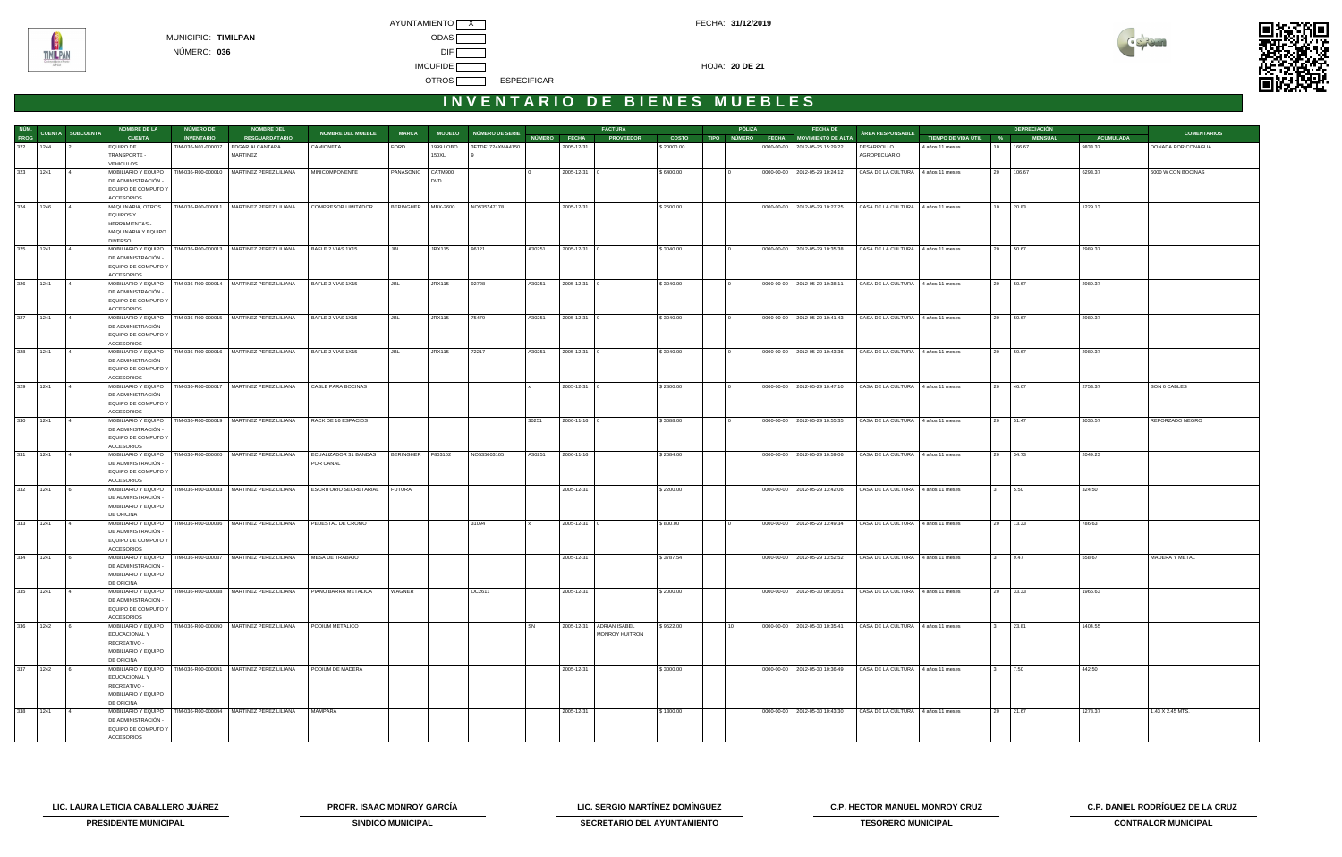MUNICIPIO: **TIMILPAN**

NÚMERO: **036**

AYUNTAMIENTO [X] ODAS [ ] DIF [ ] IMCUFIDE [ ] OTROS [ ] ESPECIFICAR

FECHA: **31/12/2019**

HOJA: **20 DE 21**

# INVENTARIO DE BIENES MUEBLES

| NÚM. PROG | CUENTA | SUBCUENTA | NOMBRE DE LA CUENTA | NÚMERO DE INVENTARIO | NOMBRE DEL RESGUARDATARIO | NOMBRE DEL MUEBLE | MARCA | MODELO | NÚMERO DE SERIE | FACTURA NÚMERO | FACTURA FECHA | FACTURA PROVEEDOR | FACTURA COSTO | PÓLIZA TIPO | PÓLIZA NÚMERO | PÓLIZA FECHA | FECHA DE MOVIMIENTO DE ALTA | ÁREA RESPONSABLE | TIEMPO DE VIDA ÚTIL | DEPRECIACIÓN % | DEPRECIACIÓN MENSUAL | DEPRECIACIÓN ACUMULADA | COMENTARIOS |
|---|---|---|---|---|---|---|---|---|---|---|---|---|---|---|---|---|---|---|---|---|---|---|---|
| 322 | 1244 | 2 | EQUIPO DE TRANSPORTE - VEHICULOS | TIM-036-N01-000007 | EDGAR ALCANTARA MARTINEZ | CAMIONETA | FORD | 1999 LOBO 150XL | 3FTDF1724XMA4150 9 | | 2005-12-31 | | $ 20000.00 | | | 0000-00-00 | 2012-05-25 15:29:22 | DESARROLLO AGROPECUARIO | 4 años 11 meses | 10 | 166.67 | 9833.37 | DONADA POR CONAGUA |
| 323 | 1241 | 4 | MOBILIARIO Y EQUIPO DE ADMINISTRACIÓN - EQUIPO DE COMPUTO Y ACCESORIOS | TIM-036-R00-000010 | MARTINEZ PEREZ LILIANA | MINICOMPONENTE | PANASONIC | CATM900 DVD | | 0 | 2005-12-31 | 0 | $ 6400.00 | | 0 | 0000-00-00 | 2012-05-29 10:24:12 | CASA DE LA CULTURA | 4 años 11 meses | 20 | 106.67 | 6293.37 | 6000 W CON BOCINAS |
| 324 | 1246 | 4 | MAQUINARIA, OTROS EQUIPOS Y HERRAMIENTAS - MAQUINARIA Y EQUIPO DIVERSO | TIM-036-R00-000011 | MARTINEZ PEREZ LILIANA | COMPRESOR LIMITADOR | BERINGHER | MBX-2600 | NO535747178 | | 2005-12-31 | | $ 2500.00 | | | 0000-00-00 | 2012-05-29 10:27:25 | CASA DE LA CULTURA | 4 años 11 meses | 10 | 20.83 | 1229.13 | |
| 325 | 1241 | 4 | MOBILIARIO Y EQUIPO DE ADMINISTRACIÓN - EQUIPO DE COMPUTO Y ACCESORIOS | TIM-036-R00-000013 | MARTINEZ PEREZ LILIANA | BAFLE 2 VIAS 1X15 | JBL | JRX115 | 96121 | A30251 | 2005-12-31 | 0 | $ 3040.00 | | 0 | 0000-00-00 | 2012-05-29 10:35:38 | CASA DE LA CULTURA | 4 años 11 meses | 20 | 50.67 | 2989.37 | |
| 326 | 1241 | 4 | MOBILIARIO Y EQUIPO DE ADMINISTRACIÓN - EQUIPO DE COMPUTO Y ACCESORIOS | TIM-036-R00-000014 | MARTINEZ PEREZ LILIANA | BAFLE 2 VIAS 1X15 | JBL | JRX115 | 92728 | A30251 | 2005-12-31 | 0 | $ 3040.00 | | 0 | 0000-00-00 | 2012-05-29 10:38:11 | CASA DE LA CULTURA | 4 años 11 meses | 20 | 50.67 | 2989.37 | |
| 327 | 1241 | 4 | MOBILIARIO Y EQUIPO DE ADMINISTRACIÓN - EQUIPO DE COMPUTO Y ACCESORIOS | TIM-036-R00-000015 | MARTINEZ PEREZ LILIANA | BAFLE 2 VIAS 1X15 | JBL | JRX115 | 75479 | A30251 | 2005-12-31 | 0 | $ 3040.00 | | 0 | 0000-00-00 | 2012-05-29 10:41:43 | CASA DE LA CULTURA | 4 años 11 meses | 20 | 50.67 | 2989.37 | |
| 328 | 1241 | 4 | MOBILIARIO Y EQUIPO DE ADMINISTRACIÓN - EQUIPO DE COMPUTO Y ACCESORIOS | TIM-036-R00-000016 | MARTINEZ PEREZ LILIANA | BAFLE 2 VIAS 1X15 | JBL | JRX115 | 72217 | A30251 | 2005-12-31 | 0 | $ 3040.00 | | 0 | 0000-00-00 | 2012-05-29 10:43:36 | CASA DE LA CULTURA | 4 años 11 meses | 20 | 50.67 | 2989.37 | |
| 329 | 1241 | 4 | MOBILIARIO Y EQUIPO DE ADMINISTRACIÓN - EQUIPO DE COMPUTO Y ACCESORIOS | TIM-036-R00-000017 | MARTINEZ PEREZ LILIANA | CABLE PARA BOCINAS | | | | x | 2005-12-31 | 0 | $ 2800.00 | | 0 | 0000-00-00 | 2012-05-29 10:47:10 | CASA DE LA CULTURA | 4 años 11 meses | 20 | 46.67 | 2753.37 | SON 6 CABLES |
| 330 | 1241 | 4 | MOBILIARIO Y EQUIPO DE ADMINISTRACIÓN - EQUIPO DE COMPUTO Y ACCESORIOS | TIM-036-R00-000019 | MARTINEZ PEREZ LILIANA | RACK DE 16 ESPACIOS | | | | 30251 | 2006-11-16 | 0 | $ 3088.00 | | 0 | 0000-00-00 | 2012-05-29 10:55:35 | CASA DE LA CULTURA | 4 años 11 meses | 20 | 51.47 | 3036.57 | REFORZADO NEGRO |
| 331 | 1241 | 4 | MOBILIARIO Y EQUIPO DE ADMINISTRACIÓN - EQUIPO DE COMPUTO Y ACCESORIOS | TIM-036-R00-000020 | MARTINEZ PEREZ LILIANA | ECUALIZADOR 31 BANDAS POR CANAL | BERINGHER | F803102 | NO535003165 | A30251 | 2006-11-16 | | $ 2084.00 | | | 0000-00-00 | 2012-05-29 10:59:06 | CASA DE LA CULTURA | 4 años 11 meses | 20 | 34.73 | 2049.23 | |
| 332 | 1241 | 6 | MOBILIARIO Y EQUIPO DE ADMINISTRACIÓN - MOBILIARIO Y EQUIPO DE OFICINA | TIM-036-R00-000033 | MARTINEZ PEREZ LILIANA | ESCRITORIO SECRETARIAL | FUTURA | | | | 2005-12-31 | | $ 2200.00 | | | 0000-00-00 | 2012-05-29 13:42:06 | CASA DE LA CULTURA | 4 años 11 meses | 3 | 5.50 | 324.50 | |
| 333 | 1241 | 4 | MOBILIARIO Y EQUIPO DE ADMINISTRACIÓN - EQUIPO DE COMPUTO Y ACCESORIOS | TIM-036-R00-000036 | MARTINEZ PEREZ LILIANA | PEDESTAL DE CROMO | | | 31094 | x | 2005-12-31 | 0 | $ 800.00 | | 0 | 0000-00-00 | 2012-05-29 13:49:34 | CASA DE LA CULTURA | 4 años 11 meses | 20 | 13.33 | 786.63 | |
| 334 | 1241 | 6 | MOBILIARIO Y EQUIPO DE ADMINISTRACIÓN - MOBILIARIO Y EQUIPO DE OFICINA | TIM-036-R00-000037 | MARTINEZ PEREZ LILIANA | MESA DE TRABAJO | | | | | 2005-12-31 | | $ 3787.54 | | | 0000-00-00 | 2012-05-29 13:52:52 | CASA DE LA CULTURA | 4 años 11 meses | 3 | 9.47 | 558.67 | MADERA Y METAL |
| 335 | 1241 | 4 | MOBILIARIO Y EQUIPO DE ADMINISTRACIÓN - EQUIPO DE COMPUTO Y ACCESORIOS | TIM-036-R00-000038 | MARTINEZ PEREZ LILIANA | PIANO BARRA METALICA | WAGNER | | OC2611 | | 2005-12-31 | | $ 2000.00 | | | 0000-00-00 | 2012-05-30 09:30:51 | CASA DE LA CULTURA | 4 años 11 meses | 20 | 33.33 | 1966.63 | |
| 336 | 1242 | 6 | MOBILIARIO Y EQUIPO EDUCACIONAL Y RECREATIVO - MOBILIARIO Y EQUIPO DE OFICINA | TIM-036-R00-000040 | MARTINEZ PEREZ LILIANA | PODIUM METALICO | | | | SN | 2005-12-31 | ADRIAN ISABEL MONROY HUITRON | $ 9522.00 | | 10 | 0000-00-00 | 2012-05-30 10:35:41 | CASA DE LA CULTURA | 4 años 11 meses | 3 | 23.81 | 1404.55 | |
| 337 | 1242 | 6 | MOBILIARIO Y EQUIPO EDUCACIONAL Y RECREATIVO - MOBILIARIO Y EQUIPO DE OFICINA | TIM-036-R00-000041 | MARTINEZ PEREZ LILIANA | PODIUM DE MADERA | | | | | 2005-12-31 | | $ 3000.00 | | | 0000-00-00 | 2012-05-30 10:36:49 | CASA DE LA CULTURA | 4 años 11 meses | 3 | 7.50 | 442.50 | |
| 338 | 1241 | 4 | MOBILIARIO Y EQUIPO DE ADMINISTRACIÓN - EQUIPO DE COMPUTO Y ACCESORIOS | TIM-036-R00-000044 | MARTINEZ PEREZ LILIANA | MAMPARA | | | | | 2005-12-31 | | $ 1300.00 | | | 0000-00-00 | 2012-05-30 10:43:30 | CASA DE LA CULTURA | 4 años 11 meses | 20 | 21.67 | 1278.37 | 1.43 X 2.45 MTS |

| LIC. LAURA LETICIA CABALLERO JUÁREZ | PROFR. ISAAC MONROY GARCÍA | LIC. SERGIO MARTÍNEZ DOMÍNGUEZ | C.P. HECTOR MANUEL MONROY CRUZ | C.P. DANIEL RODRÍGUEZ DE LA CRUZ |
|---|---|---|---|---|
| PRESIDENTE MUNICIPAL | SINDICO MUNICIPAL | SECRETARIO DEL AYUNTAMIENTO | TESORERO MUNICIPAL | CONTRALOR MUNICIPAL |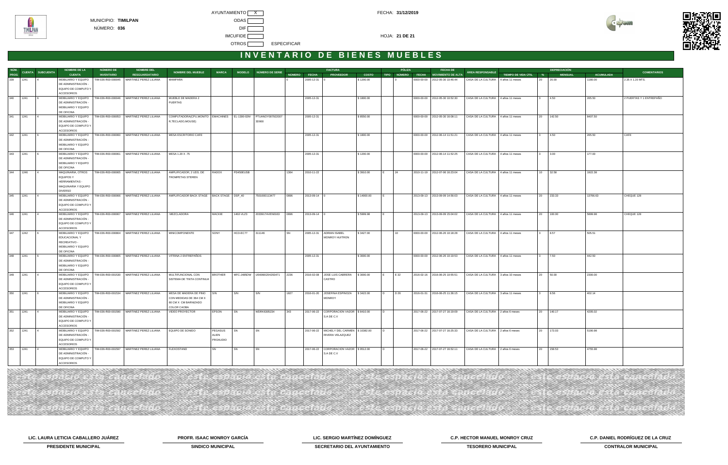MUNICIPIO: **TIMILPAN**

NÚMERO: **036**

AYUNTAMIENTO X

ODAS

DIF

IMCUFIDE

OTROS ESPECIFICAR

FECHA: **31/12/2019**

HOJA: **21 DE 21**

# INVENTARIO DE BIENES MUEBLES

| NÚM. PROG | CUENTA | SUBCUENTA | NOMBRE DE LA CUENTA | NÚMERO DE INVENTARIO | NOMBRE DEL RESGUARDATARIO | NOMBRE DEL MUEBLE | MARCA | MODELO | NÚMERO DE SERIE | FACTURA NÚMERO | FACTURA FECHA | FACTURA PROVEEDOR | FACTURA COSTO | PÓLIZA TIPO | PÓLIZA NÚMERO | PÓLIZA FECHA | FECHA DE MOVIMIENTO DE ALTA | ÁREA RESPONSABLE | TIEMPO DE VIDA ÚTIL | DEPRECIACIÓN % | DEPRECIACIÓN MENSUAL | DEPRECIACIÓN ACUMULADA | COMENTARIOS |
|---|---|---|---|---|---|---|---|---|---|---|---|---|---|---|---|---|---|---|---|---|---|---|---|
| 339 | 1241 | 4 | MOBILIARIO Y EQUIPO DE ADMINISTRACIÓN - EQUIPO DE COMPUTO Y ACCESORIOS | TIM-036-R00-000045 | MARTINEZ PEREZ LILIANA | MAMPARA | | | | 0 | 2005-12-31 | 0 | $ 1200.00 | | 0 | 0000-00-00 | 2012-05-30 10:46:44 | CASA DE LA CULTURA | 4 años 11 meses | 20 | 20.00 | 1180.00 | 2.35 X 1.20 MTS |
| 340 | 1241 | 6 | MOBILIARIO Y EQUIPO DE ADMINISTRACIÓN - MOBILIARIO Y EQUIPO DE OFICINA | TIM-036-R00-000046 | MARTINEZ PEREZ LILIANA | MUEBLE DE MADERA 2 PUERTAS | | | | | 2005-12-31 | | $ 1800.00 | | | 0000-00-00 | 2012-05-30 10:52:30 | CASA DE LA CULTURA | 4 años 11 meses | 3 | 4.50 | 265.50 | 2 PUERTAS Y 1 ENTREPAÑO |
| 341 | 1241 | 4 | MOBILIARIO Y EQUIPO DE ADMINISTRACIÓN - EQUIPO DE COMPUTO Y ACCESORIOS | TIM-036-R00-000053 | MARTINEZ PEREZ LILIANA | COMPUTADORA(CPU,MONITOR,TECLADO,MOUSE) | EMACHINES | EL-1300-02M | PTUANOY007922007 3D900 | | 2005-12-31 | | $ 8550.00 | | | 0000-00-00 | 2012-05-30 16:08:11 | CASA DE LA CULTURA | 4 años 11 meses | 20 | 142.50 | 8407.50 | |
| 342 | 1241 | 6 | MOBILIARIO Y EQUIPO DE ADMINISTRACIÓN - MOBILIARIO Y EQUIPO DE OFICINA | TIM-036-R00-000060 | MARTINEZ PEREZ LILIANA | MESA ESCRITORIO CAFE | | | | | 2005-12-31 | | $ 1800.00 | | | 0000-00-00 | 2012-06-14 11:51:21 | CASA DE LA CULTURA | 4 años 11 meses | 3 | 4.50 | 265.50 | CAFE |
| 343 | 1241 | 6 | MOBILIARIO Y EQUIPO DE ADMINISTRACIÓN - MOBILIARIO Y EQUIPO DE OFICINA | TIM-036-R00-000061 | MARTINEZ PEREZ LILIANA | MESA 1.20 X .75 | | | | | 2005-12-31 | | $ 1200.00 | | | 0000-00-00 | 2012-06-14 11:52:25 | CASA DE LA CULTURA | 4 años 11 meses | 3 | 3.00 | 177.00 | |
| 344 | 1246 | 4 | MAQUINARIA, OTROS EQUIPOS Y HERRAMIENTAS - MAQUINARIA Y EQUIPO DIVERSO | TIM-036-R00-000065 | MARTINEZ PEREZ LILIANA | AMPLIFICADOR, 2 UDS. DE TROMPETAS STEREN | RADOX | PD450EUSB | | 1364 | 2010-11-22 | | $ 3910.00 | E | 24 | 2010-11-19 | 2012-07-06 16:23:04 | CASA DE LA CULTURA | 4 años 11 meses | 10 | 32.58 | 1922.38 | |
| 345 | 1241 | 4 | MOBILIARIO Y EQUIPO DE ADMINISTRACIÓN - EQUIPO DE COMPUTO Y ACCESORIOS | TIM-036-R00-000066 | MARTINEZ PEREZ LILIANA | AMPLIFICADOR BACK STAGE | BACK STAGE | DSP_40 | 7501000113477 | 0896 | 2013-09-14 | 0 | $ 14000.00 | E | | 2013-09-13 | 2013-09-09 14:56:03 | CASA DE LA CULTURA | 4 años 11 meses | 20 | 233.33 | 13766.63 | CHEQUE 128 |
| 346 | 1241 | 4 | MOBILIARIO Y EQUIPO DE ADMINISTRACIÓN - EQUIPO DE COMPUTO Y ACCESORIOS | TIM-036-R00-000067 | MARTINEZ PEREZ LILIANA | MEZCLADORA | MACKIE | 1402-VLZ3 | 2033917AVEN0163 | 0896 | 2013-09-14 | 0 | $ 5999.98 | E | | 2013-09-13 | 2013-09-09 15:04:02 | CASA DE LA CULTURA | 4 años 11 meses | 20 | 100.00 | 5899.98 | CHEQUE 128 |
| 347 | 1242 | 6 | MOBILIARIO Y EQUIPO EDUCACIONAL Y RECREATIVO - MOBILIARIO Y EQUIPO DE OFICINA | TIM-036-R00-000804 | MARTINEZ PEREZ LILIANA | MINICOMPONENTE | SONY | HCD-EC77 | 311146 | SN | 2005-12-31 | ADRIAN ISABEL MONROY HUITRON | $ 3427.00 | | 10 | 0000-00-00 | 2012-06-26 10:18:28 | CASA DE LA CULTURA | 4 años 11 meses | 3 | 8.57 | 505.51 | |
| 348 | 1241 | 6 | MOBILIARIO Y EQUIPO DE ADMINISTRACIÓN - MOBILIARIO Y EQUIPO DE OFICINA | TIM-036-R00-000805 | MARTINEZ PEREZ LILIANA | VITRINA 2 ENTREPAÑOS | | | | | 2005-12-31 | | $ 3000.00 | | | 0000-00-00 | 2012-06-26 10:19:53 | CASA DE LA CULTURA | 4 años 11 meses | 3 | 7.50 | 442.50 | |
| 349 | 1241 | 4 | MOBILIARIO Y EQUIPO DE ADMINISTRACIÓN - EQUIPO DE COMPUTO Y ACCESORIOS | TIM-036-R00-001530 | MARTINEZ PEREZ LILIANA | MULTIFUNCIONAL CON SISTEMA DE TINTA CONTINUA | BROTHER | MFC-J485DW | U64066G5H293471 | 2236 | 2016-02-08 | JOSE LUIS CABRERA CASTRO | $ 3000.00 | E | E 32 | 2016-02-16 | 2016-06-25 10:55:51 | CASA DE LA CULTURA | 3 años 10 meses | 20 | 50.00 | 2300.00 | |
| 350 | 1241 | 6 | MOBILIARIO Y EQUIPO DE ADMINISTRACIÓN - MOBILIARIO Y EQUIPO DE OFICINA | TIM-036-R00-001534 | MARTINEZ PEREZ LILIANA | MESA DE MADERA DE PINO CON MEDIDAS DE 364 CM X 80 CM X CM BARNIZADO COLOR CAOBA | S/N | S/N | S/N | 1627 | 2016-01-20 | JOSEFINA ESPINOZA MONROY | $ 3422.00 | D | D 26 | 2016-01-31 | 2016-06-25 11:36:15 | CASA DE LA CULTURA | 3 años 11 meses | 3 | 8.56 | 402.14 | |
| 351 | 1241 | 4 | MOBILIARIO Y EQUIPO DE ADMINISTRACIÓN - EQUIPO DE COMPUTO Y ACCESORIOS | TIM-036-R00-001590 | MARTINEZ PEREZ LILIANA | VIDEO PROYECTOR | EPSON | SN | WDRK6305234 | 343 | 2017-06-22 | CORPORACION VAZOR S.A DE C.V | $ 8410.00 | D | | 2017-06-22 | 2017-07-27 16:19:09 | CASA DE LA CULTURA | 2 años 6 meses | 20 | 140.17 | 4205.02 | |
| 352 | 1241 | 4 | MOBILIARIO Y EQUIPO DE ADMINISTRACIÓN - EQUIPO DE COMPUTO Y ACCESORIOS | TIM-036-R00-001592 | MARTINEZ PEREZ LILIANA | EQUIPO DE SONIDO | PEGASUS ALIEN PROAUDIO | SN | SN | | 2017-06-22 | MICHELY DEL CARMEN RIVERA VELAZQUEZ | $ 10382.00 | D | | 2017-06-22 | 2017-07-27 16:25:33 | CASA DE LA CULTURA | 2 años 6 meses | 20 | 173.03 | 5190.98 | |
| 353 | 1241 | 4 | MOBILIARIO Y EQUIPO DE ADMINISTRACIÓN - EQUIPO DE COMPUTO Y ACCESORIOS | TIM-036-R00-001597 | MARTINEZ PEREZ LILIANA | FLEXOSTAND | SN | SN | SN | | 2017-06-22 | CORPORACION VAZOR S.A DE C.V | $ 9512.00 | D | | 2017-06-22 | 2017-07-27 16:52:11 | CASA DE LA CULTURA | 2 años 6 meses | 20 | 158.53 | 4755.98 | |

este espacio está cancelado

| LIC. LAURA LETICIA CABALLERO JUÁREZ | PROFR. ISAAC MONROY GARCÍA | LIC. SERGIO MARTÍNEZ DOMÍNGUEZ | C.P. HECTOR MANUEL MONROY CRUZ | C.P. DANIEL RODRÍGUEZ DE LA CRUZ |
|---|---|---|---|---|
| **PRESIDENTE MUNICIPAL** | **SINDICO MUNICIPAL** | **SECRETARIO DEL AYUNTAMIENTO** | **TESORERO MUNICIPAL** | **CONTRALOR MUNICIPAL** |